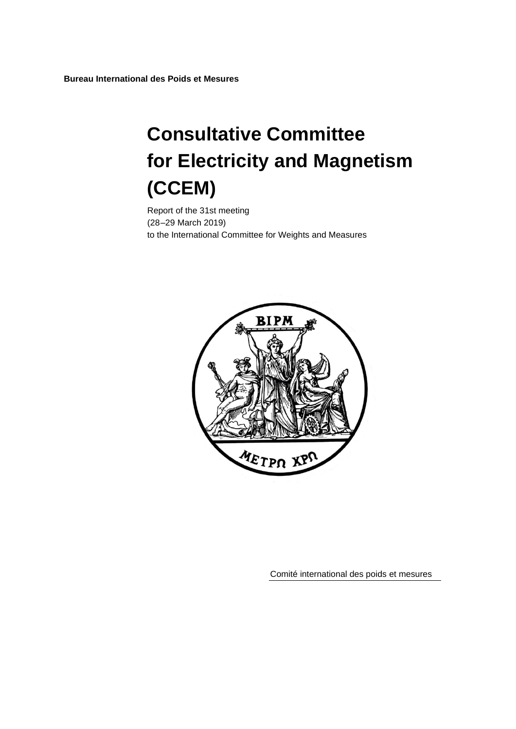**Bureau International des Poids et Mesures**

# Consultative Committee for Electricity and Magnetism (CCEM)

Report of the 31st meeting
(28–29 March 2019)
to the International Committee for Weights and Measures

Comité international des poids et mesures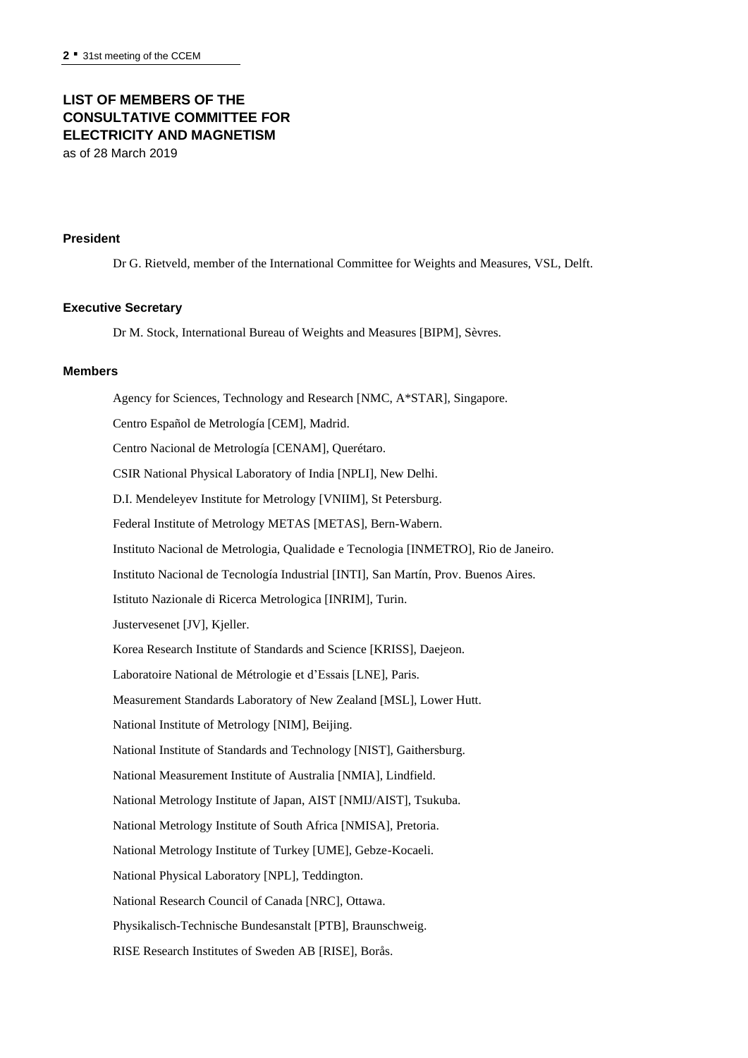# LIST OF MEMBERS OF THE CONSULTATIVE COMMITTEE FOR ELECTRICITY AND MAGNETISM

as of 28 March 2019

### President

Dr G. Rietveld, member of the International Committee for Weights and Measures, VSL, Delft.

### Executive Secretary

Dr M. Stock, International Bureau of Weights and Measures [BIPM], Sèvres.

### Members

Agency for Sciences, Technology and Research [NMC, A*STAR], Singapore.

Centro Español de Metrología [CEM], Madrid.

Centro Nacional de Metrología [CENAM], Querétaro.

CSIR National Physical Laboratory of India [NPLI], New Delhi.

D.I. Mendeleyev Institute for Metrology [VNIIM], St Petersburg.

Federal Institute of Metrology METAS [METAS], Bern-Wabern.

Instituto Nacional de Metrologia, Qualidade e Tecnologia [INMETRO], Rio de Janeiro.

Instituto Nacional de Tecnología Industrial [INTI], San Martín, Prov. Buenos Aires.

Istituto Nazionale di Ricerca Metrologica [INRIM], Turin.

Justervesenet [JV], Kjeller.

Korea Research Institute of Standards and Science [KRISS], Daejeon.

Laboratoire National de Métrologie et d'Essais [LNE], Paris.

Measurement Standards Laboratory of New Zealand [MSL], Lower Hutt.

National Institute of Metrology [NIM], Beijing.

National Institute of Standards and Technology [NIST], Gaithersburg.

National Measurement Institute of Australia [NMIA], Lindfield.

National Metrology Institute of Japan, AIST [NMIJ/AIST], Tsukuba.

National Metrology Institute of South Africa [NMISA], Pretoria.

National Metrology Institute of Turkey [UME], Gebze-Kocaeli.

National Physical Laboratory [NPL], Teddington.

National Research Council of Canada [NRC], Ottawa.

Physikalisch-Technische Bundesanstalt [PTB], Braunschweig.

RISE Research Institutes of Sweden AB [RISE], Borås.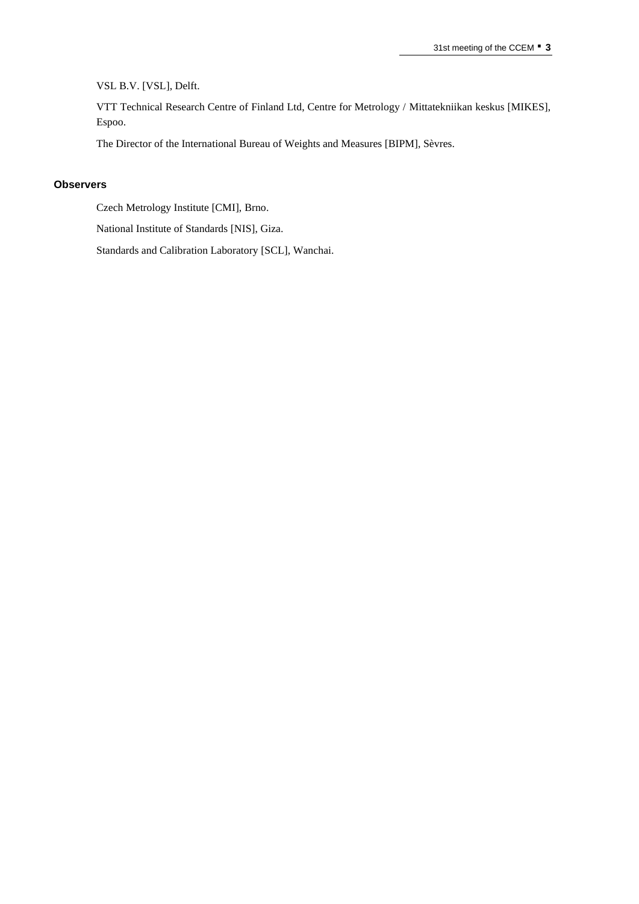VSL B.V. [VSL], Delft.

VTT Technical Research Centre of Finland Ltd, Centre for Metrology / Mittatekniikan keskus [MIKES], Espoo.

The Director of the International Bureau of Weights and Measures [BIPM], Sèvres.

## Observers

Czech Metrology Institute [CMI], Brno.

National Institute of Standards [NIS], Giza.

Standards and Calibration Laboratory [SCL], Wanchai.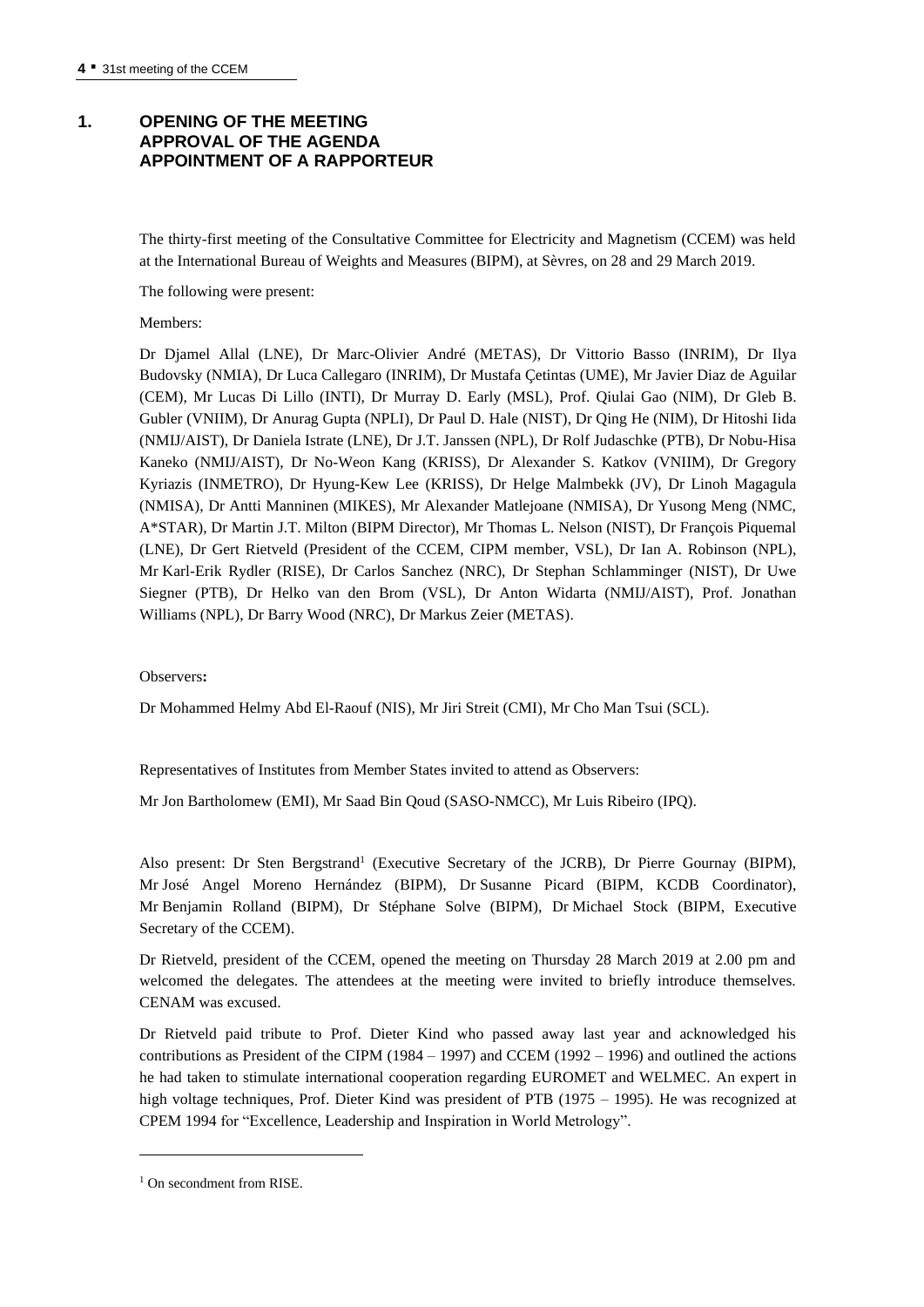## 1. OPENING OF THE MEETING APPROVAL OF THE AGENDA APPOINTMENT OF A RAPPORTEUR

The thirty-first meeting of the Consultative Committee for Electricity and Magnetism (CCEM) was held at the International Bureau of Weights and Measures (BIPM), at Sèvres, on 28 and 29 March 2019.

The following were present:

Members:

Dr Djamel Allal (LNE), Dr Marc-Olivier André (METAS), Dr Vittorio Basso (INRIM), Dr Ilya Budovsky (NMIA), Dr Luca Callegaro (INRIM), Dr Mustafa Çetintas (UME), Mr Javier Diaz de Aguilar (CEM), Mr Lucas Di Lillo (INTI), Dr Murray D. Early (MSL), Prof. Qiulai Gao (NIM), Dr Gleb B. Gubler (VNIIM), Dr Anurag Gupta (NPLI), Dr Paul D. Hale (NIST), Dr Qing He (NIM), Dr Hitoshi Iida (NMIJ/AIST), Dr Daniela Istrate (LNE), Dr J.T. Janssen (NPL), Dr Rolf Judaschke (PTB), Dr Nobu-Hisa Kaneko (NMIJ/AIST), Dr No-Weon Kang (KRISS), Dr Alexander S. Katkov (VNIIM), Dr Gregory Kyriazis (INMETRO), Dr Hyung-Kew Lee (KRISS), Dr Helge Malmbekk (JV), Dr Linoh Magagula (NMISA), Dr Antti Manninen (MIKES), Mr Alexander Matlejoane (NMISA), Dr Yusong Meng (NMC, A*STAR), Dr Martin J.T. Milton (BIPM Director), Mr Thomas L. Nelson (NIST), Dr François Piquemal (LNE), Dr Gert Rietveld (President of the CCEM, CIPM member, VSL), Dr Ian A. Robinson (NPL), Mr Karl-Erik Rydler (RISE), Dr Carlos Sanchez (NRC), Dr Stephan Schlamminger (NIST), Dr Uwe Siegner (PTB), Dr Helko van den Brom (VSL), Dr Anton Widarta (NMIJ/AIST), Prof. Jonathan Williams (NPL), Dr Barry Wood (NRC), Dr Markus Zeier (METAS).

Observers**:**

Dr Mohammed Helmy Abd El-Raouf (NIS), Mr Jiri Streit (CMI), Mr Cho Man Tsui (SCL).

Representatives of Institutes from Member States invited to attend as Observers:

Mr Jon Bartholomew (EMI), Mr Saad Bin Qoud (SASO-NMCC), Mr Luis Ribeiro (IPQ).

Also present: Dr Sten Bergstrand[1] (Executive Secretary of the JCRB), Dr Pierre Gournay (BIPM), Mr José Angel Moreno Hernández (BIPM), Dr Susanne Picard (BIPM, KCDB Coordinator), Mr Benjamin Rolland (BIPM), Dr Stéphane Solve (BIPM), Dr Michael Stock (BIPM, Executive Secretary of the CCEM).

Dr Rietveld, president of the CCEM, opened the meeting on Thursday 28 March 2019 at 2.00 pm and welcomed the delegates. The attendees at the meeting were invited to briefly introduce themselves. CENAM was excused.

Dr Rietveld paid tribute to Prof. Dieter Kind who passed away last year and acknowledged his contributions as President of the CIPM (1984 – 1997) and CCEM (1992 – 1996) and outlined the actions he had taken to stimulate international cooperation regarding EUROMET and WELMEC. An expert in high voltage techniques, Prof. Dieter Kind was president of PTB (1975 – 1995). He was recognized at CPEM 1994 for "Excellence, Leadership and Inspiration in World Metrology".

[1] On secondment from RISE.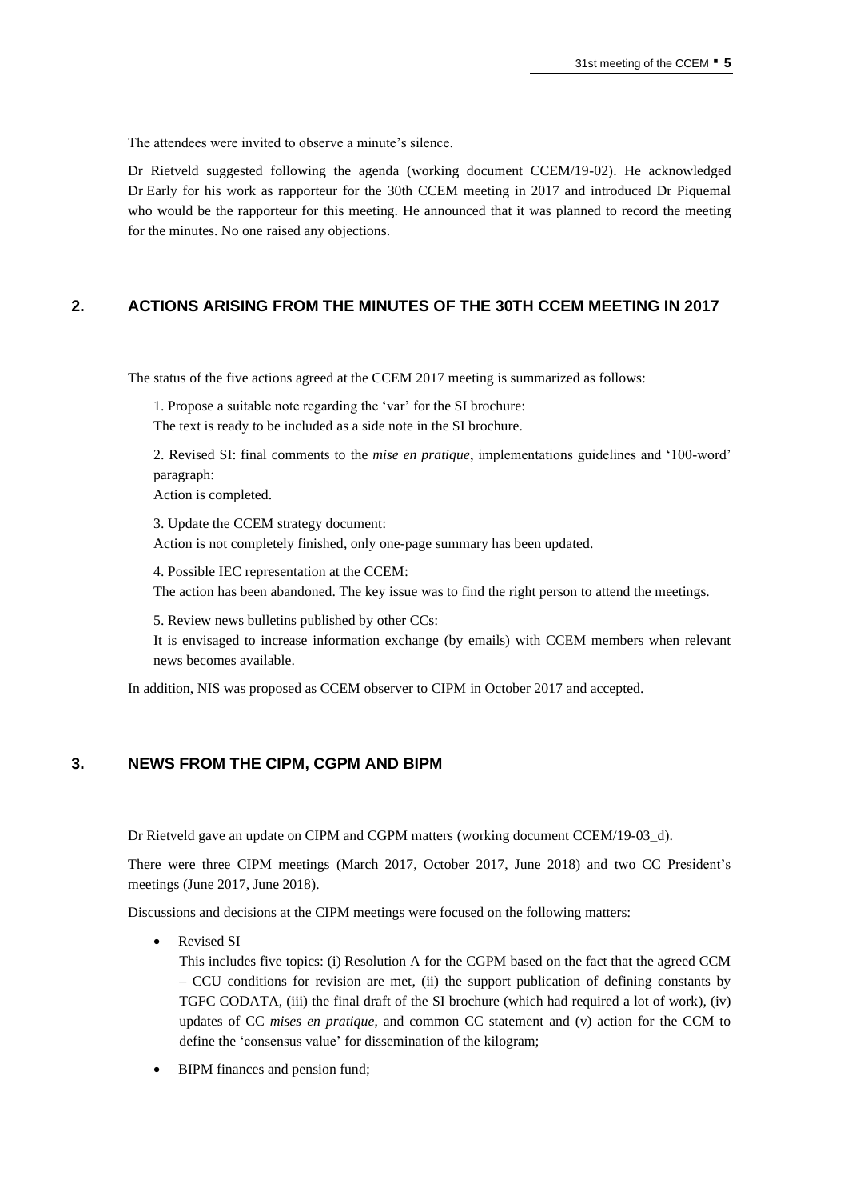The attendees were invited to observe a minute's silence.

Dr Rietveld suggested following the agenda (working document CCEM/19-02). He acknowledged Dr Early for his work as rapporteur for the 30th CCEM meeting in 2017 and introduced Dr Piquemal who would be the rapporteur for this meeting. He announced that it was planned to record the meeting for the minutes. No one raised any objections.

## 2. ACTIONS ARISING FROM THE MINUTES OF THE 30TH CCEM MEETING IN 2017

The status of the five actions agreed at the CCEM 2017 meeting is summarized as follows:

1. Propose a suitable note regarding the 'var' for the SI brochure:
The text is ready to be included as a side note in the SI brochure.

2. Revised SI: final comments to the *mise en pratique*, implementations guidelines and '100-word' paragraph:
Action is completed.

3. Update the CCEM strategy document:
Action is not completely finished, only one-page summary has been updated.

4. Possible IEC representation at the CCEM:
The action has been abandoned. The key issue was to find the right person to attend the meetings.

5. Review news bulletins published by other CCs:
It is envisaged to increase information exchange (by emails) with CCEM members when relevant news becomes available.

In addition, NIS was proposed as CCEM observer to CIPM in October 2017 and accepted.

## 3. NEWS FROM THE CIPM, CGPM AND BIPM

Dr Rietveld gave an update on CIPM and CGPM matters (working document CCEM/19-03_d).

There were three CIPM meetings (March 2017, October 2017, June 2018) and two CC President's meetings (June 2017, June 2018).

Discussions and decisions at the CIPM meetings were focused on the following matters:

- Revised SI
  This includes five topics: (i) Resolution A for the CGPM based on the fact that the agreed CCM – CCU conditions for revision are met, (ii) the support publication of defining constants by TGFC CODATA, (iii) the final draft of the SI brochure (which had required a lot of work), (iv) updates of CC *mises en pratique*, and common CC statement and (v) action for the CCM to define the 'consensus value' for dissemination of the kilogram;
- BIPM finances and pension fund;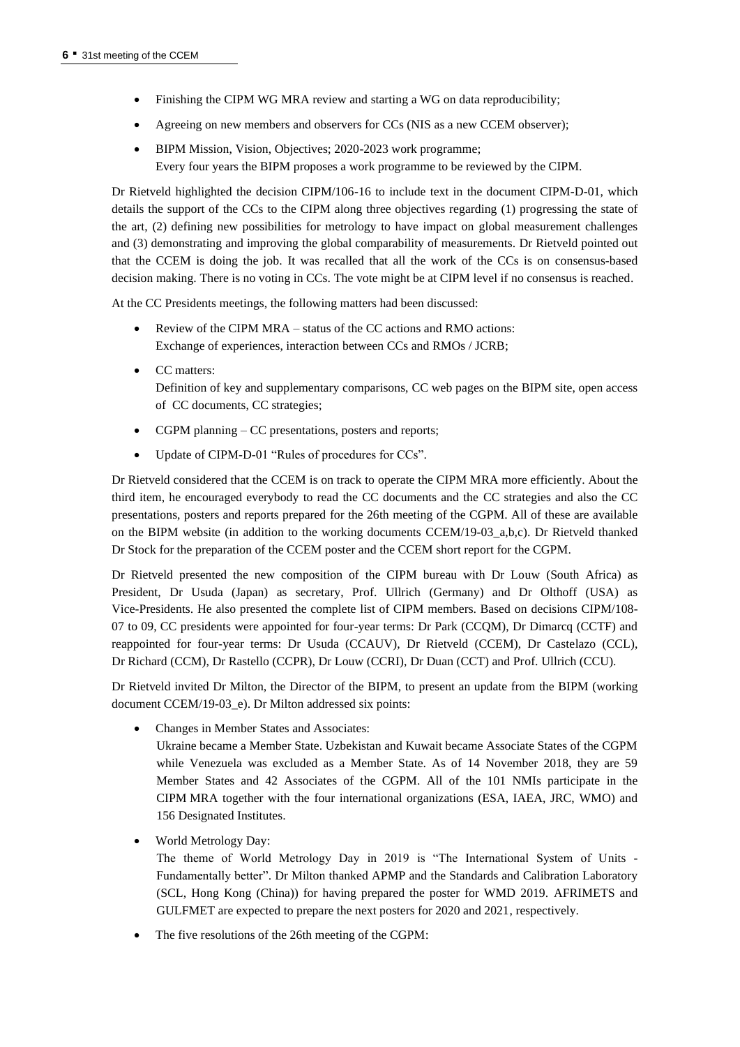- Finishing the CIPM WG MRA review and starting a WG on data reproducibility;
- Agreeing on new members and observers for CCs (NIS as a new CCEM observer);
- BIPM Mission, Vision, Objectives; 2020-2023 work programme;
  Every four years the BIPM proposes a work programme to be reviewed by the CIPM.

Dr Rietveld highlighted the decision CIPM/106-16 to include text in the document CIPM-D-01, which details the support of the CCs to the CIPM along three objectives regarding (1) progressing the state of the art, (2) defining new possibilities for metrology to have impact on global measurement challenges and (3) demonstrating and improving the global comparability of measurements. Dr Rietveld pointed out that the CCEM is doing the job. It was recalled that all the work of the CCs is on consensus-based decision making. There is no voting in CCs. The vote might be at CIPM level if no consensus is reached.

At the CC Presidents meetings, the following matters had been discussed:

- Review of the CIPM MRA – status of the CC actions and RMO actions:
  Exchange of experiences, interaction between CCs and RMOs / JCRB;
- CC matters:
  Definition of key and supplementary comparisons, CC web pages on the BIPM site, open access of CC documents, CC strategies;
- CGPM planning – CC presentations, posters and reports;
- Update of CIPM-D-01 "Rules of procedures for CCs".

Dr Rietveld considered that the CCEM is on track to operate the CIPM MRA more efficiently. About the third item, he encouraged everybody to read the CC documents and the CC strategies and also the CC presentations, posters and reports prepared for the 26th meeting of the CGPM. All of these are available on the BIPM website (in addition to the working documents CCEM/19-03_a,b,c). Dr Rietveld thanked Dr Stock for the preparation of the CCEM poster and the CCEM short report for the CGPM.

Dr Rietveld presented the new composition of the CIPM bureau with Dr Louw (South Africa) as President, Dr Usuda (Japan) as secretary, Prof. Ullrich (Germany) and Dr Olthoff (USA) as Vice-Presidents. He also presented the complete list of CIPM members. Based on decisions CIPM/108-07 to 09, CC presidents were appointed for four-year terms: Dr Park (CCQM), Dr Dimarcq (CCTF) and reappointed for four-year terms: Dr Usuda (CCAUV), Dr Rietveld (CCEM), Dr Castelazo (CCL), Dr Richard (CCM), Dr Rastello (CCPR), Dr Louw (CCRI), Dr Duan (CCT) and Prof. Ullrich (CCU).

Dr Rietveld invited Dr Milton, the Director of the BIPM, to present an update from the BIPM (working document CCEM/19-03_e). Dr Milton addressed six points:

- Changes in Member States and Associates:
  Ukraine became a Member State. Uzbekistan and Kuwait became Associate States of the CGPM while Venezuela was excluded as a Member State. As of 14 November 2018, they are 59 Member States and 42 Associates of the CGPM. All of the 101 NMIs participate in the CIPM MRA together with the four international organizations (ESA, IAEA, JRC, WMO) and 156 Designated Institutes.
- World Metrology Day:
  The theme of World Metrology Day in 2019 is "The International System of Units - Fundamentally better". Dr Milton thanked APMP and the Standards and Calibration Laboratory (SCL, Hong Kong (China)) for having prepared the poster for WMD 2019. AFRIMETS and GULFMET are expected to prepare the next posters for 2020 and 2021, respectively.
- The five resolutions of the 26th meeting of the CGPM: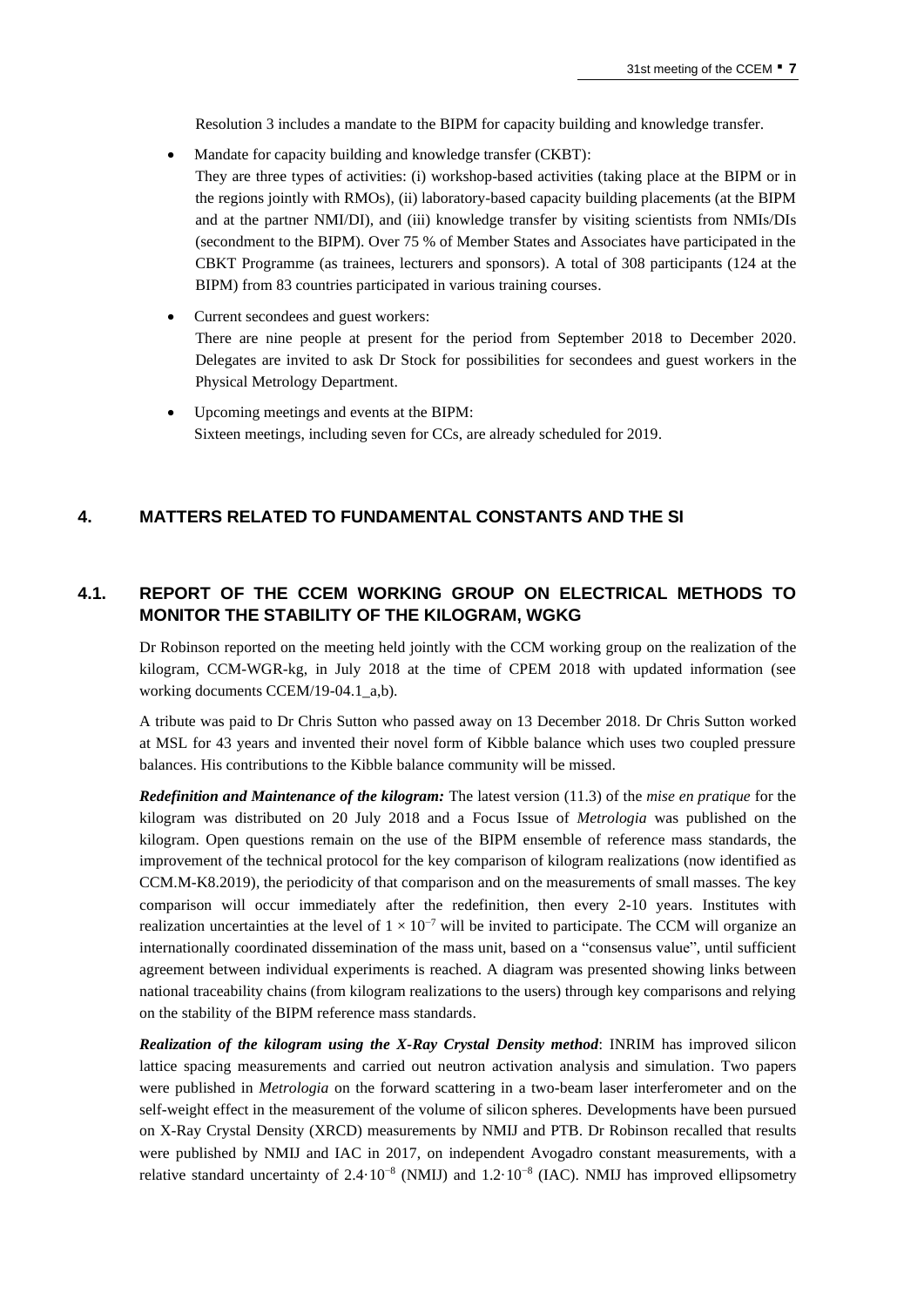Resolution 3 includes a mandate to the BIPM for capacity building and knowledge transfer.

- Mandate for capacity building and knowledge transfer (CKBT):
  They are three types of activities: (i) workshop-based activities (taking place at the BIPM or in the regions jointly with RMOs), (ii) laboratory-based capacity building placements (at the BIPM and at the partner NMI/DI), and (iii) knowledge transfer by visiting scientists from NMIs/DIs (secondment to the BIPM). Over 75 % of Member States and Associates have participated in the CBKT Programme (as trainees, lecturers and sponsors). A total of 308 participants (124 at the BIPM) from 83 countries participated in various training courses.

- Current secondees and guest workers:
  There are nine people at present for the period from September 2018 to December 2020. Delegates are invited to ask Dr Stock for possibilities for secondees and guest workers in the Physical Metrology Department.

- Upcoming meetings and events at the BIPM:
  Sixteen meetings, including seven for CCs, are already scheduled for 2019.

## 4. MATTERS RELATED TO FUNDAMENTAL CONSTANTS AND THE SI

### 4.1. REPORT OF THE CCEM WORKING GROUP ON ELECTRICAL METHODS TO MONITOR THE STABILITY OF THE KILOGRAM, WGKG

Dr Robinson reported on the meeting held jointly with the CCM working group on the realization of the kilogram, CCM-WGR-kg, in July 2018 at the time of CPEM 2018 with updated information (see working documents CCEM/19-04.1_a,b).

A tribute was paid to Dr Chris Sutton who passed away on 13 December 2018. Dr Chris Sutton worked at MSL for 43 years and invented their novel form of Kibble balance which uses two coupled pressure balances. His contributions to the Kibble balance community will be missed.

***Redefinition and Maintenance of the kilogram:*** The latest version (11.3) of the *mise en pratique* for the kilogram was distributed on 20 July 2018 and a Focus Issue of *Metrologia* was published on the kilogram. Open questions remain on the use of the BIPM ensemble of reference mass standards, the improvement of the technical protocol for the key comparison of kilogram realizations (now identified as CCM.M-K8.2019), the periodicity of that comparison and on the measurements of small masses. The key comparison will occur immediately after the redefinition, then every 2-10 years. Institutes with realization uncertainties at the level of $1 \times 10^{-7}$ will be invited to participate. The CCM will organize an internationally coordinated dissemination of the mass unit, based on a "consensus value", until sufficient agreement between individual experiments is reached. A diagram was presented showing links between national traceability chains (from kilogram realizations to the users) through key comparisons and relying on the stability of the BIPM reference mass standards.

***Realization of the kilogram using the X-Ray Crystal Density method***: INRIM has improved silicon lattice spacing measurements and carried out neutron activation analysis and simulation. Two papers were published in *Metrologia* on the forward scattering in a two-beam laser interferometer and on the self-weight effect in the measurement of the volume of silicon spheres. Developments have been pursued on X-Ray Crystal Density (XRCD) measurements by NMIJ and PTB. Dr Robinson recalled that results were published by NMIJ and IAC in 2017, on independent Avogadro constant measurements, with a relative standard uncertainty of $2.4 \cdot 10^{-8}$ (NMIJ) and $1.2 \cdot 10^{-8}$ (IAC). NMIJ has improved ellipsometry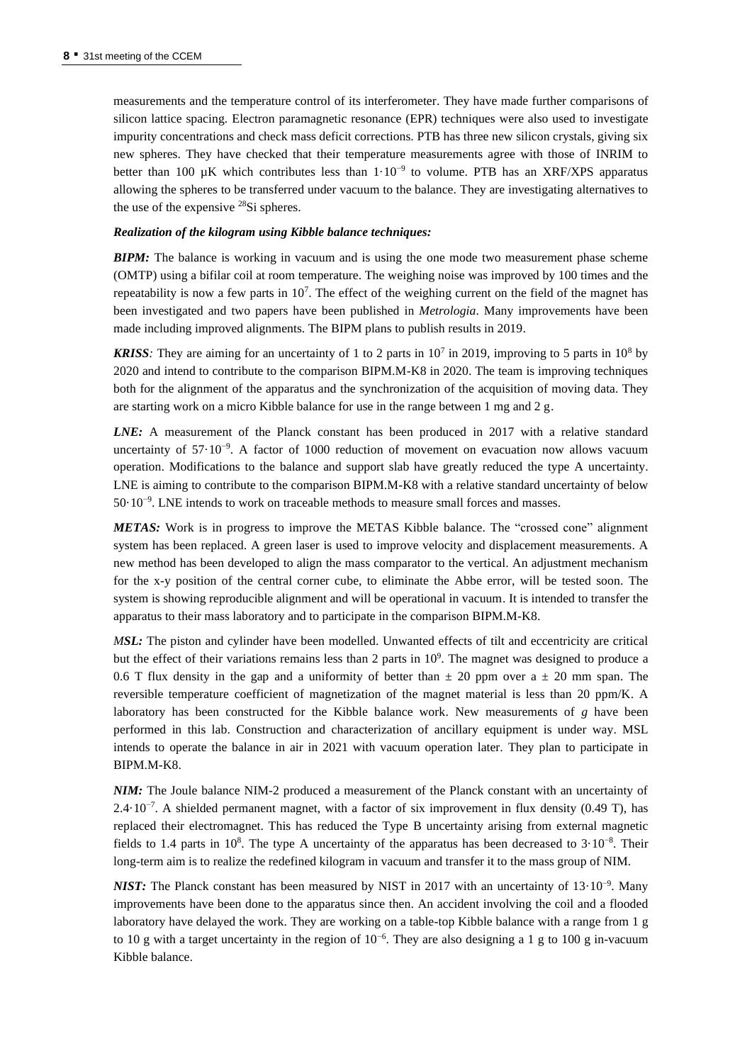measurements and the temperature control of its interferometer. They have made further comparisons of silicon lattice spacing. Electron paramagnetic resonance (EPR) techniques were also used to investigate impurity concentrations and check mass deficit corrections. PTB has three new silicon crystals, giving six new spheres. They have checked that their temperature measurements agree with those of INRIM to better than 100 µK which contributes less than $1 \cdot 10^{-9}$ to volume. PTB has an XRF/XPS apparatus allowing the spheres to be transferred under vacuum to the balance. They are investigating alternatives to the use of the expensive $^{28}$Si spheres.

***Realization of the kilogram using Kibble balance techniques:***

***BIPM:*** The balance is working in vacuum and is using the one mode two measurement phase scheme (OMTP) using a bifilar coil at room temperature. The weighing noise was improved by 100 times and the repeatability is now a few parts in $10^7$. The effect of the weighing current on the field of the magnet has been investigated and two papers have been published in *Metrologia*. Many improvements have been made including improved alignments. The BIPM plans to publish results in 2019.

***KRISS:*** They are aiming for an uncertainty of 1 to 2 parts in $10^7$ in 2019, improving to 5 parts in $10^8$ by 2020 and intend to contribute to the comparison BIPM.M-K8 in 2020. The team is improving techniques both for the alignment of the apparatus and the synchronization of the acquisition of moving data. They are starting work on a micro Kibble balance for use in the range between 1 mg and 2 g.

***LNE:*** A measurement of the Planck constant has been produced in 2017 with a relative standard uncertainty of $57 \cdot 10^{-9}$. A factor of 1000 reduction of movement on evacuation now allows vacuum operation. Modifications to the balance and support slab have greatly reduced the type A uncertainty. LNE is aiming to contribute to the comparison BIPM.M-K8 with a relative standard uncertainty of below $50 \cdot 10^{-9}$. LNE intends to work on traceable methods to measure small forces and masses.

***METAS:*** Work is in progress to improve the METAS Kibble balance. The "crossed cone" alignment system has been replaced. A green laser is used to improve velocity and displacement measurements. A new method has been developed to align the mass comparator to the vertical. An adjustment mechanism for the x-y position of the central corner cube, to eliminate the Abbe error, will be tested soon. The system is showing reproducible alignment and will be operational in vacuum. It is intended to transfer the apparatus to their mass laboratory and to participate in the comparison BIPM.M-K8.

***MSL:*** The piston and cylinder have been modelled. Unwanted effects of tilt and eccentricity are critical but the effect of their variations remains less than 2 parts in $10^9$. The magnet was designed to produce a 0.6 T flux density in the gap and a uniformity of better than ± 20 ppm over a ± 20 mm span. The reversible temperature coefficient of magnetization of the magnet material is less than 20 ppm/K. A laboratory has been constructed for the Kibble balance work. New measurements of $g$ have been performed in this lab. Construction and characterization of ancillary equipment is under way. MSL intends to operate the balance in air in 2021 with vacuum operation later. They plan to participate in BIPM.M-K8.

***NIM:*** The Joule balance NIM-2 produced a measurement of the Planck constant with an uncertainty of $2.4 \cdot 10^{-7}$. A shielded permanent magnet, with a factor of six improvement in flux density (0.49 T), has replaced their electromagnet. This has reduced the Type B uncertainty arising from external magnetic fields to 1.4 parts in $10^8$. The type A uncertainty of the apparatus has been decreased to $3 \cdot 10^{-8}$. Their long-term aim is to realize the redefined kilogram in vacuum and transfer it to the mass group of NIM.

***NIST:*** The Planck constant has been measured by NIST in 2017 with an uncertainty of $13 \cdot 10^{-9}$. Many improvements have been done to the apparatus since then. An accident involving the coil and a flooded laboratory have delayed the work. They are working on a table-top Kibble balance with a range from 1 g to 10 g with a target uncertainty in the region of $10^{-6}$. They are also designing a 1 g to 100 g in-vacuum Kibble balance.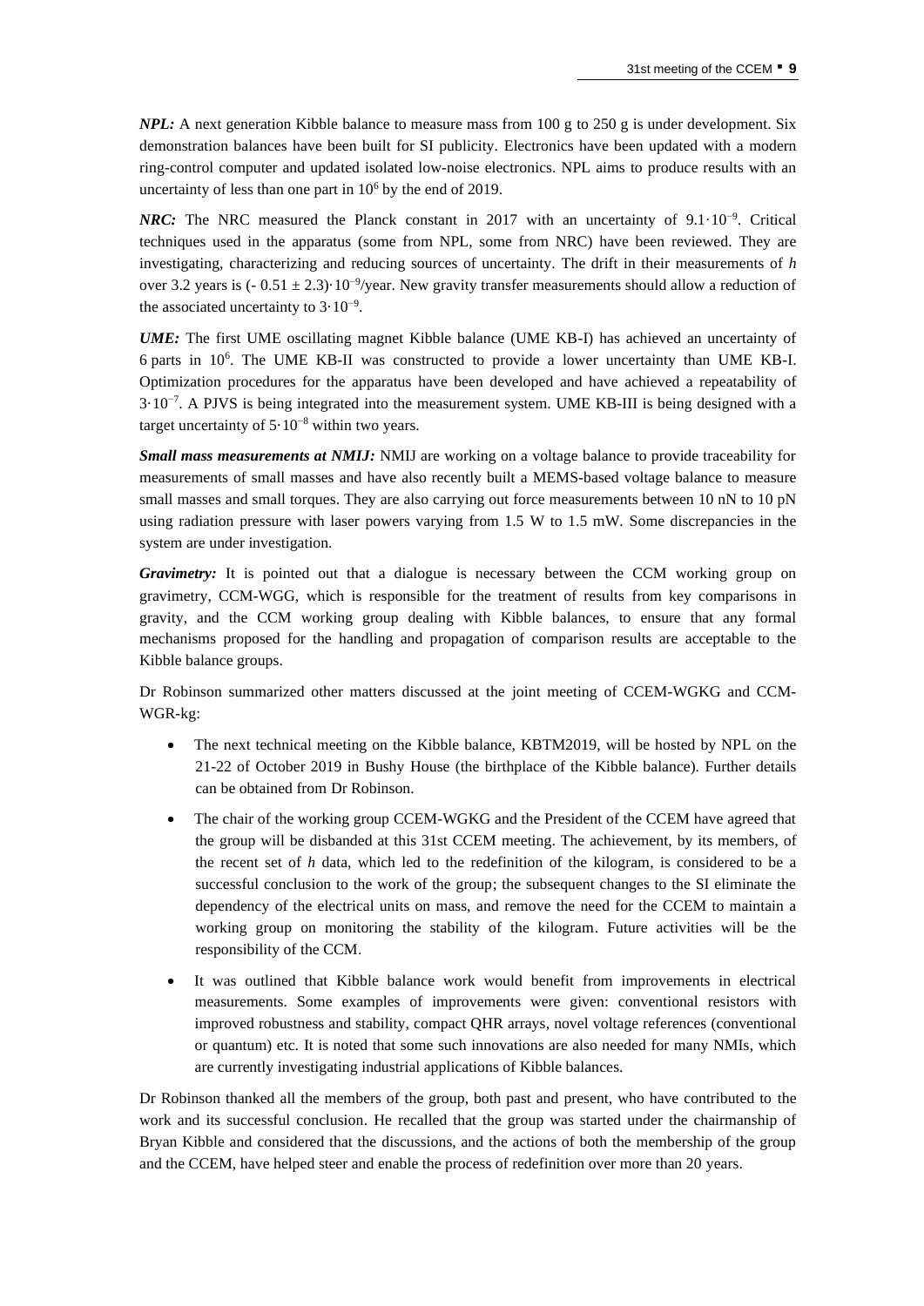***NPL:*** A next generation Kibble balance to measure mass from 100 g to 250 g is under development. Six demonstration balances have been built for SI publicity. Electronics have been updated with a modern ring-control computer and updated isolated low-noise electronics. NPL aims to produce results with an uncertainty of less than one part in $10^6$ by the end of 2019.

***NRC:*** The NRC measured the Planck constant in 2017 with an uncertainty of $9.1 \cdot 10^{-9}$. Critical techniques used in the apparatus (some from NPL, some from NRC) have been reviewed. They are investigating, characterizing and reducing sources of uncertainty. The drift in their measurements of $h$ over 3.2 years is $(-0.51 \pm 2.3) \cdot 10^{-9}$/year. New gravity transfer measurements should allow a reduction of the associated uncertainty to $3 \cdot 10^{-9}$.

***UME:*** The first UME oscillating magnet Kibble balance (UME KB-I) has achieved an uncertainty of 6 parts in $10^6$. The UME KB-II was constructed to provide a lower uncertainty than UME KB-I. Optimization procedures for the apparatus have been developed and have achieved a repeatability of $3 \cdot 10^{-7}$. A PJVS is being integrated into the measurement system. UME KB-III is being designed with a target uncertainty of $5 \cdot 10^{-8}$ within two years.

***Small mass measurements at NMIJ:*** NMIJ are working on a voltage balance to provide traceability for measurements of small masses and have also recently built a MEMS-based voltage balance to measure small masses and small torques. They are also carrying out force measurements between 10 nN to 10 pN using radiation pressure with laser powers varying from 1.5 W to 1.5 mW. Some discrepancies in the system are under investigation.

***Gravimetry:*** It is pointed out that a dialogue is necessary between the CCM working group on gravimetry, CCM-WGG, which is responsible for the treatment of results from key comparisons in gravity, and the CCM working group dealing with Kibble balances, to ensure that any formal mechanisms proposed for the handling and propagation of comparison results are acceptable to the Kibble balance groups.

Dr Robinson summarized other matters discussed at the joint meeting of CCEM-WGKG and CCM-WGR-kg:

- The next technical meeting on the Kibble balance, KBTM2019, will be hosted by NPL on the 21-22 of October 2019 in Bushy House (the birthplace of the Kibble balance). Further details can be obtained from Dr Robinson.
- The chair of the working group CCEM-WGKG and the President of the CCEM have agreed that the group will be disbanded at this 31st CCEM meeting. The achievement, by its members, of the recent set of $h$ data, which led to the redefinition of the kilogram, is considered to be a successful conclusion to the work of the group; the subsequent changes to the SI eliminate the dependency of the electrical units on mass, and remove the need for the CCEM to maintain a working group on monitoring the stability of the kilogram. Future activities will be the responsibility of the CCM.
- It was outlined that Kibble balance work would benefit from improvements in electrical measurements. Some examples of improvements were given: conventional resistors with improved robustness and stability, compact QHR arrays, novel voltage references (conventional or quantum) etc. It is noted that some such innovations are also needed for many NMIs, which are currently investigating industrial applications of Kibble balances.

Dr Robinson thanked all the members of the group, both past and present, who have contributed to the work and its successful conclusion. He recalled that the group was started under the chairmanship of Bryan Kibble and considered that the discussions, and the actions of both the membership of the group and the CCEM, have helped steer and enable the process of redefinition over more than 20 years.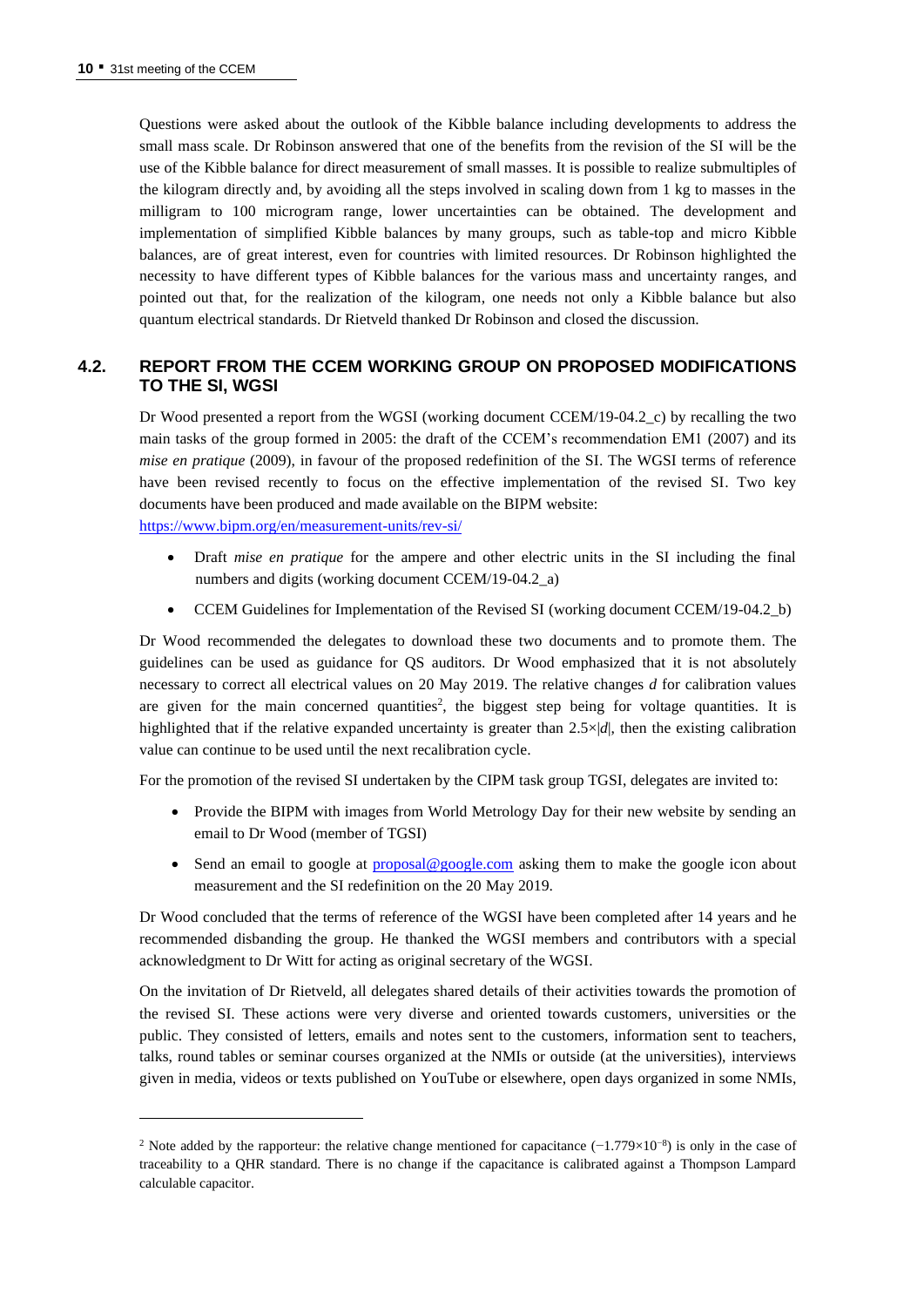Questions were asked about the outlook of the Kibble balance including developments to address the small mass scale. Dr Robinson answered that one of the benefits from the revision of the SI will be the use of the Kibble balance for direct measurement of small masses. It is possible to realize submultiples of the kilogram directly and, by avoiding all the steps involved in scaling down from 1 kg to masses in the milligram to 100 microgram range, lower uncertainties can be obtained. The development and implementation of simplified Kibble balances by many groups, such as table-top and micro Kibble balances, are of great interest, even for countries with limited resources. Dr Robinson highlighted the necessity to have different types of Kibble balances for the various mass and uncertainty ranges, and pointed out that, for the realization of the kilogram, one needs not only a Kibble balance but also quantum electrical standards. Dr Rietveld thanked Dr Robinson and closed the discussion.

## 4.2. REPORT FROM THE CCEM WORKING GROUP ON PROPOSED MODIFICATIONS TO THE SI, WGSI

Dr Wood presented a report from the WGSI (working document CCEM/19-04.2_c) by recalling the two main tasks of the group formed in 2005: the draft of the CCEM's recommendation EM1 (2007) and its *mise en pratique* (2009), in favour of the proposed redefinition of the SI. The WGSI terms of reference have been revised recently to focus on the effective implementation of the revised SI. Two key documents have been produced and made available on the BIPM website: https://www.bipm.org/en/measurement-units/rev-si/

- Draft *mise en pratique* for the ampere and other electric units in the SI including the final numbers and digits (working document CCEM/19-04.2_a)
- CCEM Guidelines for Implementation of the Revised SI (working document CCEM/19-04.2_b)

Dr Wood recommended the delegates to download these two documents and to promote them. The guidelines can be used as guidance for QS auditors. Dr Wood emphasized that it is not absolutely necessary to correct all electrical values on 20 May 2019. The relative changes $d$ for calibration values are given for the main concerned quantities[2], the biggest step being for voltage quantities. It is highlighted that if the relative expanded uncertainty is greater than $2.5\times|d|$, then the existing calibration value can continue to be used until the next recalibration cycle.

For the promotion of the revised SI undertaken by the CIPM task group TGSI, delegates are invited to:

- Provide the BIPM with images from World Metrology Day for their new website by sending an email to Dr Wood (member of TGSI)
- Send an email to google at proposal@google.com asking them to make the google icon about measurement and the SI redefinition on the 20 May 2019.

Dr Wood concluded that the terms of reference of the WGSI have been completed after 14 years and he recommended disbanding the group. He thanked the WGSI members and contributors with a special acknowledgment to Dr Witt for acting as original secretary of the WGSI.

On the invitation of Dr Rietveld, all delegates shared details of their activities towards the promotion of the revised SI. These actions were very diverse and oriented towards customers, universities or the public. They consisted of letters, emails and notes sent to the customers, information sent to teachers, talks, round tables or seminar courses organized at the NMIs or outside (at the universities), interviews given in media, videos or texts published on YouTube or elsewhere, open days organized in some NMIs,

---

[2] Note added by the rapporteur: the relative change mentioned for capacitance ($-1.779\times10^{-8}$) is only in the case of traceability to a QHR standard. There is no change if the capacitance is calibrated against a Thompson Lampard calculable capacitor.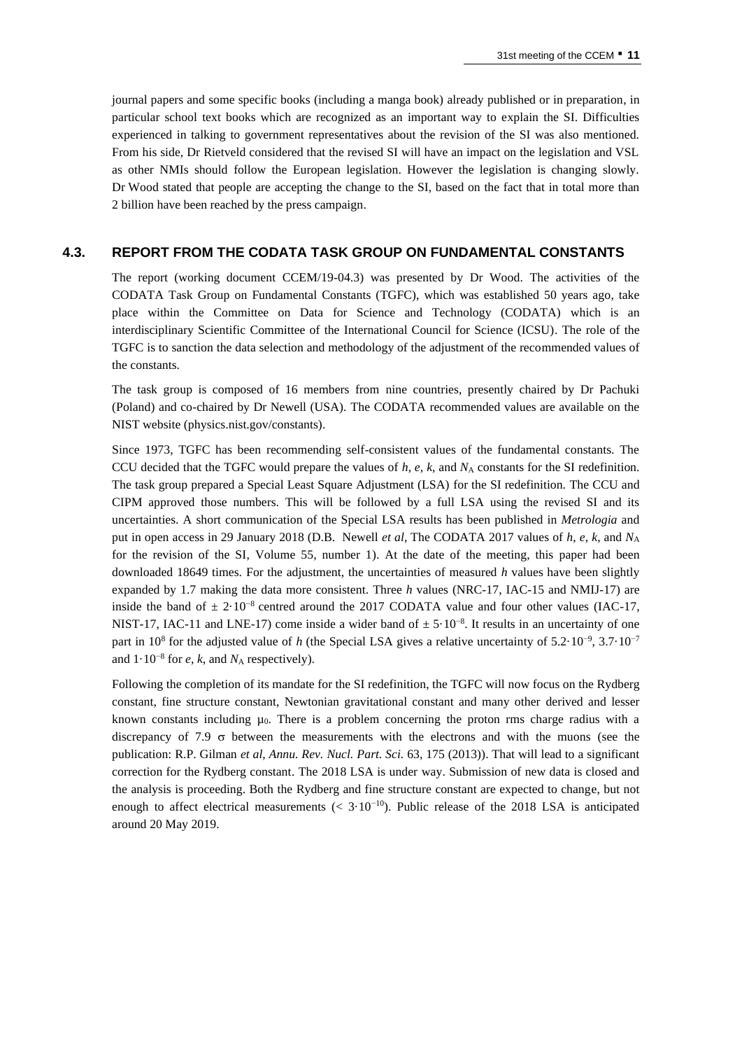journal papers and some specific books (including a manga book) already published or in preparation, in particular school text books which are recognized as an important way to explain the SI. Difficulties experienced in talking to government representatives about the revision of the SI was also mentioned. From his side, Dr Rietveld considered that the revised SI will have an impact on the legislation and VSL as other NMIs should follow the European legislation. However the legislation is changing slowly. Dr Wood stated that people are accepting the change to the SI, based on the fact that in total more than 2 billion have been reached by the press campaign.

## 4.3. REPORT FROM THE CODATA TASK GROUP ON FUNDAMENTAL CONSTANTS

The report (working document CCEM/19-04.3) was presented by Dr Wood. The activities of the CODATA Task Group on Fundamental Constants (TGFC), which was established 50 years ago, take place within the Committee on Data for Science and Technology (CODATA) which is an interdisciplinary Scientific Committee of the International Council for Science (ICSU). The role of the TGFC is to sanction the data selection and methodology of the adjustment of the recommended values of the constants.

The task group is composed of 16 members from nine countries, presently chaired by Dr Pachuki (Poland) and co-chaired by Dr Newell (USA). The CODATA recommended values are available on the NIST website (physics.nist.gov/constants).

Since 1973, TGFC has been recommending self-consistent values of the fundamental constants. The CCU decided that the TGFC would prepare the values of $h$, $e$, $k$, and $N_A$ constants for the SI redefinition. The task group prepared a Special Least Square Adjustment (LSA) for the SI redefinition. The CCU and CIPM approved those numbers. This will be followed by a full LSA using the revised SI and its uncertainties. A short communication of the Special LSA results has been published in *Metrologia* and put in open access in 29 January 2018 (D.B. Newell *et al*, The CODATA 2017 values of $h$, $e$, $k$, and $N_A$ for the revision of the SI, Volume 55, number 1). At the date of the meeting, this paper had been downloaded 18649 times. For the adjustment, the uncertainties of measured $h$ values have been slightly expanded by 1.7 making the data more consistent. Three $h$ values (NRC-17, IAC-15 and NMIJ-17) are inside the band of $\pm 2 \cdot 10^{-8}$ centred around the 2017 CODATA value and four other values (IAC-17, NIST-17, IAC-11 and LNE-17) come inside a wider band of $\pm 5 \cdot 10^{-8}$. It results in an uncertainty of one part in $10^8$ for the adjusted value of $h$ (the Special LSA gives a relative uncertainty of $5.2 \cdot 10^{-9}$, $3.7 \cdot 10^{-7}$ and $1 \cdot 10^{-8}$ for $e$, $k$, and $N_A$ respectively).

Following the completion of its mandate for the SI redefinition, the TGFC will now focus on the Rydberg constant, fine structure constant, Newtonian gravitational constant and many other derived and lesser known constants including $\mu_0$. There is a problem concerning the proton rms charge radius with a discrepancy of 7.9 $\sigma$ between the measurements with the electrons and with the muons (see the publication: R.P. Gilman *et al*, *Annu. Rev. Nucl. Part. Sci.* 63, 175 (2013)). That will lead to a significant correction for the Rydberg constant. The 2018 LSA is under way. Submission of new data is closed and the analysis is proceeding. Both the Rydberg and fine structure constant are expected to change, but not enough to affect electrical measurements ($< 3 \cdot 10^{-10}$). Public release of the 2018 LSA is anticipated around 20 May 2019.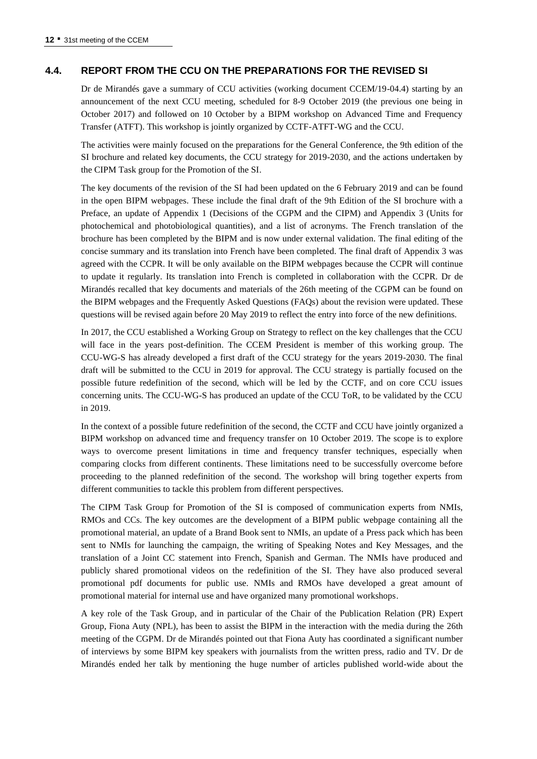## 4.4. REPORT FROM THE CCU ON THE PREPARATIONS FOR THE REVISED SI

Dr de Mirandés gave a summary of CCU activities (working document CCEM/19-04.4) starting by an announcement of the next CCU meeting, scheduled for 8-9 October 2019 (the previous one being in October 2017) and followed on 10 October by a BIPM workshop on Advanced Time and Frequency Transfer (ATFT). This workshop is jointly organized by CCTF-ATFT-WG and the CCU.

The activities were mainly focused on the preparations for the General Conference, the 9th edition of the SI brochure and related key documents, the CCU strategy for 2019-2030, and the actions undertaken by the CIPM Task group for the Promotion of the SI.

The key documents of the revision of the SI had been updated on the 6 February 2019 and can be found in the open BIPM webpages. These include the final draft of the 9th Edition of the SI brochure with a Preface, an update of Appendix 1 (Decisions of the CGPM and the CIPM) and Appendix 3 (Units for photochemical and photobiological quantities), and a list of acronyms. The French translation of the brochure has been completed by the BIPM and is now under external validation. The final editing of the concise summary and its translation into French have been completed. The final draft of Appendix 3 was agreed with the CCPR. It will be only available on the BIPM webpages because the CCPR will continue to update it regularly. Its translation into French is completed in collaboration with the CCPR. Dr de Mirandés recalled that key documents and materials of the 26th meeting of the CGPM can be found on the BIPM webpages and the Frequently Asked Questions (FAQs) about the revision were updated. These questions will be revised again before 20 May 2019 to reflect the entry into force of the new definitions.

In 2017, the CCU established a Working Group on Strategy to reflect on the key challenges that the CCU will face in the years post-definition. The CCEM President is member of this working group. The CCU-WG-S has already developed a first draft of the CCU strategy for the years 2019-2030. The final draft will be submitted to the CCU in 2019 for approval. The CCU strategy is partially focused on the possible future redefinition of the second, which will be led by the CCTF, and on core CCU issues concerning units. The CCU-WG-S has produced an update of the CCU ToR, to be validated by the CCU in 2019.

In the context of a possible future redefinition of the second, the CCTF and CCU have jointly organized a BIPM workshop on advanced time and frequency transfer on 10 October 2019. The scope is to explore ways to overcome present limitations in time and frequency transfer techniques, especially when comparing clocks from different continents. These limitations need to be successfully overcome before proceeding to the planned redefinition of the second. The workshop will bring together experts from different communities to tackle this problem from different perspectives.

The CIPM Task Group for Promotion of the SI is composed of communication experts from NMIs, RMOs and CCs. The key outcomes are the development of a BIPM public webpage containing all the promotional material, an update of a Brand Book sent to NMIs, an update of a Press pack which has been sent to NMIs for launching the campaign, the writing of Speaking Notes and Key Messages, and the translation of a Joint CC statement into French, Spanish and German. The NMIs have produced and publicly shared promotional videos on the redefinition of the SI. They have also produced several promotional pdf documents for public use. NMIs and RMOs have developed a great amount of promotional material for internal use and have organized many promotional workshops.

A key role of the Task Group, and in particular of the Chair of the Publication Relation (PR) Expert Group, Fiona Auty (NPL), has been to assist the BIPM in the interaction with the media during the 26th meeting of the CGPM. Dr de Mirandés pointed out that Fiona Auty has coordinated a significant number of interviews by some BIPM key speakers with journalists from the written press, radio and TV. Dr de Mirandés ended her talk by mentioning the huge number of articles published world-wide about the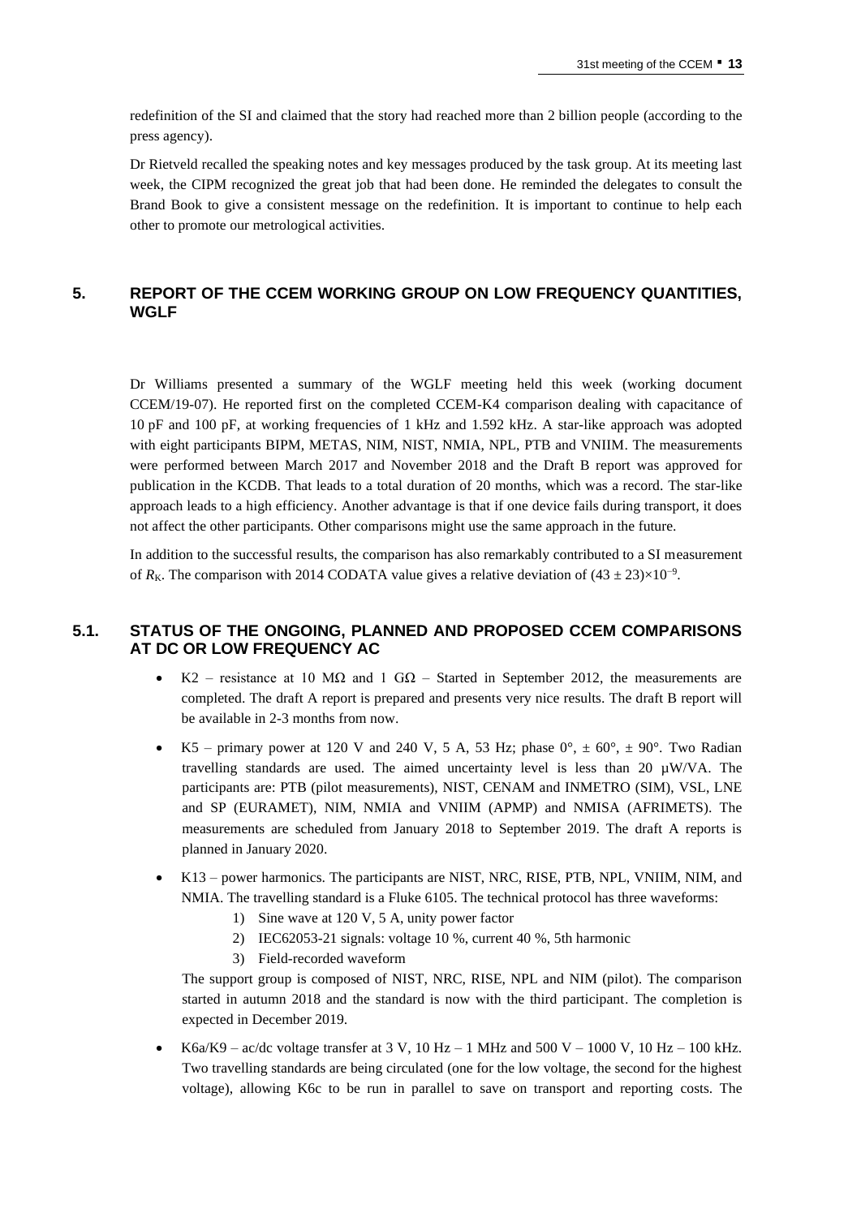redefinition of the SI and claimed that the story had reached more than 2 billion people (according to the press agency).

Dr Rietveld recalled the speaking notes and key messages produced by the task group. At its meeting last week, the CIPM recognized the great job that had been done. He reminded the delegates to consult the Brand Book to give a consistent message on the redefinition. It is important to continue to help each other to promote our metrological activities.

## 5. REPORT OF THE CCEM WORKING GROUP ON LOW FREQUENCY QUANTITIES, WGLF

Dr Williams presented a summary of the WGLF meeting held this week (working document CCEM/19-07). He reported first on the completed CCEM-K4 comparison dealing with capacitance of 10 pF and 100 pF, at working frequencies of 1 kHz and 1.592 kHz. A star-like approach was adopted with eight participants BIPM, METAS, NIM, NIST, NMIA, NPL, PTB and VNIIM. The measurements were performed between March 2017 and November 2018 and the Draft B report was approved for publication in the KCDB. That leads to a total duration of 20 months, which was a record. The star-like approach leads to a high efficiency. Another advantage is that if one device fails during transport, it does not affect the other participants. Other comparisons might use the same approach in the future.

In addition to the successful results, the comparison has also remarkably contributed to a SI measurement of $R_K$. The comparison with 2014 CODATA value gives a relative deviation of $(43 \pm 23)\times10^{-9}$.

### 5.1. STATUS OF THE ONGOING, PLANNED AND PROPOSED CCEM COMPARISONS AT DC OR LOW FREQUENCY AC

- K2 – resistance at 10 MΩ and 1 GΩ – Started in September 2012, the measurements are completed. The draft A report is prepared and presents very nice results. The draft B report will be available in 2-3 months from now.
- K5 – primary power at 120 V and 240 V, 5 A, 53 Hz; phase 0°, ± 60°, ± 90°. Two Radian travelling standards are used. The aimed uncertainty level is less than 20 µW/VA. The participants are: PTB (pilot measurements), NIST, CENAM and INMETRO (SIM), VSL, LNE and SP (EURAMET), NIM, NMIA and VNIIM (APMP) and NMISA (AFRIMETS). The measurements are scheduled from January 2018 to September 2019. The draft A reports is planned in January 2020.
- K13 – power harmonics. The participants are NIST, NRC, RISE, PTB, NPL, VNIIM, NIM, and NMIA. The travelling standard is a Fluke 6105. The technical protocol has three waveforms:
  1) Sine wave at 120 V, 5 A, unity power factor
  2) IEC62053-21 signals: voltage 10 %, current 40 %, 5th harmonic
  3) Field-recorded waveform

  The support group is composed of NIST, NRC, RISE, NPL and NIM (pilot). The comparison started in autumn 2018 and the standard is now with the third participant. The completion is expected in December 2019.
- K6a/K9 – ac/dc voltage transfer at 3 V, 10 Hz – 1 MHz and 500 V – 1000 V, 10 Hz – 100 kHz. Two travelling standards are being circulated (one for the low voltage, the second for the highest voltage), allowing K6c to be run in parallel to save on transport and reporting costs. The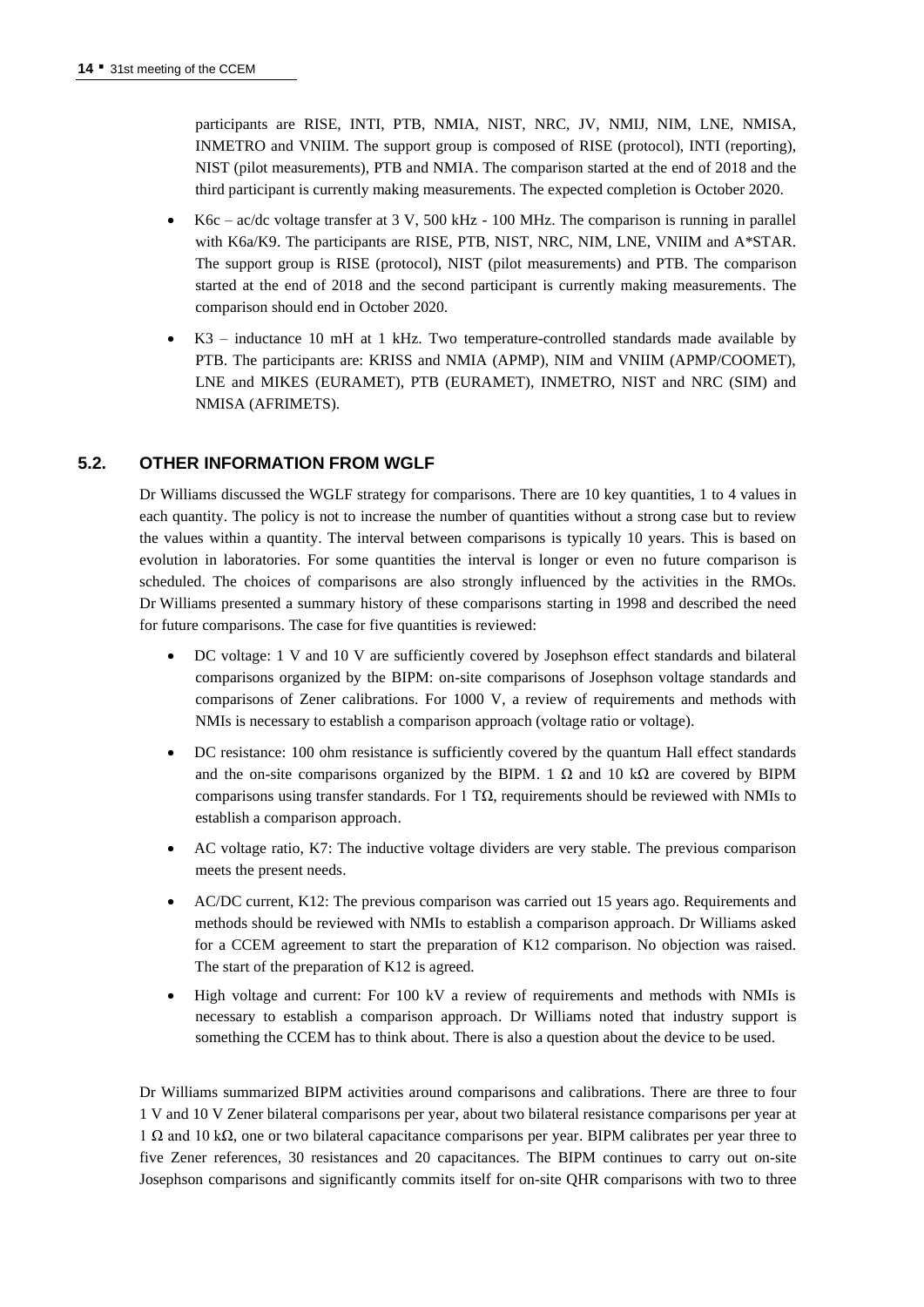participants are RISE, INTI, PTB, NMIA, NIST, NRC, JV, NMIJ, NIM, LNE, NMISA, INMETRO and VNIIM. The support group is composed of RISE (protocol), INTI (reporting), NIST (pilot measurements), PTB and NMIA. The comparison started at the end of 2018 and the third participant is currently making measurements. The expected completion is October 2020.

- K6c – ac/dc voltage transfer at 3 V, 500 kHz - 100 MHz. The comparison is running in parallel with K6a/K9. The participants are RISE, PTB, NIST, NRC, NIM, LNE, VNIIM and A*STAR. The support group is RISE (protocol), NIST (pilot measurements) and PTB. The comparison started at the end of 2018 and the second participant is currently making measurements. The comparison should end in October 2020.
- K3 – inductance 10 mH at 1 kHz. Two temperature-controlled standards made available by PTB. The participants are: KRISS and NMIA (APMP), NIM and VNIIM (APMP/COOMET), LNE and MIKES (EURAMET), PTB (EURAMET), INMETRO, NIST and NRC (SIM) and NMISA (AFRIMETS).

### 5.2. OTHER INFORMATION FROM WGLF

Dr Williams discussed the WGLF strategy for comparisons. There are 10 key quantities, 1 to 4 values in each quantity. The policy is not to increase the number of quantities without a strong case but to review the values within a quantity. The interval between comparisons is typically 10 years. This is based on evolution in laboratories. For some quantities the interval is longer or even no future comparison is scheduled. The choices of comparisons are also strongly influenced by the activities in the RMOs. Dr Williams presented a summary history of these comparisons starting in 1998 and described the need for future comparisons. The case for five quantities is reviewed:

- DC voltage: 1 V and 10 V are sufficiently covered by Josephson effect standards and bilateral comparisons organized by the BIPM: on-site comparisons of Josephson voltage standards and comparisons of Zener calibrations. For 1000 V, a review of requirements and methods with NMIs is necessary to establish a comparison approach (voltage ratio or voltage).
- DC resistance: 100 ohm resistance is sufficiently covered by the quantum Hall effect standards and the on-site comparisons organized by the BIPM. 1 Ω and 10 kΩ are covered by BIPM comparisons using transfer standards. For 1 TΩ, requirements should be reviewed with NMIs to establish a comparison approach.
- AC voltage ratio, K7: The inductive voltage dividers are very stable. The previous comparison meets the present needs.
- AC/DC current, K12: The previous comparison was carried out 15 years ago. Requirements and methods should be reviewed with NMIs to establish a comparison approach. Dr Williams asked for a CCEM agreement to start the preparation of K12 comparison. No objection was raised. The start of the preparation of K12 is agreed.
- High voltage and current: For 100 kV a review of requirements and methods with NMIs is necessary to establish a comparison approach. Dr Williams noted that industry support is something the CCEM has to think about. There is also a question about the device to be used.

Dr Williams summarized BIPM activities around comparisons and calibrations. There are three to four 1 V and 10 V Zener bilateral comparisons per year, about two bilateral resistance comparisons per year at 1 Ω and 10 kΩ, one or two bilateral capacitance comparisons per year. BIPM calibrates per year three to five Zener references, 30 resistances and 20 capacitances. The BIPM continues to carry out on-site Josephson comparisons and significantly commits itself for on-site QHR comparisons with two to three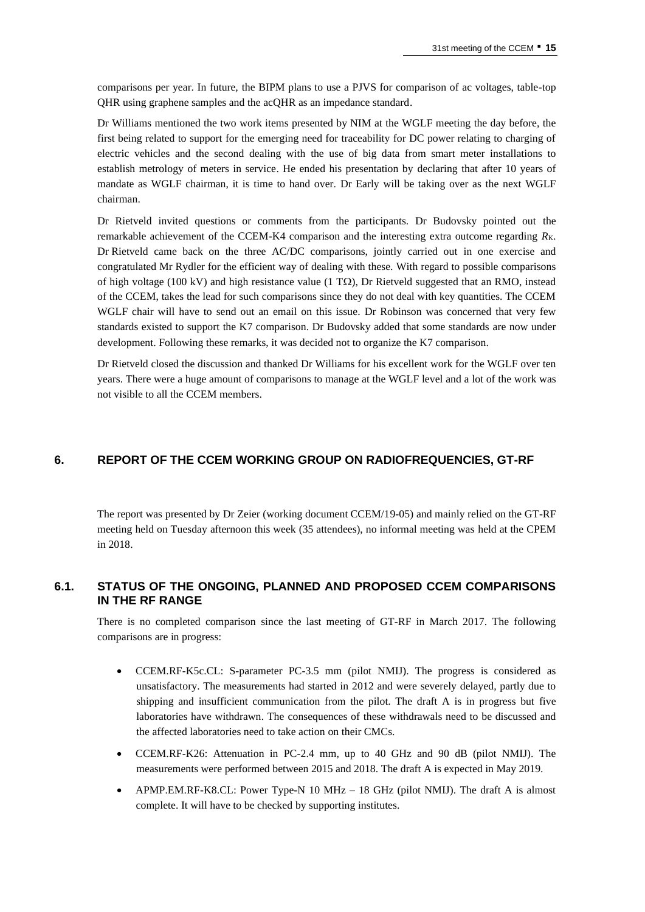comparisons per year. In future, the BIPM plans to use a PJVS for comparison of ac voltages, table-top QHR using graphene samples and the acQHR as an impedance standard.

Dr Williams mentioned the two work items presented by NIM at the WGLF meeting the day before, the first being related to support for the emerging need for traceability for DC power relating to charging of electric vehicles and the second dealing with the use of big data from smart meter installations to establish metrology of meters in service. He ended his presentation by declaring that after 10 years of mandate as WGLF chairman, it is time to hand over. Dr Early will be taking over as the next WGLF chairman.

Dr Rietveld invited questions or comments from the participants. Dr Budovsky pointed out the remarkable achievement of the CCEM-K4 comparison and the interesting extra outcome regarding $R_K$. Dr Rietveld came back on the three AC/DC comparisons, jointly carried out in one exercise and congratulated Mr Rydler for the efficient way of dealing with these. With regard to possible comparisons of high voltage (100 kV) and high resistance value (1 TΩ), Dr Rietveld suggested that an RMO, instead of the CCEM, takes the lead for such comparisons since they do not deal with key quantities. The CCEM WGLF chair will have to send out an email on this issue. Dr Robinson was concerned that very few standards existed to support the K7 comparison. Dr Budovsky added that some standards are now under development. Following these remarks, it was decided not to organize the K7 comparison.

Dr Rietveld closed the discussion and thanked Dr Williams for his excellent work for the WGLF over ten years. There were a huge amount of comparisons to manage at the WGLF level and a lot of the work was not visible to all the CCEM members.

## 6. REPORT OF THE CCEM WORKING GROUP ON RADIOFREQUENCIES, GT-RF

The report was presented by Dr Zeier (working document CCEM/19-05) and mainly relied on the GT-RF meeting held on Tuesday afternoon this week (35 attendees), no informal meeting was held at the CPEM in 2018.

### 6.1. STATUS OF THE ONGOING, PLANNED AND PROPOSED CCEM COMPARISONS IN THE RF RANGE

There is no completed comparison since the last meeting of GT-RF in March 2017. The following comparisons are in progress:

- CCEM.RF-K5c.CL: S-parameter PC-3.5 mm (pilot NMIJ). The progress is considered as unsatisfactory. The measurements had started in 2012 and were severely delayed, partly due to shipping and insufficient communication from the pilot. The draft A is in progress but five laboratories have withdrawn. The consequences of these withdrawals need to be discussed and the affected laboratories need to take action on their CMCs.
- CCEM.RF-K26: Attenuation in PC-2.4 mm, up to 40 GHz and 90 dB (pilot NMIJ). The measurements were performed between 2015 and 2018. The draft A is expected in May 2019.
- APMP.EM.RF-K8.CL: Power Type-N 10 MHz – 18 GHz (pilot NMIJ). The draft A is almost complete. It will have to be checked by supporting institutes.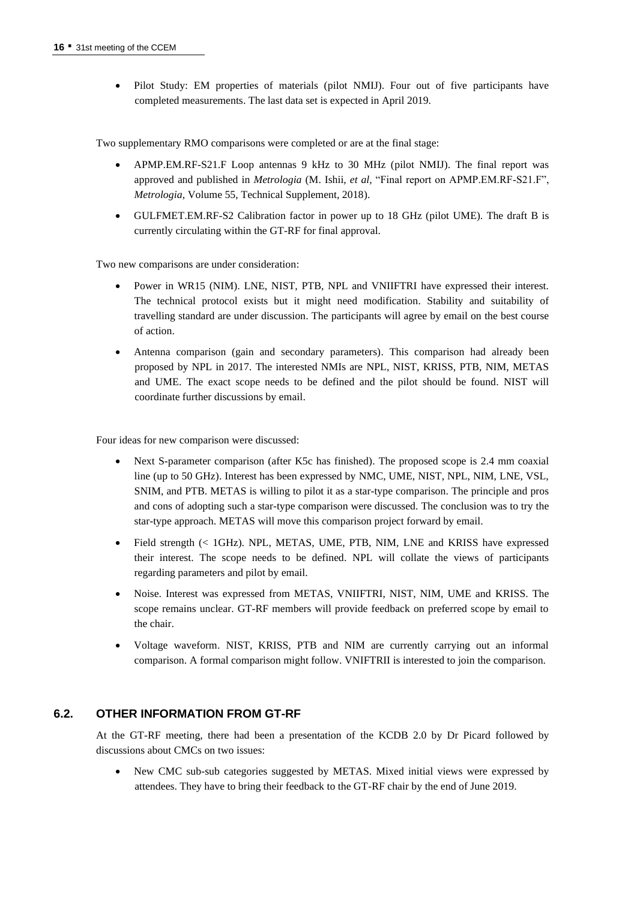- Pilot Study: EM properties of materials (pilot NMIJ). Four out of five participants have completed measurements. The last data set is expected in April 2019.

Two supplementary RMO comparisons were completed or are at the final stage:

- APMP.EM.RF-S21.F Loop antennas 9 kHz to 30 MHz (pilot NMIJ). The final report was approved and published in *Metrologia* (M. Ishii, *et al*, "Final report on APMP.EM.RF-S21.F", *Metrologia*, Volume 55, Technical Supplement, 2018).
- GULFMET.EM.RF-S2 Calibration factor in power up to 18 GHz (pilot UME). The draft B is currently circulating within the GT-RF for final approval.

Two new comparisons are under consideration:

- Power in WR15 (NIM). LNE, NIST, PTB, NPL and VNIIFTRI have expressed their interest. The technical protocol exists but it might need modification. Stability and suitability of travelling standard are under discussion. The participants will agree by email on the best course of action.
- Antenna comparison (gain and secondary parameters). This comparison had already been proposed by NPL in 2017. The interested NMIs are NPL, NIST, KRISS, PTB, NIM, METAS and UME. The exact scope needs to be defined and the pilot should be found. NIST will coordinate further discussions by email.

Four ideas for new comparison were discussed:

- Next S-parameter comparison (after K5c has finished). The proposed scope is 2.4 mm coaxial line (up to 50 GHz). Interest has been expressed by NMC, UME, NIST, NPL, NIM, LNE, VSL, SNIM, and PTB. METAS is willing to pilot it as a star-type comparison. The principle and pros and cons of adopting such a star-type comparison were discussed. The conclusion was to try the star-type approach. METAS will move this comparison project forward by email.
- Field strength (< 1GHz). NPL, METAS, UME, PTB, NIM, LNE and KRISS have expressed their interest. The scope needs to be defined. NPL will collate the views of participants regarding parameters and pilot by email.
- Noise. Interest was expressed from METAS, VNIIFTRI, NIST, NIM, UME and KRISS. The scope remains unclear. GT-RF members will provide feedback on preferred scope by email to the chair.
- Voltage waveform. NIST, KRISS, PTB and NIM are currently carrying out an informal comparison. A formal comparison might follow. VNIFTRII is interested to join the comparison.

### 6.2. OTHER INFORMATION FROM GT-RF

At the GT-RF meeting, there had been a presentation of the KCDB 2.0 by Dr Picard followed by discussions about CMCs on two issues:

- New CMC sub-sub categories suggested by METAS. Mixed initial views were expressed by attendees. They have to bring their feedback to the GT-RF chair by the end of June 2019.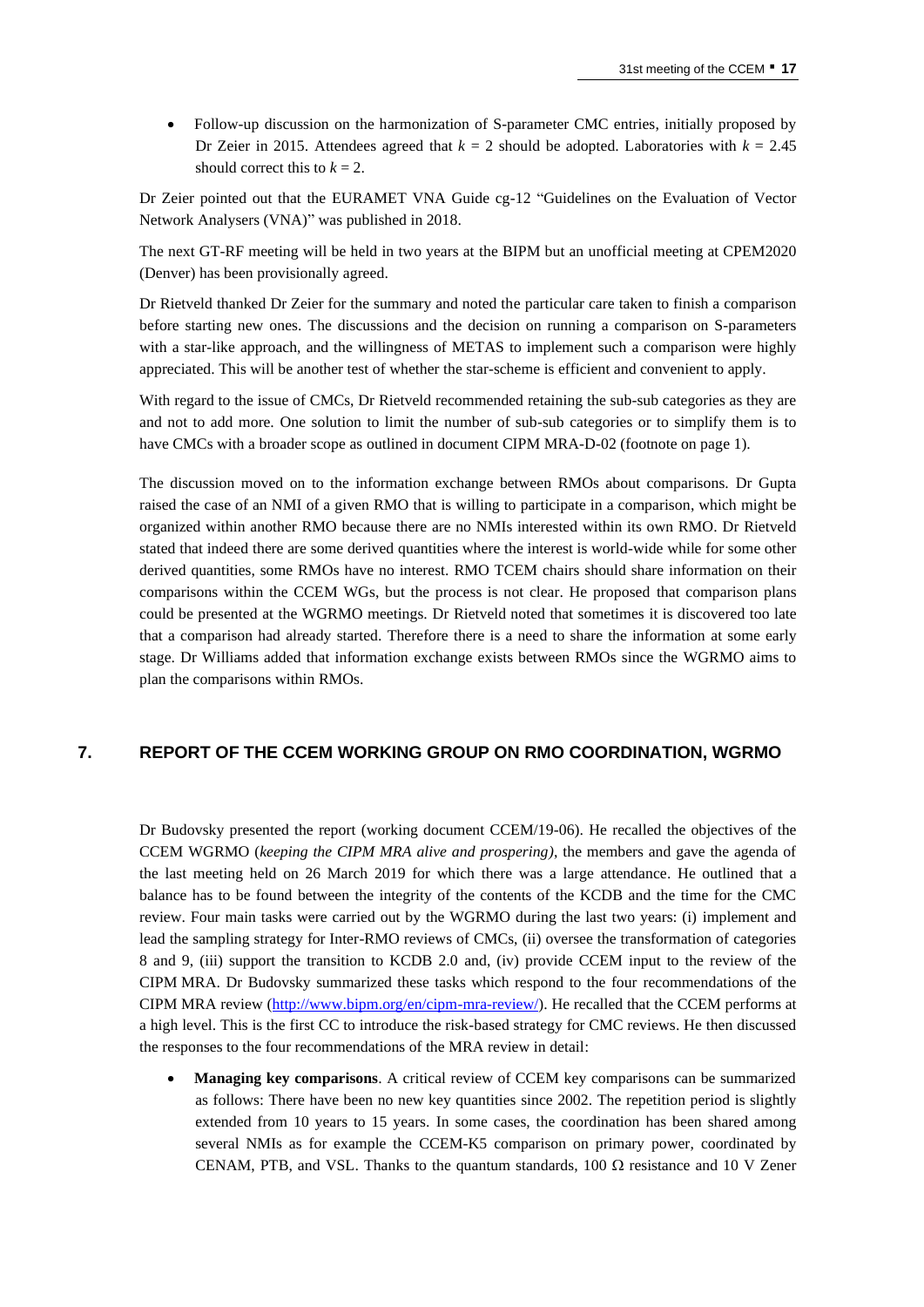- Follow-up discussion on the harmonization of S-parameter CMC entries, initially proposed by Dr Zeier in 2015. Attendees agreed that $k = 2$ should be adopted. Laboratories with $k = 2.45$ should correct this to $k = 2$.

Dr Zeier pointed out that the EURAMET VNA Guide cg-12 "Guidelines on the Evaluation of Vector Network Analysers (VNA)" was published in 2018.

The next GT-RF meeting will be held in two years at the BIPM but an unofficial meeting at CPEM2020 (Denver) has been provisionally agreed.

Dr Rietveld thanked Dr Zeier for the summary and noted the particular care taken to finish a comparison before starting new ones. The discussions and the decision on running a comparison on S-parameters with a star-like approach, and the willingness of METAS to implement such a comparison were highly appreciated. This will be another test of whether the star-scheme is efficient and convenient to apply.

With regard to the issue of CMCs, Dr Rietveld recommended retaining the sub-sub categories as they are and not to add more. One solution to limit the number of sub-sub categories or to simplify them is to have CMCs with a broader scope as outlined in document CIPM MRA-D-02 (footnote on page 1).

The discussion moved on to the information exchange between RMOs about comparisons. Dr Gupta raised the case of an NMI of a given RMO that is willing to participate in a comparison, which might be organized within another RMO because there are no NMIs interested within its own RMO. Dr Rietveld stated that indeed there are some derived quantities where the interest is world-wide while for some other derived quantities, some RMOs have no interest. RMO TCEM chairs should share information on their comparisons within the CCEM WGs, but the process is not clear. He proposed that comparison plans could be presented at the WGRMO meetings. Dr Rietveld noted that sometimes it is discovered too late that a comparison had already started. Therefore there is a need to share the information at some early stage. Dr Williams added that information exchange exists between RMOs since the WGRMO aims to plan the comparisons within RMOs.

## 7. REPORT OF THE CCEM WORKING GROUP ON RMO COORDINATION, WGRMO

Dr Budovsky presented the report (working document CCEM/19-06). He recalled the objectives of the CCEM WGRMO (*keeping the CIPM MRA alive and prospering)*, the members and gave the agenda of the last meeting held on 26 March 2019 for which there was a large attendance. He outlined that a balance has to be found between the integrity of the contents of the KCDB and the time for the CMC review. Four main tasks were carried out by the WGRMO during the last two years: (i) implement and lead the sampling strategy for Inter-RMO reviews of CMCs, (ii) oversee the transformation of categories 8 and 9, (iii) support the transition to KCDB 2.0 and, (iv) provide CCEM input to the review of the CIPM MRA. Dr Budovsky summarized these tasks which respond to the four recommendations of the CIPM MRA review (http://www.bipm.org/en/cipm-mra-review/). He recalled that the CCEM performs at a high level. This is the first CC to introduce the risk-based strategy for CMC reviews. He then discussed the responses to the four recommendations of the MRA review in detail:

- **Managing key comparisons**. A critical review of CCEM key comparisons can be summarized as follows: There have been no new key quantities since 2002. The repetition period is slightly extended from 10 years to 15 years. In some cases, the coordination has been shared among several NMIs as for example the CCEM-K5 comparison on primary power, coordinated by CENAM, PTB, and VSL. Thanks to the quantum standards, 100 Ω resistance and 10 V Zener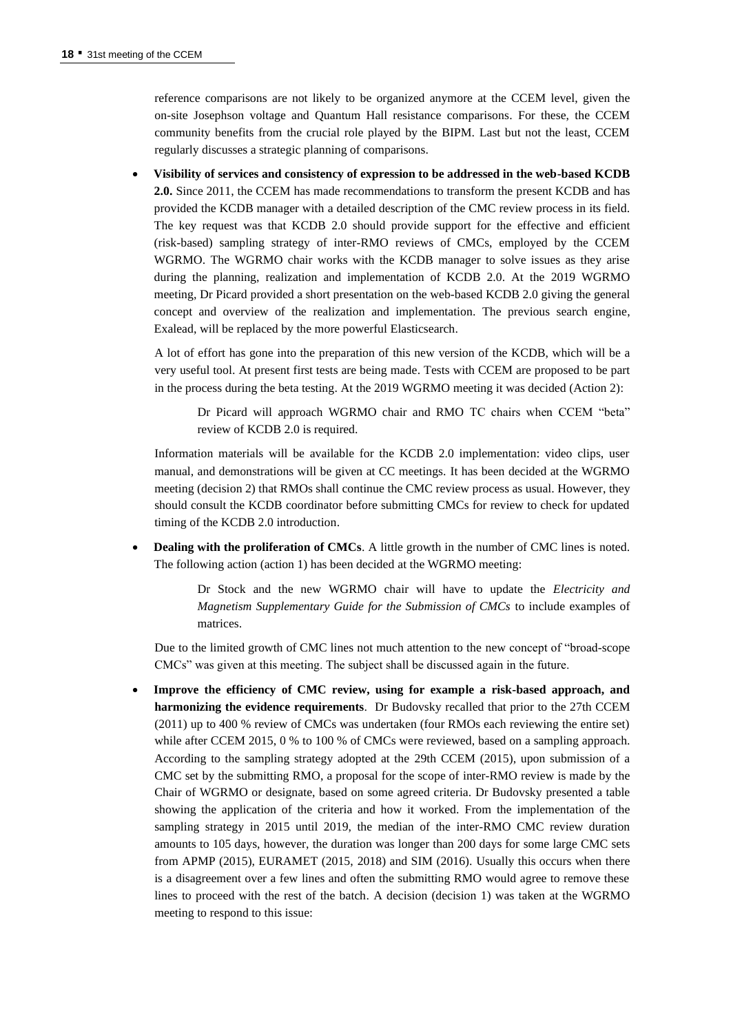reference comparisons are not likely to be organized anymore at the CCEM level, given the on-site Josephson voltage and Quantum Hall resistance comparisons. For these, the CCEM community benefits from the crucial role played by the BIPM. Last but not the least, CCEM regularly discusses a strategic planning of comparisons.

- **Visibility of services and consistency of expression to be addressed in the web-based KCDB 2.0.** Since 2011, the CCEM has made recommendations to transform the present KCDB and has provided the KCDB manager with a detailed description of the CMC review process in its field. The key request was that KCDB 2.0 should provide support for the effective and efficient (risk-based) sampling strategy of inter-RMO reviews of CMCs, employed by the CCEM WGRMO. The WGRMO chair works with the KCDB manager to solve issues as they arise during the planning, realization and implementation of KCDB 2.0. At the 2019 WGRMO meeting, Dr Picard provided a short presentation on the web-based KCDB 2.0 giving the general concept and overview of the realization and implementation. The previous search engine, Exalead, will be replaced by the more powerful Elasticsearch.

  A lot of effort has gone into the preparation of this new version of the KCDB, which will be a very useful tool. At present first tests are being made. Tests with CCEM are proposed to be part in the process during the beta testing. At the 2019 WGRMO meeting it was decided (Action 2):

  > Dr Picard will approach WGRMO chair and RMO TC chairs when CCEM "beta" review of KCDB 2.0 is required.

  Information materials will be available for the KCDB 2.0 implementation: video clips, user manual, and demonstrations will be given at CC meetings. It has been decided at the WGRMO meeting (decision 2) that RMOs shall continue the CMC review process as usual. However, they should consult the KCDB coordinator before submitting CMCs for review to check for updated timing of the KCDB 2.0 introduction.

- **Dealing with the proliferation of CMCs**. A little growth in the number of CMC lines is noted. The following action (action 1) has been decided at the WGRMO meeting:

  > Dr Stock and the new WGRMO chair will have to update the *Electricity and Magnetism Supplementary Guide for the Submission of CMCs* to include examples of matrices.

  Due to the limited growth of CMC lines not much attention to the new concept of "broad-scope CMCs" was given at this meeting. The subject shall be discussed again in the future.

- **Improve the efficiency of CMC review, using for example a risk-based approach, and harmonizing the evidence requirements**. Dr Budovsky recalled that prior to the 27th CCEM (2011) up to 400 % review of CMCs was undertaken (four RMOs each reviewing the entire set) while after CCEM 2015, 0 % to 100 % of CMCs were reviewed, based on a sampling approach. According to the sampling strategy adopted at the 29th CCEM (2015), upon submission of a CMC set by the submitting RMO, a proposal for the scope of inter-RMO review is made by the Chair of WGRMO or designate, based on some agreed criteria. Dr Budovsky presented a table showing the application of the criteria and how it worked. From the implementation of the sampling strategy in 2015 until 2019, the median of the inter-RMO CMC review duration amounts to 105 days, however, the duration was longer than 200 days for some large CMC sets from APMP (2015), EURAMET (2015, 2018) and SIM (2016). Usually this occurs when there is a disagreement over a few lines and often the submitting RMO would agree to remove these lines to proceed with the rest of the batch. A decision (decision 1) was taken at the WGRMO meeting to respond to this issue: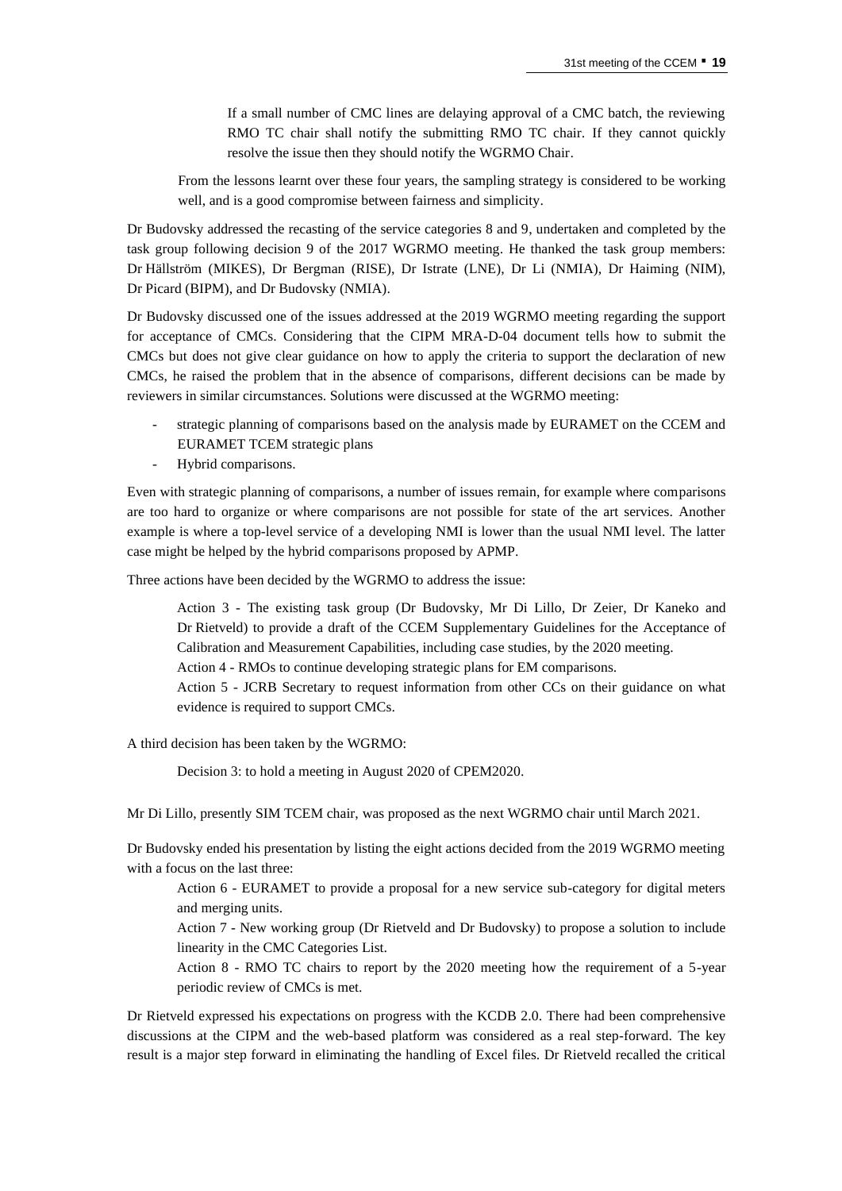If a small number of CMC lines are delaying approval of a CMC batch, the reviewing RMO TC chair shall notify the submitting RMO TC chair. If they cannot quickly resolve the issue then they should notify the WGRMO Chair.

From the lessons learnt over these four years, the sampling strategy is considered to be working well, and is a good compromise between fairness and simplicity.

Dr Budovsky addressed the recasting of the service categories 8 and 9, undertaken and completed by the task group following decision 9 of the 2017 WGRMO meeting. He thanked the task group members: Dr Hällström (MIKES), Dr Bergman (RISE), Dr Istrate (LNE), Dr Li (NMIA), Dr Haiming (NIM), Dr Picard (BIPM), and Dr Budovsky (NMIA).

Dr Budovsky discussed one of the issues addressed at the 2019 WGRMO meeting regarding the support for acceptance of CMCs. Considering that the CIPM MRA-D-04 document tells how to submit the CMCs but does not give clear guidance on how to apply the criteria to support the declaration of new CMCs, he raised the problem that in the absence of comparisons, different decisions can be made by reviewers in similar circumstances. Solutions were discussed at the WGRMO meeting:

- strategic planning of comparisons based on the analysis made by EURAMET on the CCEM and EURAMET TCEM strategic plans
- Hybrid comparisons.

Even with strategic planning of comparisons, a number of issues remain, for example where comparisons are too hard to organize or where comparisons are not possible for state of the art services. Another example is where a top-level service of a developing NMI is lower than the usual NMI level. The latter case might be helped by the hybrid comparisons proposed by APMP.

Three actions have been decided by the WGRMO to address the issue:

Action 3 - The existing task group (Dr Budovsky, Mr Di Lillo, Dr Zeier, Dr Kaneko and Dr Rietveld) to provide a draft of the CCEM Supplementary Guidelines for the Acceptance of Calibration and Measurement Capabilities, including case studies, by the 2020 meeting.
Action 4 - RMOs to continue developing strategic plans for EM comparisons.
Action 5 - JCRB Secretary to request information from other CCs on their guidance on what evidence is required to support CMCs.

A third decision has been taken by the WGRMO:

Decision 3: to hold a meeting in August 2020 of CPEM2020.

Mr Di Lillo, presently SIM TCEM chair, was proposed as the next WGRMO chair until March 2021.

Dr Budovsky ended his presentation by listing the eight actions decided from the 2019 WGRMO meeting with a focus on the last three:

Action 6 - EURAMET to provide a proposal for a new service sub-category for digital meters and merging units.
Action 7 - New working group (Dr Rietveld and Dr Budovsky) to propose a solution to include linearity in the CMC Categories List.
Action 8 - RMO TC chairs to report by the 2020 meeting how the requirement of a 5-year periodic review of CMCs is met.

Dr Rietveld expressed his expectations on progress with the KCDB 2.0. There had been comprehensive discussions at the CIPM and the web-based platform was considered as a real step-forward. The key result is a major step forward in eliminating the handling of Excel files. Dr Rietveld recalled the critical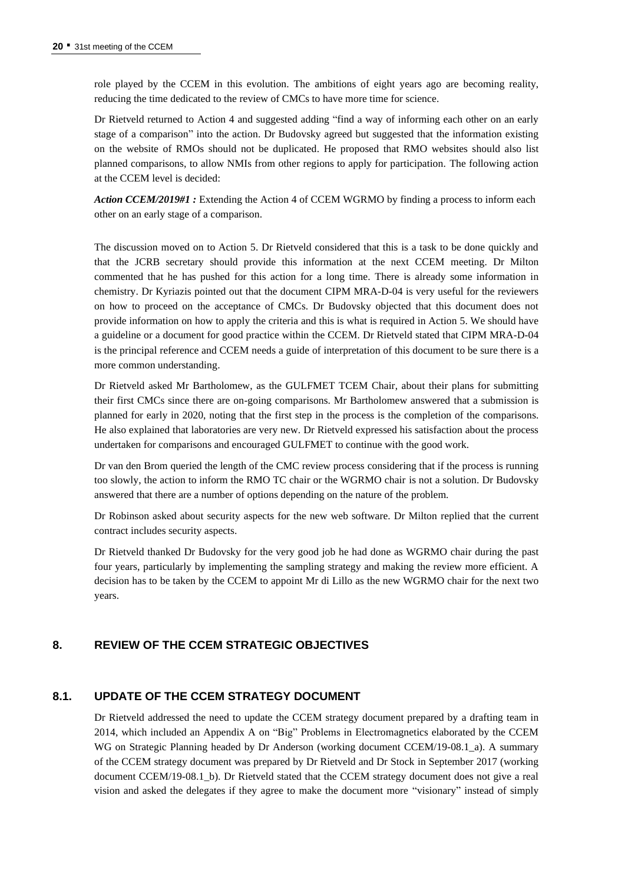role played by the CCEM in this evolution. The ambitions of eight years ago are becoming reality, reducing the time dedicated to the review of CMCs to have more time for science.

Dr Rietveld returned to Action 4 and suggested adding "find a way of informing each other on an early stage of a comparison" into the action. Dr Budovsky agreed but suggested that the information existing on the website of RMOs should not be duplicated. He proposed that RMO websites should also list planned comparisons, to allow NMIs from other regions to apply for participation. The following action at the CCEM level is decided:

***Action CCEM/2019#1 :*** Extending the Action 4 of CCEM WGRMO by finding a process to inform each other on an early stage of a comparison.

The discussion moved on to Action 5. Dr Rietveld considered that this is a task to be done quickly and that the JCRB secretary should provide this information at the next CCEM meeting. Dr Milton commented that he has pushed for this action for a long time. There is already some information in chemistry. Dr Kyriazis pointed out that the document CIPM MRA-D-04 is very useful for the reviewers on how to proceed on the acceptance of CMCs. Dr Budovsky objected that this document does not provide information on how to apply the criteria and this is what is required in Action 5. We should have a guideline or a document for good practice within the CCEM. Dr Rietveld stated that CIPM MRA-D-04 is the principal reference and CCEM needs a guide of interpretation of this document to be sure there is a more common understanding.

Dr Rietveld asked Mr Bartholomew, as the GULFMET TCEM Chair, about their plans for submitting their first CMCs since there are on-going comparisons. Mr Bartholomew answered that a submission is planned for early in 2020, noting that the first step in the process is the completion of the comparisons. He also explained that laboratories are very new. Dr Rietveld expressed his satisfaction about the process undertaken for comparisons and encouraged GULFMET to continue with the good work.

Dr van den Brom queried the length of the CMC review process considering that if the process is running too slowly, the action to inform the RMO TC chair or the WGRMO chair is not a solution. Dr Budovsky answered that there are a number of options depending on the nature of the problem.

Dr Robinson asked about security aspects for the new web software. Dr Milton replied that the current contract includes security aspects.

Dr Rietveld thanked Dr Budovsky for the very good job he had done as WGRMO chair during the past four years, particularly by implementing the sampling strategy and making the review more efficient. A decision has to be taken by the CCEM to appoint Mr di Lillo as the new WGRMO chair for the next two years.

## 8. REVIEW OF THE CCEM STRATEGIC OBJECTIVES

### 8.1. UPDATE OF THE CCEM STRATEGY DOCUMENT

Dr Rietveld addressed the need to update the CCEM strategy document prepared by a drafting team in 2014, which included an Appendix A on "Big" Problems in Electromagnetics elaborated by the CCEM WG on Strategic Planning headed by Dr Anderson (working document CCEM/19-08.1_a). A summary of the CCEM strategy document was prepared by Dr Rietveld and Dr Stock in September 2017 (working document CCEM/19-08.1_b). Dr Rietveld stated that the CCEM strategy document does not give a real vision and asked the delegates if they agree to make the document more "visionary" instead of simply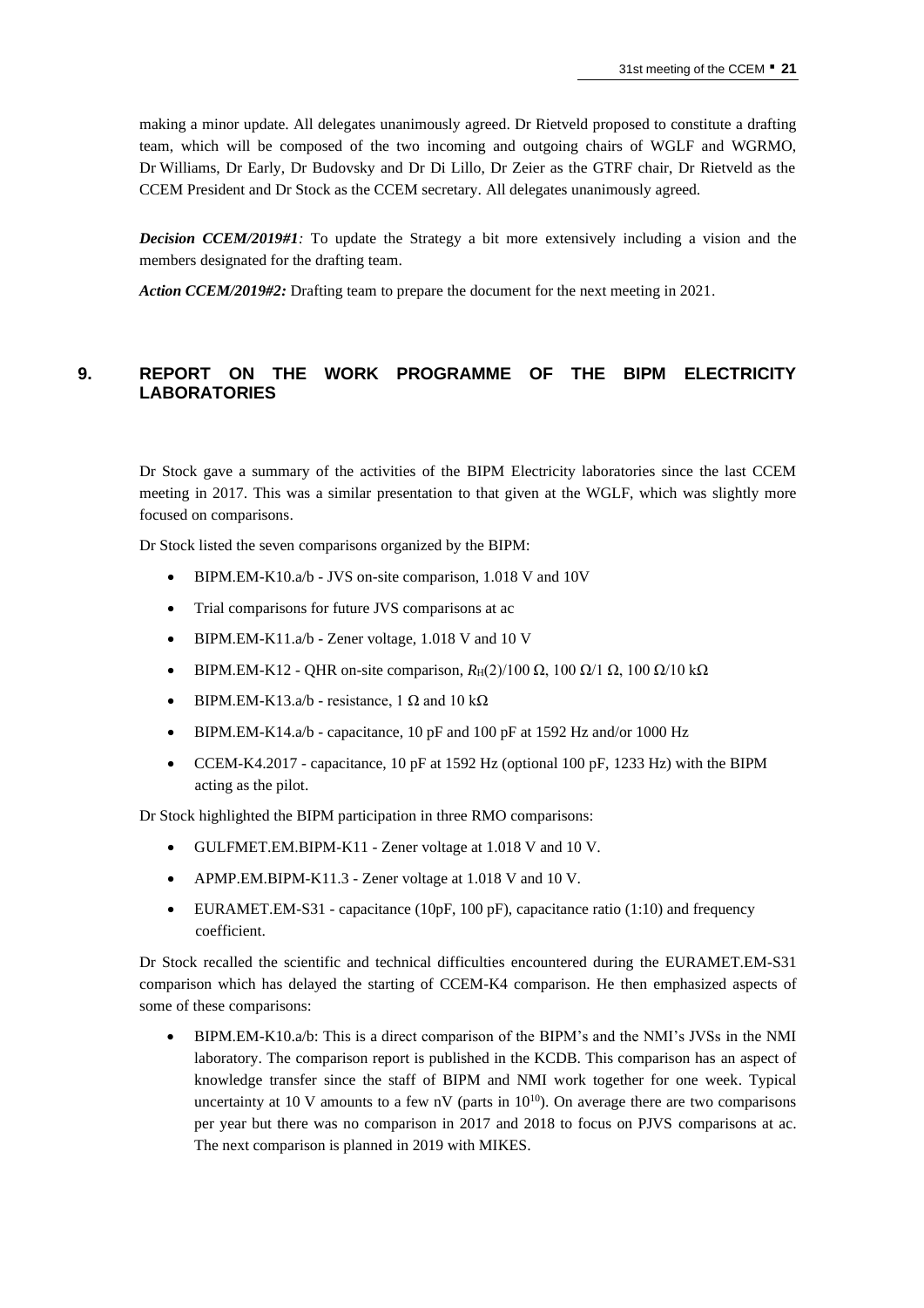making a minor update. All delegates unanimously agreed. Dr Rietveld proposed to constitute a drafting team, which will be composed of the two incoming and outgoing chairs of WGLF and WGRMO, Dr Williams, Dr Early, Dr Budovsky and Dr Di Lillo, Dr Zeier as the GTRF chair, Dr Rietveld as the CCEM President and Dr Stock as the CCEM secretary. All delegates unanimously agreed.

***Decision CCEM/2019#1**:* To update the Strategy a bit more extensively including a vision and the members designated for the drafting team.

***Action CCEM/2019#2:*** Drafting team to prepare the document for the next meeting in 2021.

## 9. REPORT ON THE WORK PROGRAMME OF THE BIPM ELECTRICITY LABORATORIES

Dr Stock gave a summary of the activities of the BIPM Electricity laboratories since the last CCEM meeting in 2017. This was a similar presentation to that given at the WGLF, which was slightly more focused on comparisons.

Dr Stock listed the seven comparisons organized by the BIPM:

- BIPM.EM-K10.a/b - JVS on-site comparison, 1.018 V and 10V
- Trial comparisons for future JVS comparisons at ac
- BIPM.EM-K11.a/b - Zener voltage, 1.018 V and 10 V
- BIPM.EM-K12 - QHR on-site comparison, $R_{\mathrm{H}}(2)/100\ \Omega$, $100\ \Omega/1\ \Omega$, $100\ \Omega/10\ \mathrm{k}\Omega$
- BIPM.EM-K13.a/b - resistance, $1\ \Omega$ and $10\ \mathrm{k}\Omega$
- BIPM.EM-K14.a/b - capacitance, 10 pF and 100 pF at 1592 Hz and/or 1000 Hz
- CCEM-K4.2017 - capacitance, 10 pF at 1592 Hz (optional 100 pF, 1233 Hz) with the BIPM acting as the pilot.

Dr Stock highlighted the BIPM participation in three RMO comparisons:

- GULFMET.EM.BIPM-K11 - Zener voltage at 1.018 V and 10 V.
- APMP.EM.BIPM-K11.3 - Zener voltage at 1.018 V and 10 V.
- EURAMET.EM-S31 - capacitance (10pF, 100 pF), capacitance ratio (1:10) and frequency coefficient.

Dr Stock recalled the scientific and technical difficulties encountered during the EURAMET.EM-S31 comparison which has delayed the starting of CCEM-K4 comparison. He then emphasized aspects of some of these comparisons:

- BIPM.EM-K10.a/b: This is a direct comparison of the BIPM's and the NMI's JVSs in the NMI laboratory. The comparison report is published in the KCDB. This comparison has an aspect of knowledge transfer since the staff of BIPM and NMI work together for one week. Typical uncertainty at 10 V amounts to a few nV (parts in $10^{10}$). On average there are two comparisons per year but there was no comparison in 2017 and 2018 to focus on PJVS comparisons at ac. The next comparison is planned in 2019 with MIKES.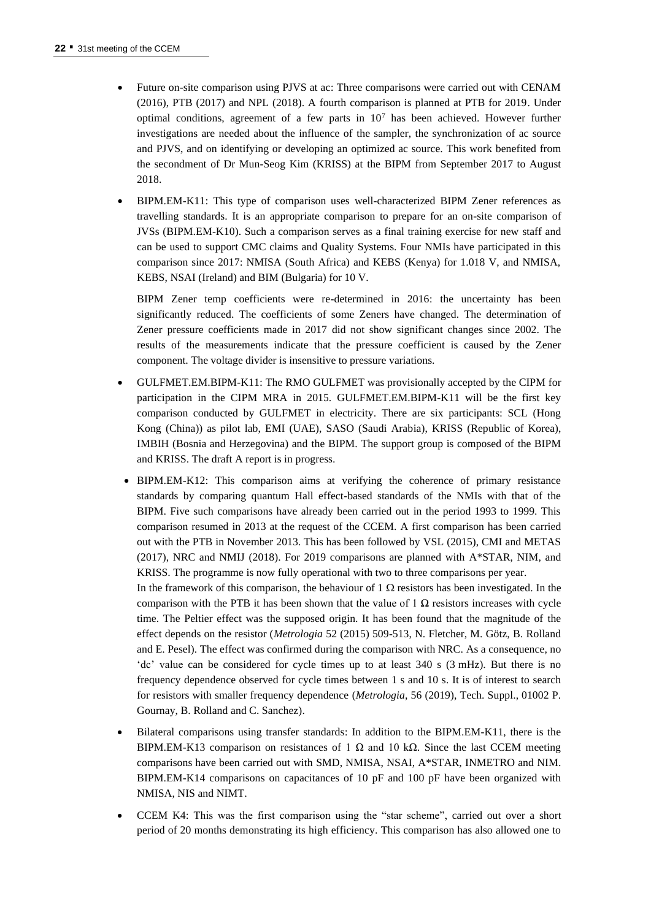- Future on-site comparison using PJVS at ac: Three comparisons were carried out with CENAM (2016), PTB (2017) and NPL (2018). A fourth comparison is planned at PTB for 2019. Under optimal conditions, agreement of a few parts in $10^7$ has been achieved. However further investigations are needed about the influence of the sampler, the synchronization of ac source and PJVS, and on identifying or developing an optimized ac source. This work benefited from the secondment of Dr Mun-Seog Kim (KRISS) at the BIPM from September 2017 to August 2018.

- BIPM.EM-K11: This type of comparison uses well-characterized BIPM Zener references as travelling standards. It is an appropriate comparison to prepare for an on-site comparison of JVSs (BIPM.EM-K10). Such a comparison serves as a final training exercise for new staff and can be used to support CMC claims and Quality Systems. Four NMIs have participated in this comparison since 2017: NMISA (South Africa) and KEBS (Kenya) for 1.018 V, and NMISA, KEBS, NSAI (Ireland) and BIM (Bulgaria) for 10 V.

  BIPM Zener temp coefficients were re-determined in 2016: the uncertainty has been significantly reduced. The coefficients of some Zeners have changed. The determination of Zener pressure coefficients made in 2017 did not show significant changes since 2002. The results of the measurements indicate that the pressure coefficient is caused by the Zener component. The voltage divider is insensitive to pressure variations.

- GULFMET.EM.BIPM-K11: The RMO GULFMET was provisionally accepted by the CIPM for participation in the CIPM MRA in 2015. GULFMET.EM.BIPM-K11 will be the first key comparison conducted by GULFMET in electricity. There are six participants: SCL (Hong Kong (China)) as pilot lab, EMI (UAE), SASO (Saudi Arabia), KRISS (Republic of Korea), IMBIH (Bosnia and Herzegovina) and the BIPM. The support group is composed of the BIPM and KRISS. The draft A report is in progress.

- BIPM.EM-K12: This comparison aims at verifying the coherence of primary resistance standards by comparing quantum Hall effect-based standards of the NMIs with that of the BIPM. Five such comparisons have already been carried out in the period 1993 to 1999. This comparison resumed in 2013 at the request of the CCEM. A first comparison has been carried out with the PTB in November 2013. This has been followed by VSL (2015), CMI and METAS (2017), NRC and NMIJ (2018). For 2019 comparisons are planned with A*STAR, NIM, and KRISS. The programme is now fully operational with two to three comparisons per year.

  In the framework of this comparison, the behaviour of 1 Ω resistors has been investigated. In the comparison with the PTB it has been shown that the value of 1 Ω resistors increases with cycle time. The Peltier effect was the supposed origin. It has been found that the magnitude of the effect depends on the resistor (*Metrologia* 52 (2015) 509-513, N. Fletcher, M. Götz, B. Rolland and E. Pesel). The effect was confirmed during the comparison with NRC. As a consequence, no 'dc' value can be considered for cycle times up to at least 340 s (3 mHz). But there is no frequency dependence observed for cycle times between 1 s and 10 s. It is of interest to search for resistors with smaller frequency dependence (*Metrologia*, 56 (2019), Tech. Suppl., 01002 P. Gournay, B. Rolland and C. Sanchez).

- Bilateral comparisons using transfer standards: In addition to the BIPM.EM-K11, there is the BIPM.EM-K13 comparison on resistances of 1 Ω and 10 kΩ. Since the last CCEM meeting comparisons have been carried out with SMD, NMISA, NSAI, A*STAR, INMETRO and NIM. BIPM.EM-K14 comparisons on capacitances of 10 pF and 100 pF have been organized with NMISA, NIS and NIMT.

- CCEM K4: This was the first comparison using the "star scheme", carried out over a short period of 20 months demonstrating its high efficiency. This comparison has also allowed one to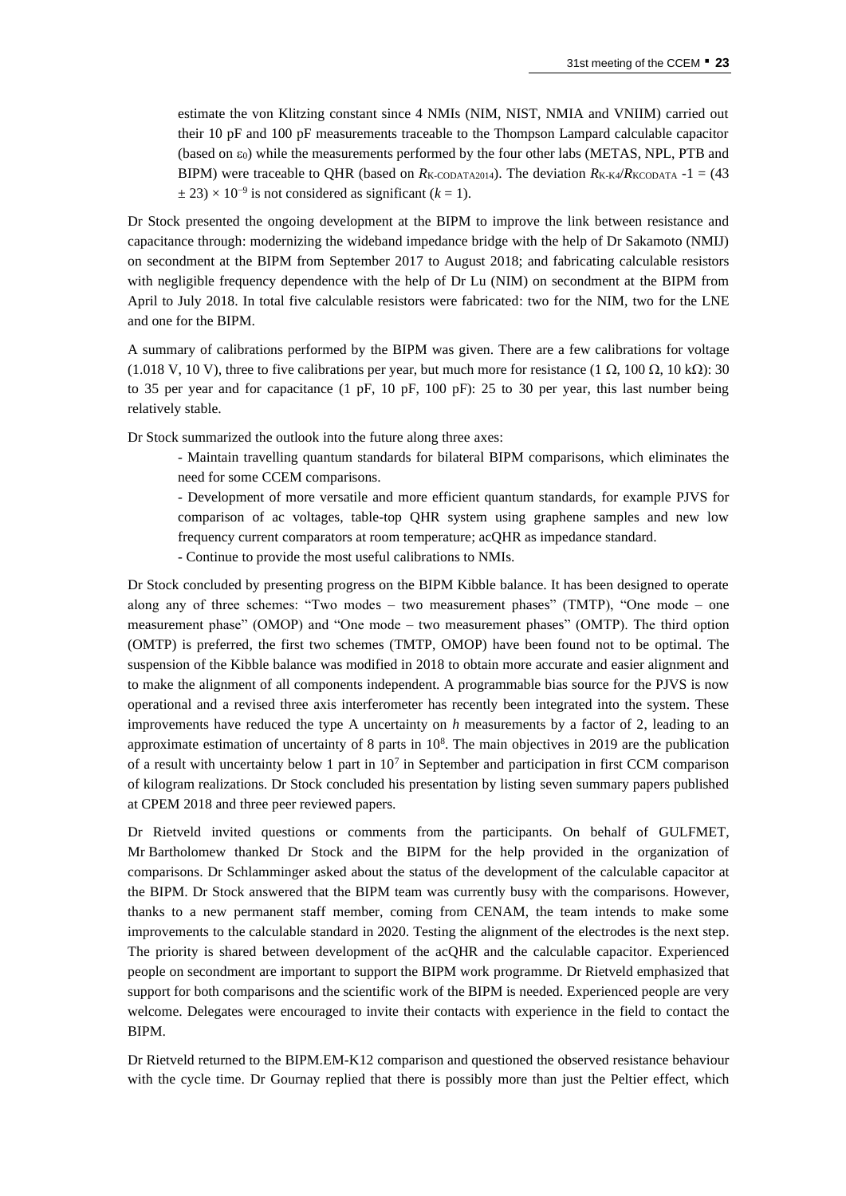estimate the von Klitzing constant since 4 NMIs (NIM, NIST, NMIA and VNIIM) carried out their 10 pF and 100 pF measurements traceable to the Thompson Lampard calculable capacitor (based on $\varepsilon_0$) while the measurements performed by the four other labs (METAS, NPL, PTB and BIPM) were traceable to QHR (based on $R_{\text{K-CODATA2014}}$). The deviation $R_{\text{K-K4}}/R_{\text{KCODATA}} - 1 = (43 \pm 23) \times 10^{-9}$ is not considered as significant ($k = 1$).

Dr Stock presented the ongoing development at the BIPM to improve the link between resistance and capacitance through: modernizing the wideband impedance bridge with the help of Dr Sakamoto (NMIJ) on secondment at the BIPM from September 2017 to August 2018; and fabricating calculable resistors with negligible frequency dependence with the help of Dr Lu (NIM) on secondment at the BIPM from April to July 2018. In total five calculable resistors were fabricated: two for the NIM, two for the LNE and one for the BIPM.

A summary of calibrations performed by the BIPM was given. There are a few calibrations for voltage (1.018 V, 10 V), three to five calibrations per year, but much more for resistance (1 Ω, 100 Ω, 10 kΩ): 30 to 35 per year and for capacitance (1 pF, 10 pF, 100 pF): 25 to 30 per year, this last number being relatively stable.

Dr Stock summarized the outlook into the future along three axes:

- Maintain travelling quantum standards for bilateral BIPM comparisons, which eliminates the need for some CCEM comparisons.
- Development of more versatile and more efficient quantum standards, for example PJVS for comparison of ac voltages, table-top QHR system using graphene samples and new low frequency current comparators at room temperature; acQHR as impedance standard.
- Continue to provide the most useful calibrations to NMIs.

Dr Stock concluded by presenting progress on the BIPM Kibble balance. It has been designed to operate along any of three schemes: "Two modes – two measurement phases" (TMTP), "One mode – one measurement phase" (OMOP) and "One mode – two measurement phases" (OMTP). The third option (OMTP) is preferred, the first two schemes (TMTP, OMOP) have been found not to be optimal. The suspension of the Kibble balance was modified in 2018 to obtain more accurate and easier alignment and to make the alignment of all components independent. A programmable bias source for the PJVS is now operational and a revised three axis interferometer has recently been integrated into the system. These improvements have reduced the type A uncertainty on $h$ measurements by a factor of 2, leading to an approximate estimation of uncertainty of 8 parts in $10^8$. The main objectives in 2019 are the publication of a result with uncertainty below 1 part in $10^7$ in September and participation in first CCM comparison of kilogram realizations. Dr Stock concluded his presentation by listing seven summary papers published at CPEM 2018 and three peer reviewed papers.

Dr Rietveld invited questions or comments from the participants. On behalf of GULFMET, Mr Bartholomew thanked Dr Stock and the BIPM for the help provided in the organization of comparisons. Dr Schlamminger asked about the status of the development of the calculable capacitor at the BIPM. Dr Stock answered that the BIPM team was currently busy with the comparisons. However, thanks to a new permanent staff member, coming from CENAM, the team intends to make some improvements to the calculable standard in 2020. Testing the alignment of the electrodes is the next step. The priority is shared between development of the acQHR and the calculable capacitor. Experienced people on secondment are important to support the BIPM work programme. Dr Rietveld emphasized that support for both comparisons and the scientific work of the BIPM is needed. Experienced people are very welcome. Delegates were encouraged to invite their contacts with experience in the field to contact the BIPM.

Dr Rietveld returned to the BIPM.EM-K12 comparison and questioned the observed resistance behaviour with the cycle time. Dr Gournay replied that there is possibly more than just the Peltier effect, which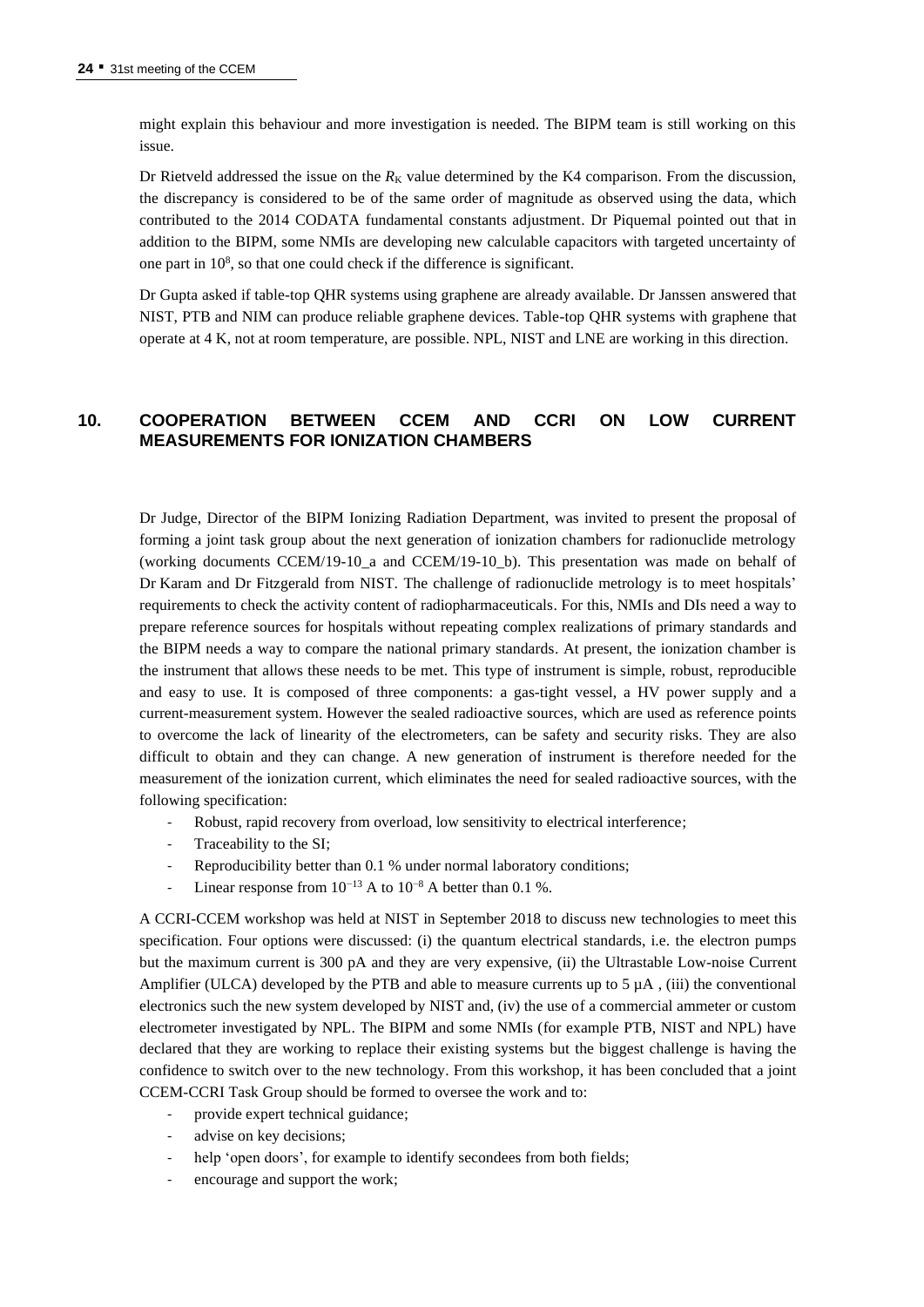might explain this behaviour and more investigation is needed. The BIPM team is still working on this issue.

Dr Rietveld addressed the issue on the $R_K$ value determined by the K4 comparison. From the discussion, the discrepancy is considered to be of the same order of magnitude as observed using the data, which contributed to the 2014 CODATA fundamental constants adjustment. Dr Piquemal pointed out that in addition to the BIPM, some NMIs are developing new calculable capacitors with targeted uncertainty of one part in $10^8$, so that one could check if the difference is significant.

Dr Gupta asked if table-top QHR systems using graphene are already available. Dr Janssen answered that NIST, PTB and NIM can produce reliable graphene devices. Table-top QHR systems with graphene that operate at 4 K, not at room temperature, are possible. NPL, NIST and LNE are working in this direction.

## 10. COOPERATION BETWEEN CCEM AND CCRI ON LOW CURRENT MEASUREMENTS FOR IONIZATION CHAMBERS

Dr Judge, Director of the BIPM Ionizing Radiation Department, was invited to present the proposal of forming a joint task group about the next generation of ionization chambers for radionuclide metrology (working documents CCEM/19-10_a and CCEM/19-10_b). This presentation was made on behalf of Dr Karam and Dr Fitzgerald from NIST. The challenge of radionuclide metrology is to meet hospitals' requirements to check the activity content of radiopharmaceuticals. For this, NMIs and DIs need a way to prepare reference sources for hospitals without repeating complex realizations of primary standards and the BIPM needs a way to compare the national primary standards. At present, the ionization chamber is the instrument that allows these needs to be met. This type of instrument is simple, robust, reproducible and easy to use. It is composed of three components: a gas-tight vessel, a HV power supply and a current-measurement system. However the sealed radioactive sources, which are used as reference points to overcome the lack of linearity of the electrometers, can be safety and security risks. They are also difficult to obtain and they can change. A new generation of instrument is therefore needed for the measurement of the ionization current, which eliminates the need for sealed radioactive sources, with the following specification:

- Robust, rapid recovery from overload, low sensitivity to electrical interference;
- Traceability to the SI;
- Reproducibility better than 0.1 % under normal laboratory conditions;
- Linear response from $10^{-13}$ A to $10^{-8}$ A better than 0.1 %.

A CCRI-CCEM workshop was held at NIST in September 2018 to discuss new technologies to meet this specification. Four options were discussed: (i) the quantum electrical standards, i.e. the electron pumps but the maximum current is 300 pA and they are very expensive, (ii) the Ultrastable Low-noise Current Amplifier (ULCA) developed by the PTB and able to measure currents up to 5 µA , (iii) the conventional electronics such the new system developed by NIST and, (iv) the use of a commercial ammeter or custom electrometer investigated by NPL. The BIPM and some NMIs (for example PTB, NIST and NPL) have declared that they are working to replace their existing systems but the biggest challenge is having the confidence to switch over to the new technology. From this workshop, it has been concluded that a joint CCEM-CCRI Task Group should be formed to oversee the work and to:

- provide expert technical guidance;
- advise on key decisions;
- help 'open doors', for example to identify secondees from both fields;
- encourage and support the work;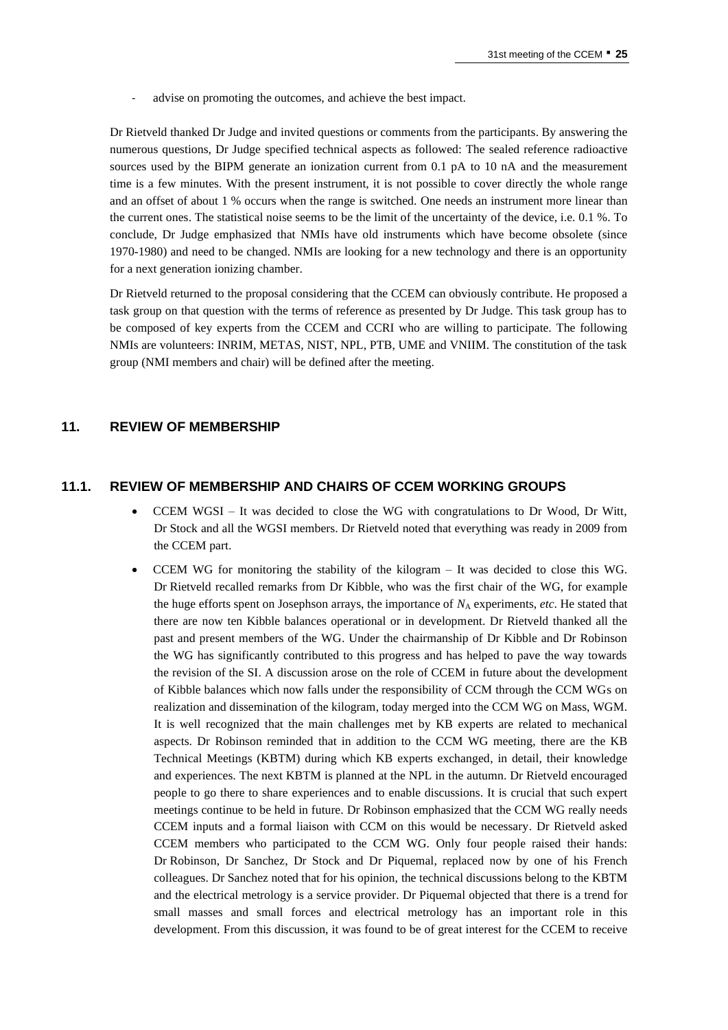- advise on promoting the outcomes, and achieve the best impact.

Dr Rietveld thanked Dr Judge and invited questions or comments from the participants. By answering the numerous questions, Dr Judge specified technical aspects as followed: The sealed reference radioactive sources used by the BIPM generate an ionization current from 0.1 pA to 10 nA and the measurement time is a few minutes. With the present instrument, it is not possible to cover directly the whole range and an offset of about 1 % occurs when the range is switched. One needs an instrument more linear than the current ones. The statistical noise seems to be the limit of the uncertainty of the device, i.e. 0.1 %. To conclude, Dr Judge emphasized that NMIs have old instruments which have become obsolete (since 1970-1980) and need to be changed. NMIs are looking for a new technology and there is an opportunity for a next generation ionizing chamber.

Dr Rietveld returned to the proposal considering that the CCEM can obviously contribute. He proposed a task group on that question with the terms of reference as presented by Dr Judge. This task group has to be composed of key experts from the CCEM and CCRI who are willing to participate. The following NMIs are volunteers: INRIM, METAS, NIST, NPL, PTB, UME and VNIIM. The constitution of the task group (NMI members and chair) will be defined after the meeting.

## 11. REVIEW OF MEMBERSHIP

### 11.1. REVIEW OF MEMBERSHIP AND CHAIRS OF CCEM WORKING GROUPS

- CCEM WGSI – It was decided to close the WG with congratulations to Dr Wood, Dr Witt, Dr Stock and all the WGSI members. Dr Rietveld noted that everything was ready in 2009 from the CCEM part.
- CCEM WG for monitoring the stability of the kilogram – It was decided to close this WG. Dr Rietveld recalled remarks from Dr Kibble, who was the first chair of the WG, for example the huge efforts spent on Josephson arrays, the importance of $N_A$ experiments, *etc*. He stated that there are now ten Kibble balances operational or in development. Dr Rietveld thanked all the past and present members of the WG. Under the chairmanship of Dr Kibble and Dr Robinson the WG has significantly contributed to this progress and has helped to pave the way towards the revision of the SI. A discussion arose on the role of CCEM in future about the development of Kibble balances which now falls under the responsibility of CCM through the CCM WGs on realization and dissemination of the kilogram, today merged into the CCM WG on Mass, WGM. It is well recognized that the main challenges met by KB experts are related to mechanical aspects. Dr Robinson reminded that in addition to the CCM WG meeting, there are the KB Technical Meetings (KBTM) during which KB experts exchanged, in detail, their knowledge and experiences. The next KBTM is planned at the NPL in the autumn. Dr Rietveld encouraged people to go there to share experiences and to enable discussions. It is crucial that such expert meetings continue to be held in future. Dr Robinson emphasized that the CCM WG really needs CCEM inputs and a formal liaison with CCM on this would be necessary. Dr Rietveld asked CCEM members who participated to the CCM WG. Only four people raised their hands: Dr Robinson, Dr Sanchez, Dr Stock and Dr Piquemal, replaced now by one of his French colleagues. Dr Sanchez noted that for his opinion, the technical discussions belong to the KBTM and the electrical metrology is a service provider. Dr Piquemal objected that there is a trend for small masses and small forces and electrical metrology has an important role in this development. From this discussion, it was found to be of great interest for the CCEM to receive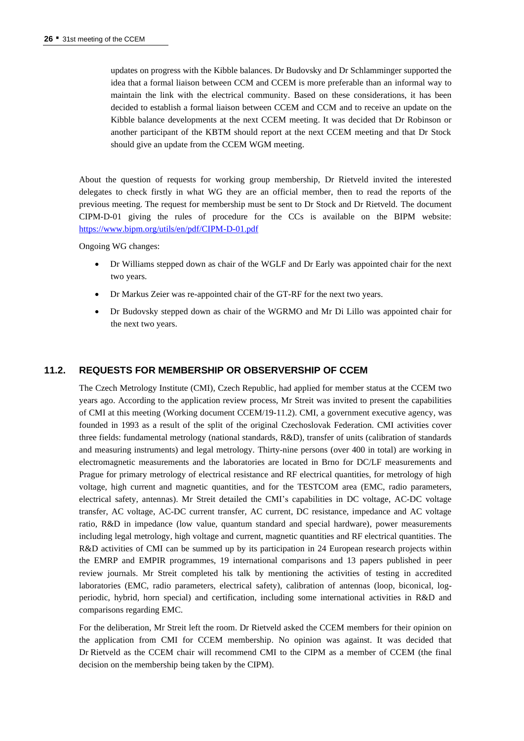updates on progress with the Kibble balances. Dr Budovsky and Dr Schlamminger supported the idea that a formal liaison between CCM and CCEM is more preferable than an informal way to maintain the link with the electrical community. Based on these considerations, it has been decided to establish a formal liaison between CCEM and CCM and to receive an update on the Kibble balance developments at the next CCEM meeting. It was decided that Dr Robinson or another participant of the KBTM should report at the next CCEM meeting and that Dr Stock should give an update from the CCEM WGM meeting.

About the question of requests for working group membership, Dr Rietveld invited the interested delegates to check firstly in what WG they are an official member, then to read the reports of the previous meeting. The request for membership must be sent to Dr Stock and Dr Rietveld. The document CIPM-D-01 giving the rules of procedure for the CCs is available on the BIPM website: https://www.bipm.org/utils/en/pdf/CIPM-D-01.pdf

Ongoing WG changes:

- Dr Williams stepped down as chair of the WGLF and Dr Early was appointed chair for the next two years.
- Dr Markus Zeier was re-appointed chair of the GT-RF for the next two years.
- Dr Budovsky stepped down as chair of the WGRMO and Mr Di Lillo was appointed chair for the next two years.

## 11.2. REQUESTS FOR MEMBERSHIP OR OBSERVERSHIP OF CCEM

The Czech Metrology Institute (CMI), Czech Republic, had applied for member status at the CCEM two years ago. According to the application review process, Mr Streit was invited to present the capabilities of CMI at this meeting (Working document CCEM/19-11.2). CMI, a government executive agency, was founded in 1993 as a result of the split of the original Czechoslovak Federation. CMI activities cover three fields: fundamental metrology (national standards, R&D), transfer of units (calibration of standards and measuring instruments) and legal metrology. Thirty-nine persons (over 400 in total) are working in electromagnetic measurements and the laboratories are located in Brno for DC/LF measurements and Prague for primary metrology of electrical resistance and RF electrical quantities, for metrology of high voltage, high current and magnetic quantities, and for the TESTCOM area (EMC, radio parameters, electrical safety, antennas). Mr Streit detailed the CMI's capabilities in DC voltage, AC-DC voltage transfer, AC voltage, AC-DC current transfer, AC current, DC resistance, impedance and AC voltage ratio, R&D in impedance (low value, quantum standard and special hardware), power measurements including legal metrology, high voltage and current, magnetic quantities and RF electrical quantities. The R&D activities of CMI can be summed up by its participation in 24 European research projects within the EMRP and EMPIR programmes, 19 international comparisons and 13 papers published in peer review journals. Mr Streit completed his talk by mentioning the activities of testing in accredited laboratories (EMC, radio parameters, electrical safety), calibration of antennas (loop, biconical, log-periodic, hybrid, horn special) and certification, including some international activities in R&D and comparisons regarding EMC.

For the deliberation, Mr Streit left the room. Dr Rietveld asked the CCEM members for their opinion on the application from CMI for CCEM membership. No opinion was against. It was decided that Dr Rietveld as the CCEM chair will recommend CMI to the CIPM as a member of CCEM (the final decision on the membership being taken by the CIPM).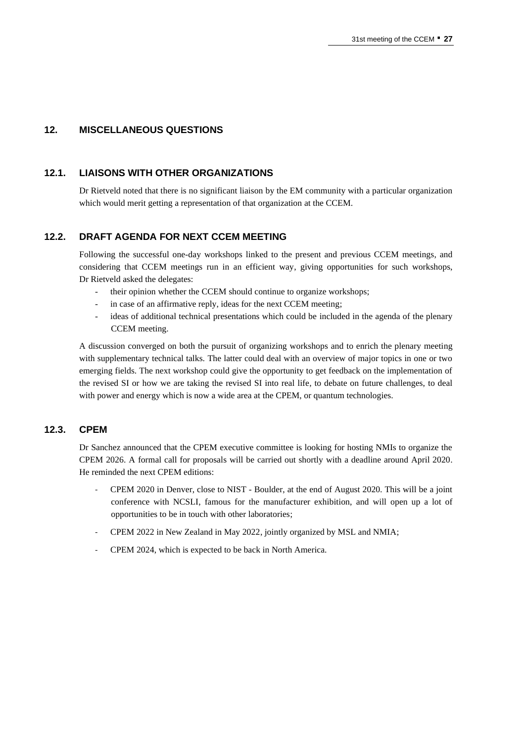## 12. MISCELLANEOUS QUESTIONS

### 12.1. LIAISONS WITH OTHER ORGANIZATIONS

Dr Rietveld noted that there is no significant liaison by the EM community with a particular organization which would merit getting a representation of that organization at the CCEM.

### 12.2. DRAFT AGENDA FOR NEXT CCEM MEETING

Following the successful one-day workshops linked to the present and previous CCEM meetings, and considering that CCEM meetings run in an efficient way, giving opportunities for such workshops, Dr Rietveld asked the delegates:

- their opinion whether the CCEM should continue to organize workshops;
- in case of an affirmative reply, ideas for the next CCEM meeting;
- ideas of additional technical presentations which could be included in the agenda of the plenary CCEM meeting.

A discussion converged on both the pursuit of organizing workshops and to enrich the plenary meeting with supplementary technical talks. The latter could deal with an overview of major topics in one or two emerging fields. The next workshop could give the opportunity to get feedback on the implementation of the revised SI or how we are taking the revised SI into real life, to debate on future challenges, to deal with power and energy which is now a wide area at the CPEM, or quantum technologies.

### 12.3. CPEM

Dr Sanchez announced that the CPEM executive committee is looking for hosting NMIs to organize the CPEM 2026. A formal call for proposals will be carried out shortly with a deadline around April 2020. He reminded the next CPEM editions:

- CPEM 2020 in Denver, close to NIST - Boulder, at the end of August 2020. This will be a joint conference with NCSLI, famous for the manufacturer exhibition, and will open up a lot of opportunities to be in touch with other laboratories;
- CPEM 2022 in New Zealand in May 2022, jointly organized by MSL and NMIA;
- CPEM 2024, which is expected to be back in North America.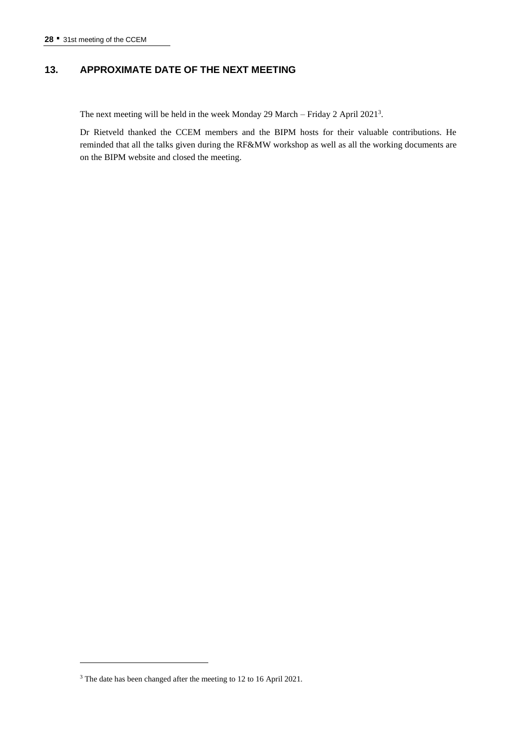## 13. APPROXIMATE DATE OF THE NEXT MEETING

The next meeting will be held in the week Monday 29 March – Friday 2 April 2021[3].

Dr Rietveld thanked the CCEM members and the BIPM hosts for their valuable contributions. He reminded that all the talks given during the RF&MW workshop as well as all the working documents are on the BIPM website and closed the meeting.

[3] The date has been changed after the meeting to 12 to 16 April 2021.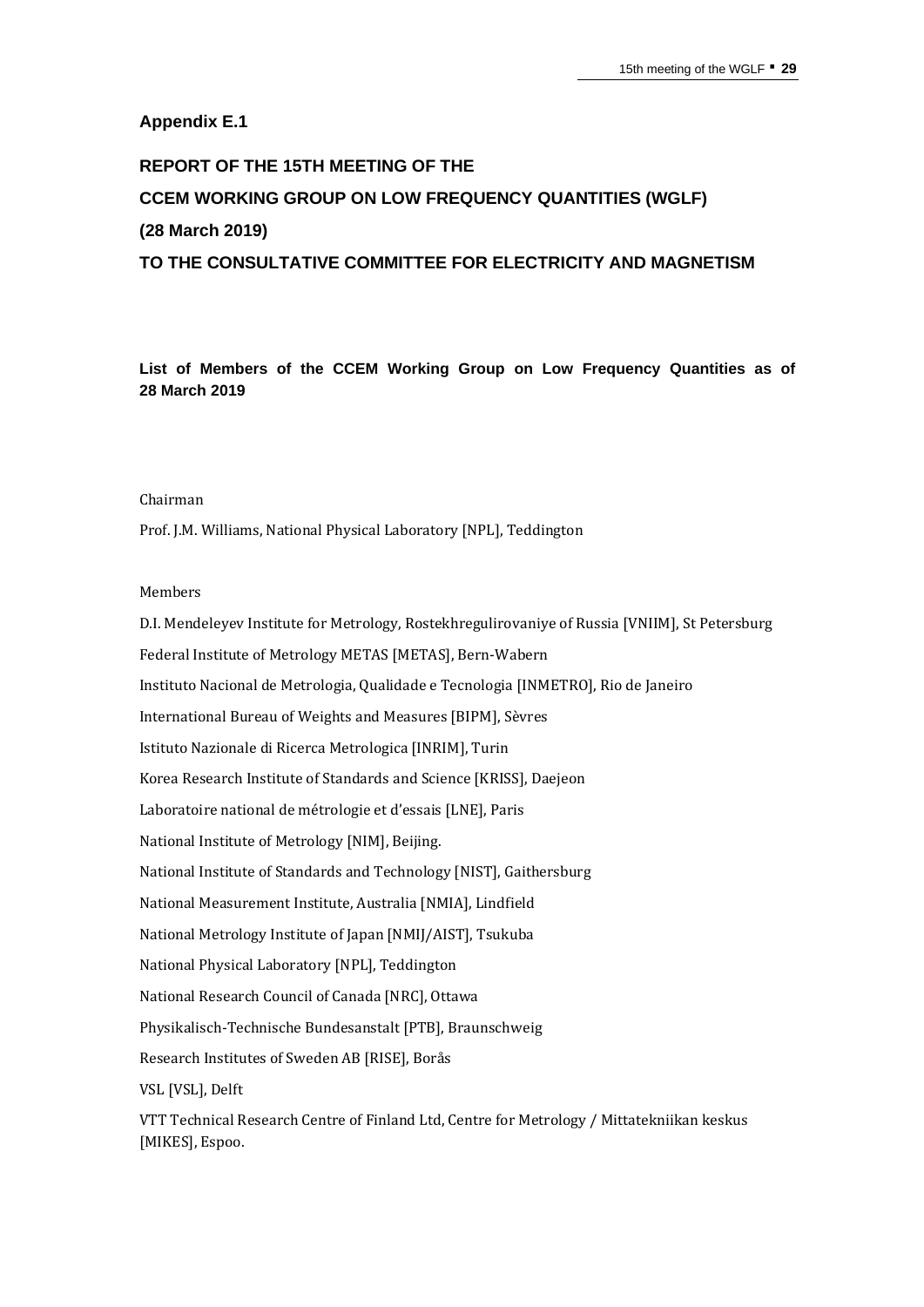### Appendix E.1

## REPORT OF THE 15TH MEETING OF THE
## CCEM WORKING GROUP ON LOW FREQUENCY QUANTITIES (WGLF)
## (28 March 2019)
## TO THE CONSULTATIVE COMMITTEE FOR ELECTRICITY AND MAGNETISM

**List of Members of the CCEM Working Group on Low Frequency Quantities as of 28 March 2019**

Chairman

Prof. J.M. Williams, National Physical Laboratory [NPL], Teddington

Members

D.I. Mendeleyev Institute for Metrology, Rostekhregulirovaniye of Russia [VNIIM], St Petersburg

Federal Institute of Metrology METAS [METAS], Bern-Wabern

Instituto Nacional de Metrologia, Qualidade e Tecnologia [INMETRO], Rio de Janeiro

International Bureau of Weights and Measures [BIPM], Sèvres

Istituto Nazionale di Ricerca Metrologica [INRIM], Turin

Korea Research Institute of Standards and Science [KRISS], Daejeon

Laboratoire national de métrologie et d'essais [LNE], Paris

National Institute of Metrology [NIM], Beijing.

National Institute of Standards and Technology [NIST], Gaithersburg

National Measurement Institute, Australia [NMIA], Lindfield

National Metrology Institute of Japan [NMIJ/AIST], Tsukuba

National Physical Laboratory [NPL], Teddington

National Research Council of Canada [NRC], Ottawa

Physikalisch-Technische Bundesanstalt [PTB], Braunschweig

Research Institutes of Sweden AB [RISE], Borås

VSL [VSL], Delft

VTT Technical Research Centre of Finland Ltd, Centre for Metrology / Mittatekniikan keskus [MIKES], Espoo.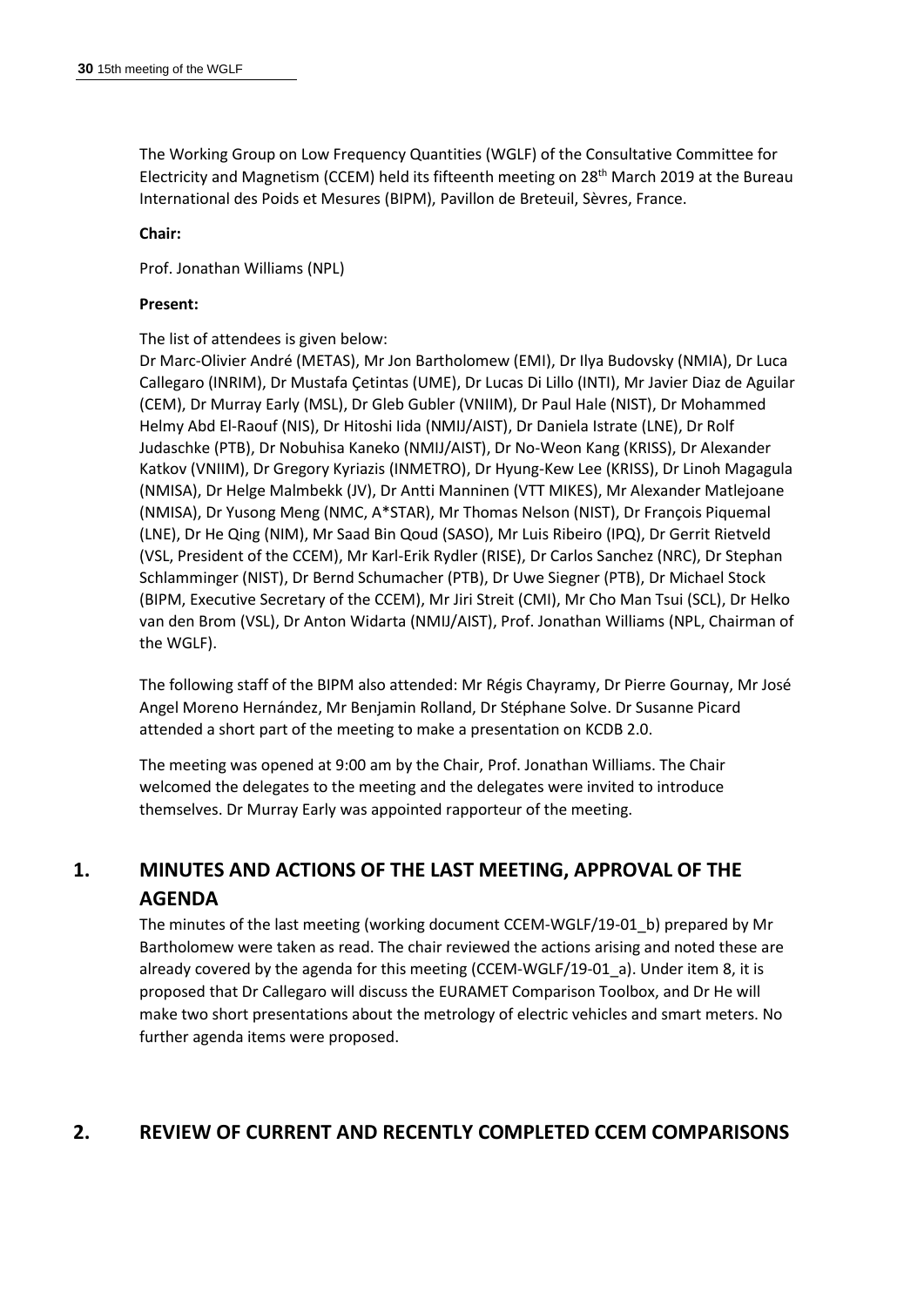The Working Group on Low Frequency Quantities (WGLF) of the Consultative Committee for Electricity and Magnetism (CCEM) held its fifteenth meeting on 28th March 2019 at the Bureau International des Poids et Mesures (BIPM), Pavillon de Breteuil, Sèvres, France.

**Chair:**

Prof. Jonathan Williams (NPL)

**Present:**

The list of attendees is given below:

Dr Marc-Olivier André (METAS), Mr Jon Bartholomew (EMI), Dr Ilya Budovsky (NMIA), Dr Luca Callegaro (INRIM), Dr Mustafa Çetintas (UME), Dr Lucas Di Lillo (INTI), Mr Javier Diaz de Aguilar (CEM), Dr Murray Early (MSL), Dr Gleb Gubler (VNIIM), Dr Paul Hale (NIST), Dr Mohammed Helmy Abd El-Raouf (NIS), Dr Hitoshi Iida (NMIJ/AIST), Dr Daniela Istrate (LNE), Dr Rolf Judaschke (PTB), Dr Nobuhisa Kaneko (NMIJ/AIST), Dr No-Weon Kang (KRISS), Dr Alexander Katkov (VNIIM), Dr Gregory Kyriazis (INMETRO), Dr Hyung-Kew Lee (KRISS), Dr Linoh Magagula (NMISA), Dr Helge Malmbekk (JV), Dr Antti Manninen (VTT MIKES), Mr Alexander Matlejoane (NMISA), Dr Yusong Meng (NMC, A*STAR), Mr Thomas Nelson (NIST), Dr François Piquemal (LNE), Dr He Qing (NIM), Mr Saad Bin Qoud (SASO), Mr Luis Ribeiro (IPQ), Dr Gerrit Rietveld (VSL, President of the CCEM), Mr Karl-Erik Rydler (RISE), Dr Carlos Sanchez (NRC), Dr Stephan Schlamminger (NIST), Dr Bernd Schumacher (PTB), Dr Uwe Siegner (PTB), Dr Michael Stock (BIPM, Executive Secretary of the CCEM), Mr Jiri Streit (CMI), Mr Cho Man Tsui (SCL), Dr Helko van den Brom (VSL), Dr Anton Widarta (NMIJ/AIST), Prof. Jonathan Williams (NPL, Chairman of the WGLF).

The following staff of the BIPM also attended: Mr Régis Chayramy, Dr Pierre Gournay, Mr José Angel Moreno Hernández, Mr Benjamin Rolland, Dr Stéphane Solve. Dr Susanne Picard attended a short part of the meeting to make a presentation on KCDB 2.0.

The meeting was opened at 9:00 am by the Chair, Prof. Jonathan Williams. The Chair welcomed the delegates to the meeting and the delegates were invited to introduce themselves. Dr Murray Early was appointed rapporteur of the meeting.

## 1. MINUTES AND ACTIONS OF THE LAST MEETING, APPROVAL OF THE AGENDA

The minutes of the last meeting (working document CCEM-WGLF/19-01_b) prepared by Mr Bartholomew were taken as read. The chair reviewed the actions arising and noted these are already covered by the agenda for this meeting (CCEM-WGLF/19-01_a). Under item 8, it is proposed that Dr Callegaro will discuss the EURAMET Comparison Toolbox, and Dr He will make two short presentations about the metrology of electric vehicles and smart meters. No further agenda items were proposed.

## 2. REVIEW OF CURRENT AND RECENTLY COMPLETED CCEM COMPARISONS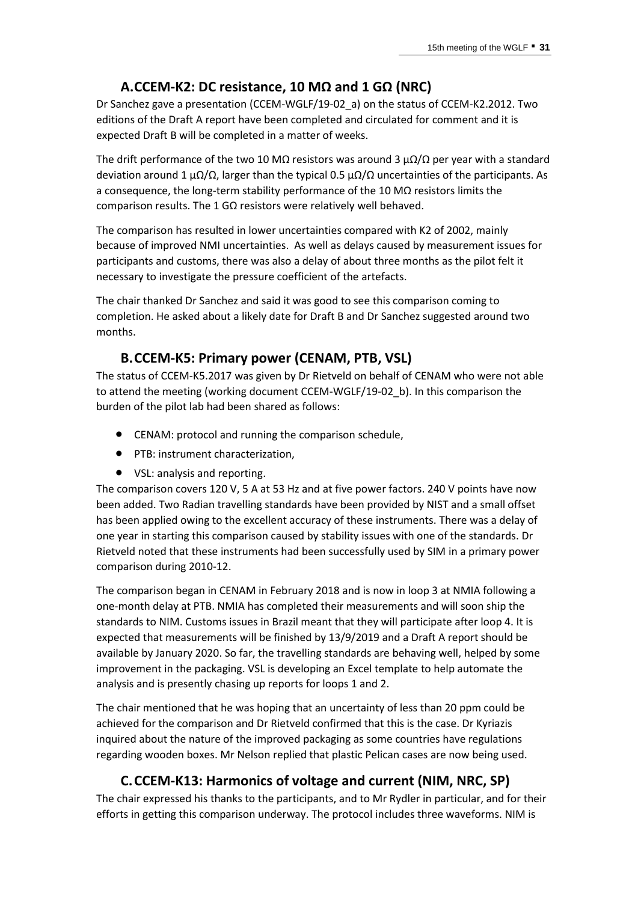### A. CCEM-K2: DC resistance, 10 MΩ and 1 GΩ (NRC)

Dr Sanchez gave a presentation (CCEM-WGLF/19-02_a) on the status of CCEM-K2.2012. Two editions of the Draft A report have been completed and circulated for comment and it is expected Draft B will be completed in a matter of weeks.

The drift performance of the two 10 MΩ resistors was around 3 μΩ/Ω per year with a standard deviation around 1 μΩ/Ω, larger than the typical 0.5 μΩ/Ω uncertainties of the participants. As a consequence, the long-term stability performance of the 10 MΩ resistors limits the comparison results. The 1 GΩ resistors were relatively well behaved.

The comparison has resulted in lower uncertainties compared with K2 of 2002, mainly because of improved NMI uncertainties. As well as delays caused by measurement issues for participants and customs, there was also a delay of about three months as the pilot felt it necessary to investigate the pressure coefficient of the artefacts.

The chair thanked Dr Sanchez and said it was good to see this comparison coming to completion. He asked about a likely date for Draft B and Dr Sanchez suggested around two months.

### B. CCEM-K5: Primary power (CENAM, PTB, VSL)

The status of CCEM-K5.2017 was given by Dr Rietveld on behalf of CENAM who were not able to attend the meeting (working document CCEM-WGLF/19-02_b). In this comparison the burden of the pilot lab had been shared as follows:

- CENAM: protocol and running the comparison schedule,
- PTB: instrument characterization,
- VSL: analysis and reporting.

The comparison covers 120 V, 5 A at 53 Hz and at five power factors. 240 V points have now been added. Two Radian travelling standards have been provided by NIST and a small offset has been applied owing to the excellent accuracy of these instruments. There was a delay of one year in starting this comparison caused by stability issues with one of the standards. Dr Rietveld noted that these instruments had been successfully used by SIM in a primary power comparison during 2010-12.

The comparison began in CENAM in February 2018 and is now in loop 3 at NMIA following a one-month delay at PTB. NMIA has completed their measurements and will soon ship the standards to NIM. Customs issues in Brazil meant that they will participate after loop 4. It is expected that measurements will be finished by 13/9/2019 and a Draft A report should be available by January 2020. So far, the travelling standards are behaving well, helped by some improvement in the packaging. VSL is developing an Excel template to help automate the analysis and is presently chasing up reports for loops 1 and 2.

The chair mentioned that he was hoping that an uncertainty of less than 20 ppm could be achieved for the comparison and Dr Rietveld confirmed that this is the case. Dr Kyriazis inquired about the nature of the improved packaging as some countries have regulations regarding wooden boxes. Mr Nelson replied that plastic Pelican cases are now being used.

### C. CCEM-K13: Harmonics of voltage and current (NIM, NRC, SP)

The chair expressed his thanks to the participants, and to Mr Rydler in particular, and for their efforts in getting this comparison underway. The protocol includes three waveforms. NIM is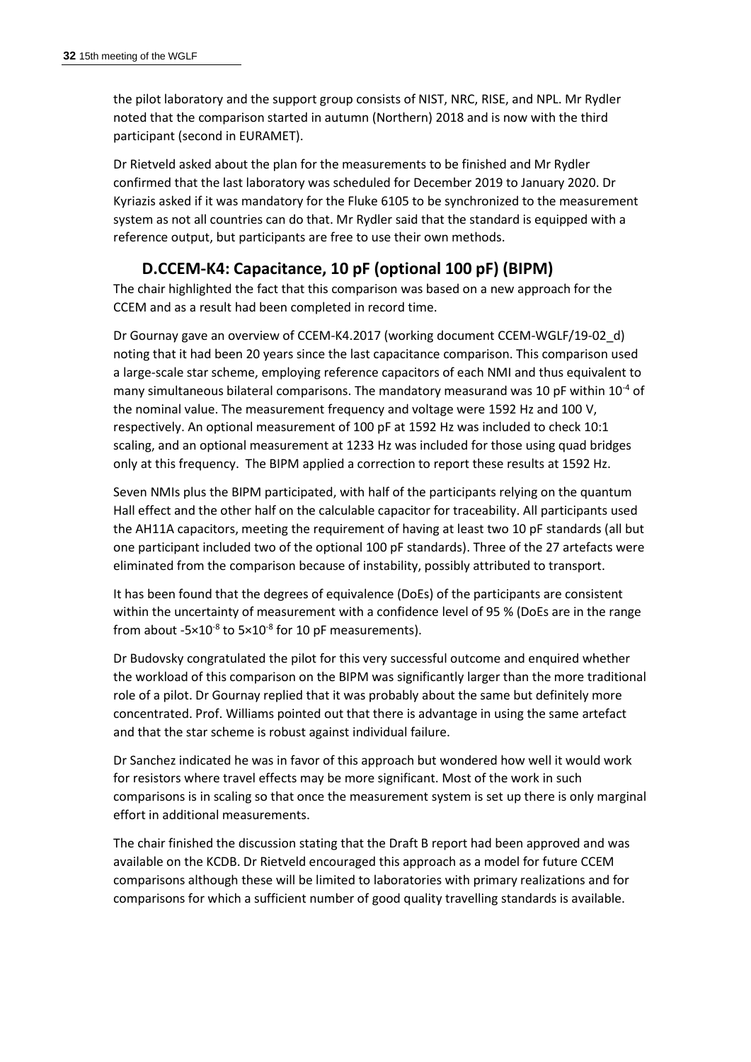the pilot laboratory and the support group consists of NIST, NRC, RISE, and NPL. Mr Rydler noted that the comparison started in autumn (Northern) 2018 and is now with the third participant (second in EURAMET).

Dr Rietveld asked about the plan for the measurements to be finished and Mr Rydler confirmed that the last laboratory was scheduled for December 2019 to January 2020. Dr Kyriazis asked if it was mandatory for the Fluke 6105 to be synchronized to the measurement system as not all countries can do that. Mr Rydler said that the standard is equipped with a reference output, but participants are free to use their own methods.

## D.CCEM-K4: Capacitance, 10 pF (optional 100 pF) (BIPM)

The chair highlighted the fact that this comparison was based on a new approach for the CCEM and as a result had been completed in record time.

Dr Gournay gave an overview of CCEM-K4.2017 (working document CCEM-WGLF/19-02_d) noting that it had been 20 years since the last capacitance comparison. This comparison used a large-scale star scheme, employing reference capacitors of each NMI and thus equivalent to many simultaneous bilateral comparisons. The mandatory measurand was 10 pF within $10^{-4}$ of the nominal value. The measurement frequency and voltage were 1592 Hz and 100 V, respectively. An optional measurement of 100 pF at 1592 Hz was included to check 10:1 scaling, and an optional measurement at 1233 Hz was included for those using quad bridges only at this frequency. The BIPM applied a correction to report these results at 1592 Hz.

Seven NMIs plus the BIPM participated, with half of the participants relying on the quantum Hall effect and the other half on the calculable capacitor for traceability. All participants used the AH11A capacitors, meeting the requirement of having at least two 10 pF standards (all but one participant included two of the optional 100 pF standards). Three of the 27 artefacts were eliminated from the comparison because of instability, possibly attributed to transport.

It has been found that the degrees of equivalence (DoEs) of the participants are consistent within the uncertainty of measurement with a confidence level of 95 % (DoEs are in the range from about $-5\times10^{-8}$ to $5\times10^{-8}$ for 10 pF measurements).

Dr Budovsky congratulated the pilot for this very successful outcome and enquired whether the workload of this comparison on the BIPM was significantly larger than the more traditional role of a pilot. Dr Gournay replied that it was probably about the same but definitely more concentrated. Prof. Williams pointed out that there is advantage in using the same artefact and that the star scheme is robust against individual failure.

Dr Sanchez indicated he was in favor of this approach but wondered how well it would work for resistors where travel effects may be more significant. Most of the work in such comparisons is in scaling so that once the measurement system is set up there is only marginal effort in additional measurements.

The chair finished the discussion stating that the Draft B report had been approved and was available on the KCDB. Dr Rietveld encouraged this approach as a model for future CCEM comparisons although these will be limited to laboratories with primary realizations and for comparisons for which a sufficient number of good quality travelling standards is available.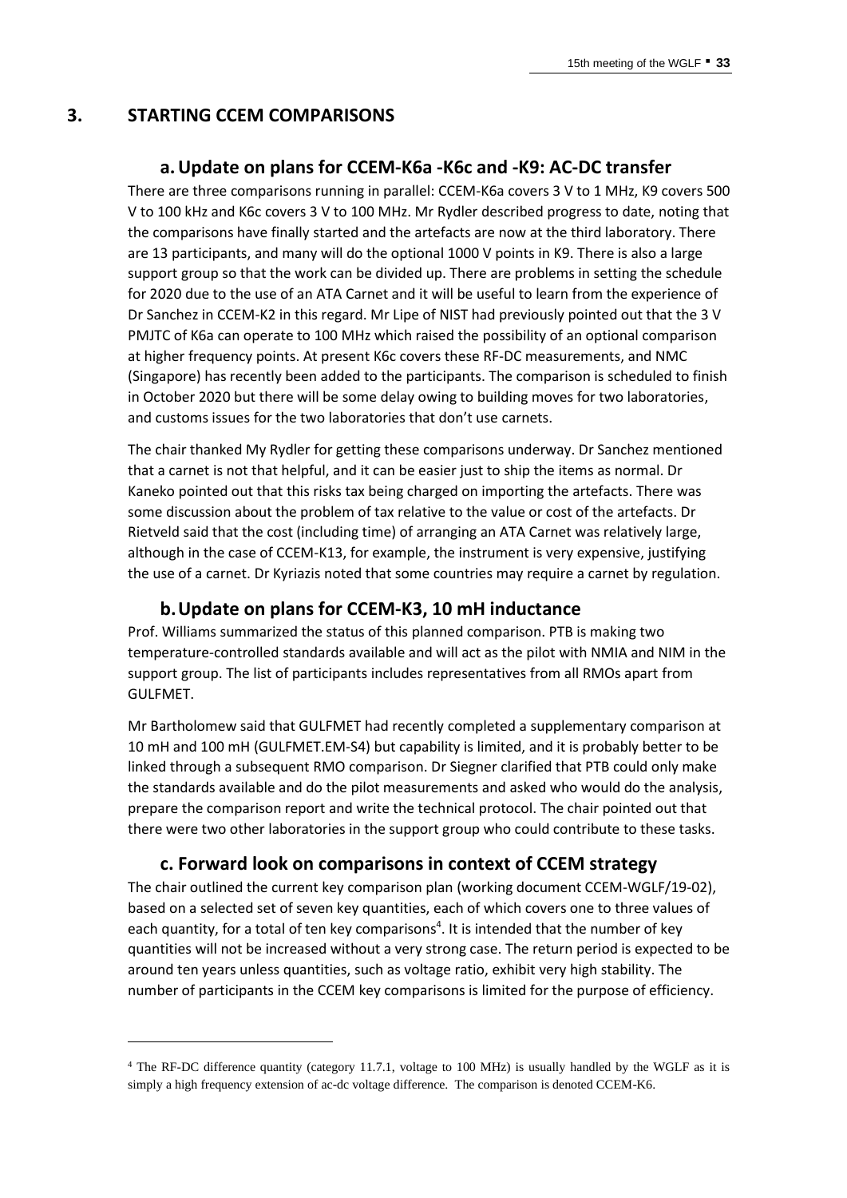# 3. STARTING CCEM COMPARISONS

## a. Update on plans for CCEM-K6a -K6c and -K9: AC-DC transfer

There are three comparisons running in parallel: CCEM-K6a covers 3 V to 1 MHz, K9 covers 500 V to 100 kHz and K6c covers 3 V to 100 MHz. Mr Rydler described progress to date, noting that the comparisons have finally started and the artefacts are now at the third laboratory. There are 13 participants, and many will do the optional 1000 V points in K9. There is also a large support group so that the work can be divided up. There are problems in setting the schedule for 2020 due to the use of an ATA Carnet and it will be useful to learn from the experience of Dr Sanchez in CCEM-K2 in this regard. Mr Lipe of NIST had previously pointed out that the 3 V PMJTC of K6a can operate to 100 MHz which raised the possibility of an optional comparison at higher frequency points. At present K6c covers these RF-DC measurements, and NMC (Singapore) has recently been added to the participants. The comparison is scheduled to finish in October 2020 but there will be some delay owing to building moves for two laboratories, and customs issues for the two laboratories that don't use carnets.

The chair thanked My Rydler for getting these comparisons underway. Dr Sanchez mentioned that a carnet is not that helpful, and it can be easier just to ship the items as normal. Dr Kaneko pointed out that this risks tax being charged on importing the artefacts. There was some discussion about the problem of tax relative to the value or cost of the artefacts. Dr Rietveld said that the cost (including time) of arranging an ATA Carnet was relatively large, although in the case of CCEM-K13, for example, the instrument is very expensive, justifying the use of a carnet. Dr Kyriazis noted that some countries may require a carnet by regulation.

## b. Update on plans for CCEM-K3, 10 mH inductance

Prof. Williams summarized the status of this planned comparison. PTB is making two temperature-controlled standards available and will act as the pilot with NMIA and NIM in the support group. The list of participants includes representatives from all RMOs apart from GULFMET.

Mr Bartholomew said that GULFMET had recently completed a supplementary comparison at 10 mH and 100 mH (GULFMET.EM-S4) but capability is limited, and it is probably better to be linked through a subsequent RMO comparison. Dr Siegner clarified that PTB could only make the standards available and do the pilot measurements and asked who would do the analysis, prepare the comparison report and write the technical protocol. The chair pointed out that there were two other laboratories in the support group who could contribute to these tasks.

## c. Forward look on comparisons in context of CCEM strategy

The chair outlined the current key comparison plan (working document CCEM-WGLF/19-02), based on a selected set of seven key quantities, each of which covers one to three values of each quantity, for a total of ten key comparisons[4]. It is intended that the number of key quantities will not be increased without a very strong case. The return period is expected to be around ten years unless quantities, such as voltage ratio, exhibit very high stability. The number of participants in the CCEM key comparisons is limited for the purpose of efficiency.

---

[4] The RF-DC difference quantity (category 11.7.1, voltage to 100 MHz) is usually handled by the WGLF as it is simply a high frequency extension of ac-dc voltage difference. The comparison is denoted CCEM-K6.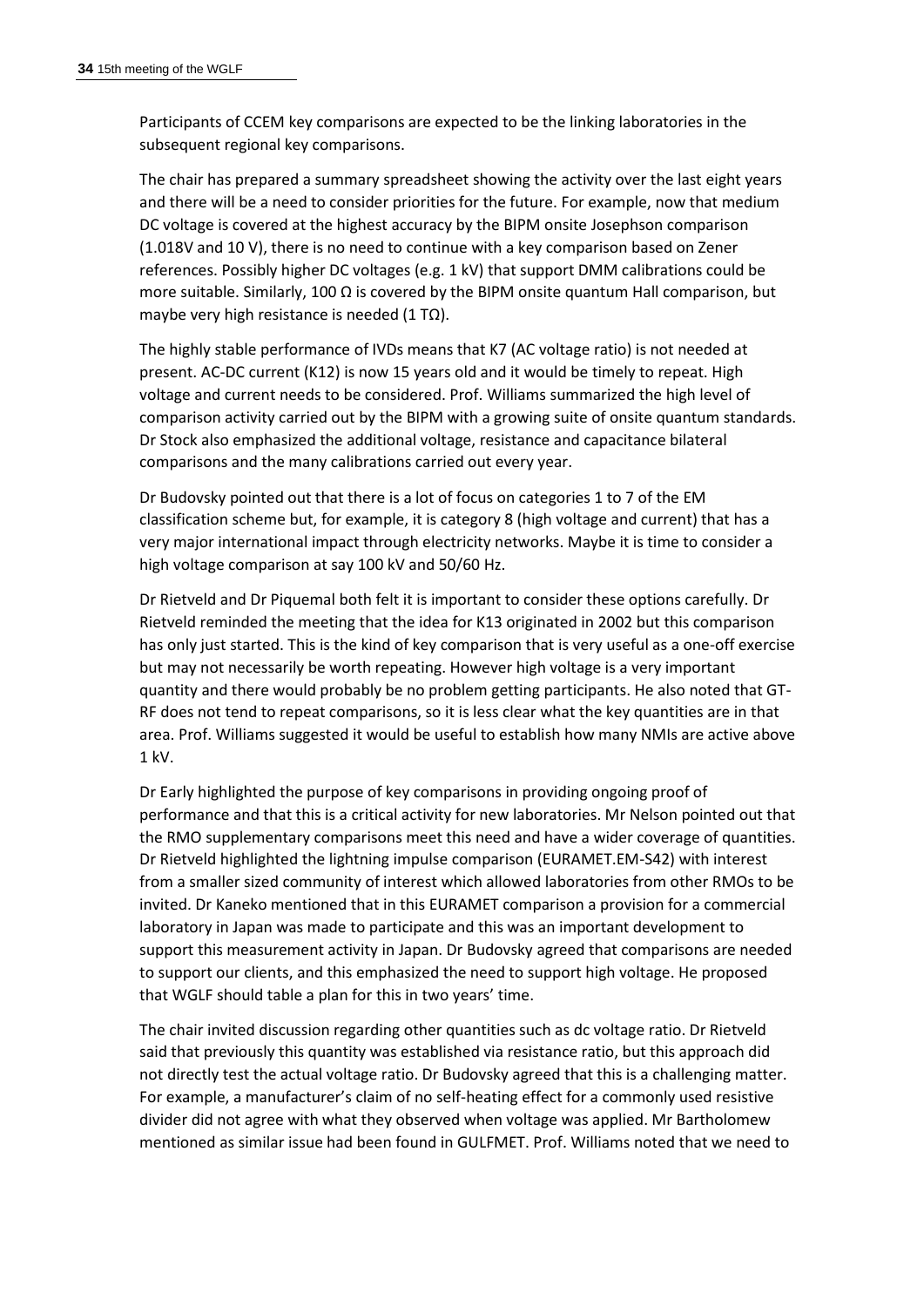Participants of CCEM key comparisons are expected to be the linking laboratories in the subsequent regional key comparisons.

The chair has prepared a summary spreadsheet showing the activity over the last eight years and there will be a need to consider priorities for the future. For example, now that medium DC voltage is covered at the highest accuracy by the BIPM onsite Josephson comparison (1.018V and 10 V), there is no need to continue with a key comparison based on Zener references. Possibly higher DC voltages (e.g. 1 kV) that support DMM calibrations could be more suitable. Similarly, 100 Ω is covered by the BIPM onsite quantum Hall comparison, but maybe very high resistance is needed (1 TΩ).

The highly stable performance of IVDs means that K7 (AC voltage ratio) is not needed at present. AC-DC current (K12) is now 15 years old and it would be timely to repeat. High voltage and current needs to be considered. Prof. Williams summarized the high level of comparison activity carried out by the BIPM with a growing suite of onsite quantum standards. Dr Stock also emphasized the additional voltage, resistance and capacitance bilateral comparisons and the many calibrations carried out every year.

Dr Budovsky pointed out that there is a lot of focus on categories 1 to 7 of the EM classification scheme but, for example, it is category 8 (high voltage and current) that has a very major international impact through electricity networks. Maybe it is time to consider a high voltage comparison at say 100 kV and 50/60 Hz.

Dr Rietveld and Dr Piquemal both felt it is important to consider these options carefully. Dr Rietveld reminded the meeting that the idea for K13 originated in 2002 but this comparison has only just started. This is the kind of key comparison that is very useful as a one-off exercise but may not necessarily be worth repeating. However high voltage is a very important quantity and there would probably be no problem getting participants. He also noted that GT-RF does not tend to repeat comparisons, so it is less clear what the key quantities are in that area. Prof. Williams suggested it would be useful to establish how many NMIs are active above 1 kV.

Dr Early highlighted the purpose of key comparisons in providing ongoing proof of performance and that this is a critical activity for new laboratories. Mr Nelson pointed out that the RMO supplementary comparisons meet this need and have a wider coverage of quantities. Dr Rietveld highlighted the lightning impulse comparison (EURAMET.EM-S42) with interest from a smaller sized community of interest which allowed laboratories from other RMOs to be invited. Dr Kaneko mentioned that in this EURAMET comparison a provision for a commercial laboratory in Japan was made to participate and this was an important development to support this measurement activity in Japan. Dr Budovsky agreed that comparisons are needed to support our clients, and this emphasized the need to support high voltage. He proposed that WGLF should table a plan for this in two years' time.

The chair invited discussion regarding other quantities such as dc voltage ratio. Dr Rietveld said that previously this quantity was established via resistance ratio, but this approach did not directly test the actual voltage ratio. Dr Budovsky agreed that this is a challenging matter. For example, a manufacturer's claim of no self-heating effect for a commonly used resistive divider did not agree with what they observed when voltage was applied. Mr Bartholomew mentioned as similar issue had been found in GULFMET. Prof. Williams noted that we need to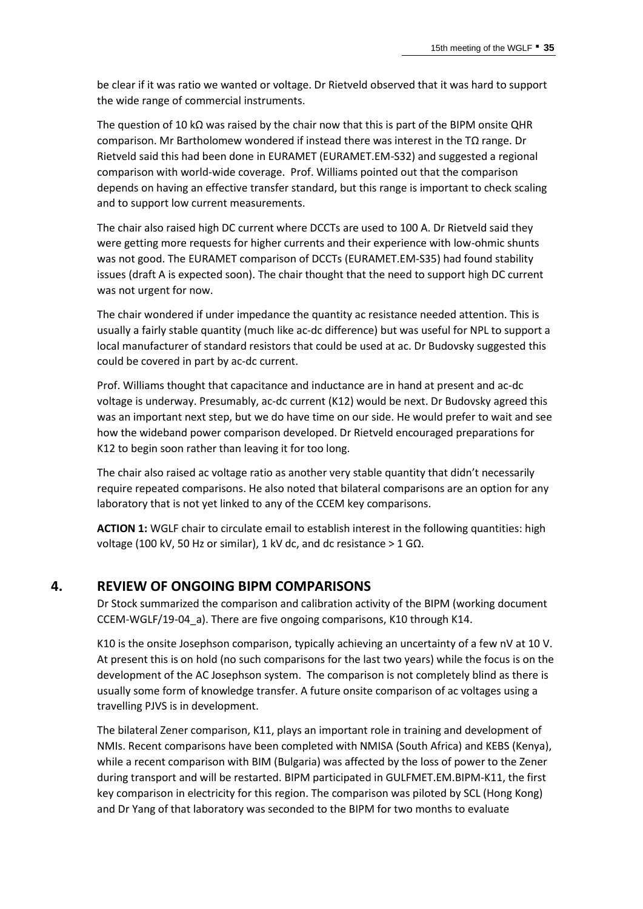be clear if it was ratio we wanted or voltage. Dr Rietveld observed that it was hard to support the wide range of commercial instruments.

The question of 10 kΩ was raised by the chair now that this is part of the BIPM onsite QHR comparison. Mr Bartholomew wondered if instead there was interest in the TΩ range. Dr Rietveld said this had been done in EURAMET (EURAMET.EM-S32) and suggested a regional comparison with world-wide coverage. Prof. Williams pointed out that the comparison depends on having an effective transfer standard, but this range is important to check scaling and to support low current measurements.

The chair also raised high DC current where DCCTs are used to 100 A. Dr Rietveld said they were getting more requests for higher currents and their experience with low-ohmic shunts was not good. The EURAMET comparison of DCCTs (EURAMET.EM-S35) had found stability issues (draft A is expected soon). The chair thought that the need to support high DC current was not urgent for now.

The chair wondered if under impedance the quantity ac resistance needed attention. This is usually a fairly stable quantity (much like ac-dc difference) but was useful for NPL to support a local manufacturer of standard resistors that could be used at ac. Dr Budovsky suggested this could be covered in part by ac-dc current.

Prof. Williams thought that capacitance and inductance are in hand at present and ac-dc voltage is underway. Presumably, ac-dc current (K12) would be next. Dr Budovsky agreed this was an important next step, but we do have time on our side. He would prefer to wait and see how the wideband power comparison developed. Dr Rietveld encouraged preparations for K12 to begin soon rather than leaving it for too long.

The chair also raised ac voltage ratio as another very stable quantity that didn't necessarily require repeated comparisons. He also noted that bilateral comparisons are an option for any laboratory that is not yet linked to any of the CCEM key comparisons.

**ACTION 1:** WGLF chair to circulate email to establish interest in the following quantities: high voltage (100 kV, 50 Hz or similar), 1 kV dc, and dc resistance > 1 GΩ.

## 4. REVIEW OF ONGOING BIPM COMPARISONS

Dr Stock summarized the comparison and calibration activity of the BIPM (working document CCEM-WGLF/19-04_a). There are five ongoing comparisons, K10 through K14.

K10 is the onsite Josephson comparison, typically achieving an uncertainty of a few nV at 10 V. At present this is on hold (no such comparisons for the last two years) while the focus is on the development of the AC Josephson system. The comparison is not completely blind as there is usually some form of knowledge transfer. A future onsite comparison of ac voltages using a travelling PJVS is in development.

The bilateral Zener comparison, K11, plays an important role in training and development of NMIs. Recent comparisons have been completed with NMISA (South Africa) and KEBS (Kenya), while a recent comparison with BIM (Bulgaria) was affected by the loss of power to the Zener during transport and will be restarted. BIPM participated in GULFMET.EM.BIPM-K11, the first key comparison in electricity for this region. The comparison was piloted by SCL (Hong Kong) and Dr Yang of that laboratory was seconded to the BIPM for two months to evaluate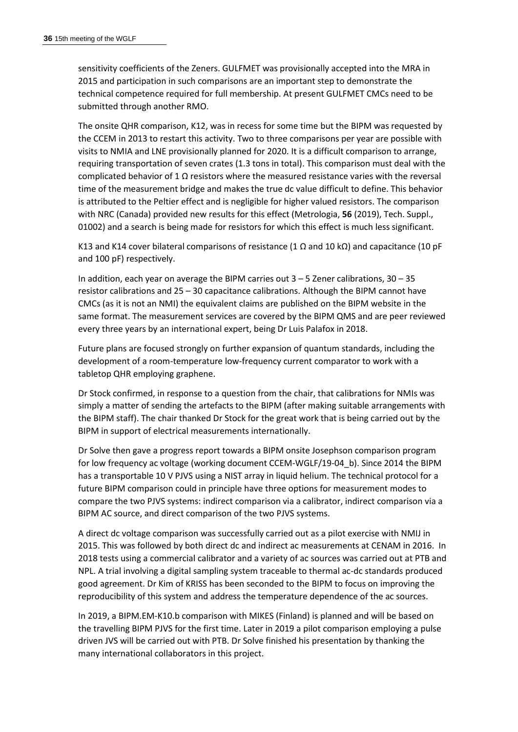sensitivity coefficients of the Zeners. GULFMET was provisionally accepted into the MRA in 2015 and participation in such comparisons are an important step to demonstrate the technical competence required for full membership. At present GULFMET CMCs need to be submitted through another RMO.

The onsite QHR comparison, K12, was in recess for some time but the BIPM was requested by the CCEM in 2013 to restart this activity. Two to three comparisons per year are possible with visits to NMIA and LNE provisionally planned for 2020. It is a difficult comparison to arrange, requiring transportation of seven crates (1.3 tons in total). This comparison must deal with the complicated behavior of 1 Ω resistors where the measured resistance varies with the reversal time of the measurement bridge and makes the true dc value difficult to define. This behavior is attributed to the Peltier effect and is negligible for higher valued resistors. The comparison with NRC (Canada) provided new results for this effect (Metrologia, **56** (2019), Tech. Suppl., 01002) and a search is being made for resistors for which this effect is much less significant.

K13 and K14 cover bilateral comparisons of resistance (1 Ω and 10 kΩ) and capacitance (10 pF and 100 pF) respectively.

In addition, each year on average the BIPM carries out 3 – 5 Zener calibrations, 30 – 35 resistor calibrations and 25 – 30 capacitance calibrations. Although the BIPM cannot have CMCs (as it is not an NMI) the equivalent claims are published on the BIPM website in the same format. The measurement services are covered by the BIPM QMS and are peer reviewed every three years by an international expert, being Dr Luis Palafox in 2018.

Future plans are focused strongly on further expansion of quantum standards, including the development of a room-temperature low-frequency current comparator to work with a tabletop QHR employing graphene.

Dr Stock confirmed, in response to a question from the chair, that calibrations for NMIs was simply a matter of sending the artefacts to the BIPM (after making suitable arrangements with the BIPM staff). The chair thanked Dr Stock for the great work that is being carried out by the BIPM in support of electrical measurements internationally.

Dr Solve then gave a progress report towards a BIPM onsite Josephson comparison program for low frequency ac voltage (working document CCEM-WGLF/19-04_b). Since 2014 the BIPM has a transportable 10 V PJVS using a NIST array in liquid helium. The technical protocol for a future BIPM comparison could in principle have three options for measurement modes to compare the two PJVS systems: indirect comparison via a calibrator, indirect comparison via a BIPM AC source, and direct comparison of the two PJVS systems.

A direct dc voltage comparison was successfully carried out as a pilot exercise with NMIJ in 2015. This was followed by both direct dc and indirect ac measurements at CENAM in 2016. In 2018 tests using a commercial calibrator and a variety of ac sources was carried out at PTB and NPL. A trial involving a digital sampling system traceable to thermal ac-dc standards produced good agreement. Dr Kim of KRISS has been seconded to the BIPM to focus on improving the reproducibility of this system and address the temperature dependence of the ac sources.

In 2019, a BIPM.EM-K10.b comparison with MIKES (Finland) is planned and will be based on the travelling BIPM PJVS for the first time. Later in 2019 a pilot comparison employing a pulse driven JVS will be carried out with PTB. Dr Solve finished his presentation by thanking the many international collaborators in this project.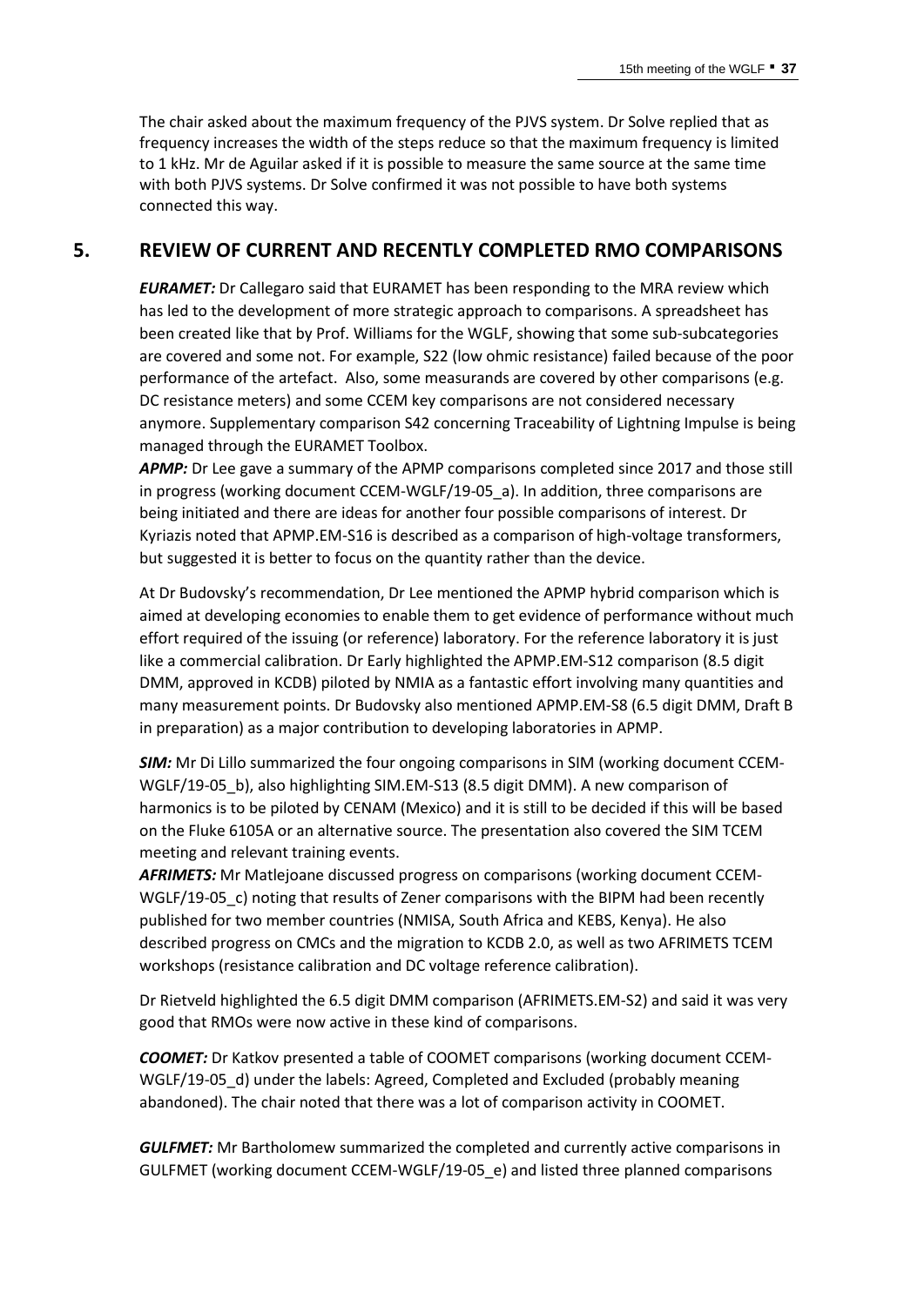The chair asked about the maximum frequency of the PJVS system. Dr Solve replied that as frequency increases the width of the steps reduce so that the maximum frequency is limited to 1 kHz. Mr de Aguilar asked if it is possible to measure the same source at the same time with both PJVS systems. Dr Solve confirmed it was not possible to have both systems connected this way.

## 5. REVIEW OF CURRENT AND RECENTLY COMPLETED RMO COMPARISONS

***EURAMET:*** Dr Callegaro said that EURAMET has been responding to the MRA review which has led to the development of more strategic approach to comparisons. A spreadsheet has been created like that by Prof. Williams for the WGLF, showing that some sub-subcategories are covered and some not. For example, S22 (low ohmic resistance) failed because of the poor performance of the artefact. Also, some measurands are covered by other comparisons (e.g. DC resistance meters) and some CCEM key comparisons are not considered necessary anymore. Supplementary comparison S42 concerning Traceability of Lightning Impulse is being managed through the EURAMET Toolbox.

***APMP:*** Dr Lee gave a summary of the APMP comparisons completed since 2017 and those still in progress (working document CCEM-WGLF/19-05_a). In addition, three comparisons are being initiated and there are ideas for another four possible comparisons of interest. Dr Kyriazis noted that APMP.EM-S16 is described as a comparison of high-voltage transformers, but suggested it is better to focus on the quantity rather than the device.

At Dr Budovsky's recommendation, Dr Lee mentioned the APMP hybrid comparison which is aimed at developing economies to enable them to get evidence of performance without much effort required of the issuing (or reference) laboratory. For the reference laboratory it is just like a commercial calibration. Dr Early highlighted the APMP.EM-S12 comparison (8.5 digit DMM, approved in KCDB) piloted by NMIA as a fantastic effort involving many quantities and many measurement points. Dr Budovsky also mentioned APMP.EM-S8 (6.5 digit DMM, Draft B in preparation) as a major contribution to developing laboratories in APMP.

***SIM:*** Mr Di Lillo summarized the four ongoing comparisons in SIM (working document CCEM-WGLF/19-05_b), also highlighting SIM.EM-S13 (8.5 digit DMM). A new comparison of harmonics is to be piloted by CENAM (Mexico) and it is still to be decided if this will be based on the Fluke 6105A or an alternative source. The presentation also covered the SIM TCEM meeting and relevant training events.

***AFRIMETS:*** Mr Matlejoane discussed progress on comparisons (working document CCEM-WGLF/19-05_c) noting that results of Zener comparisons with the BIPM had been recently published for two member countries (NMISA, South Africa and KEBS, Kenya). He also described progress on CMCs and the migration to KCDB 2.0, as well as two AFRIMETS TCEM workshops (resistance calibration and DC voltage reference calibration).

Dr Rietveld highlighted the 6.5 digit DMM comparison (AFRIMETS.EM-S2) and said it was very good that RMOs were now active in these kind of comparisons.

***COOMET:*** Dr Katkov presented a table of COOMET comparisons (working document CCEM-WGLF/19-05_d) under the labels: Agreed, Completed and Excluded (probably meaning abandoned). The chair noted that there was a lot of comparison activity in COOMET.

***GULFMET:*** Mr Bartholomew summarized the completed and currently active comparisons in GULFMET (working document CCEM-WGLF/19-05_e) and listed three planned comparisons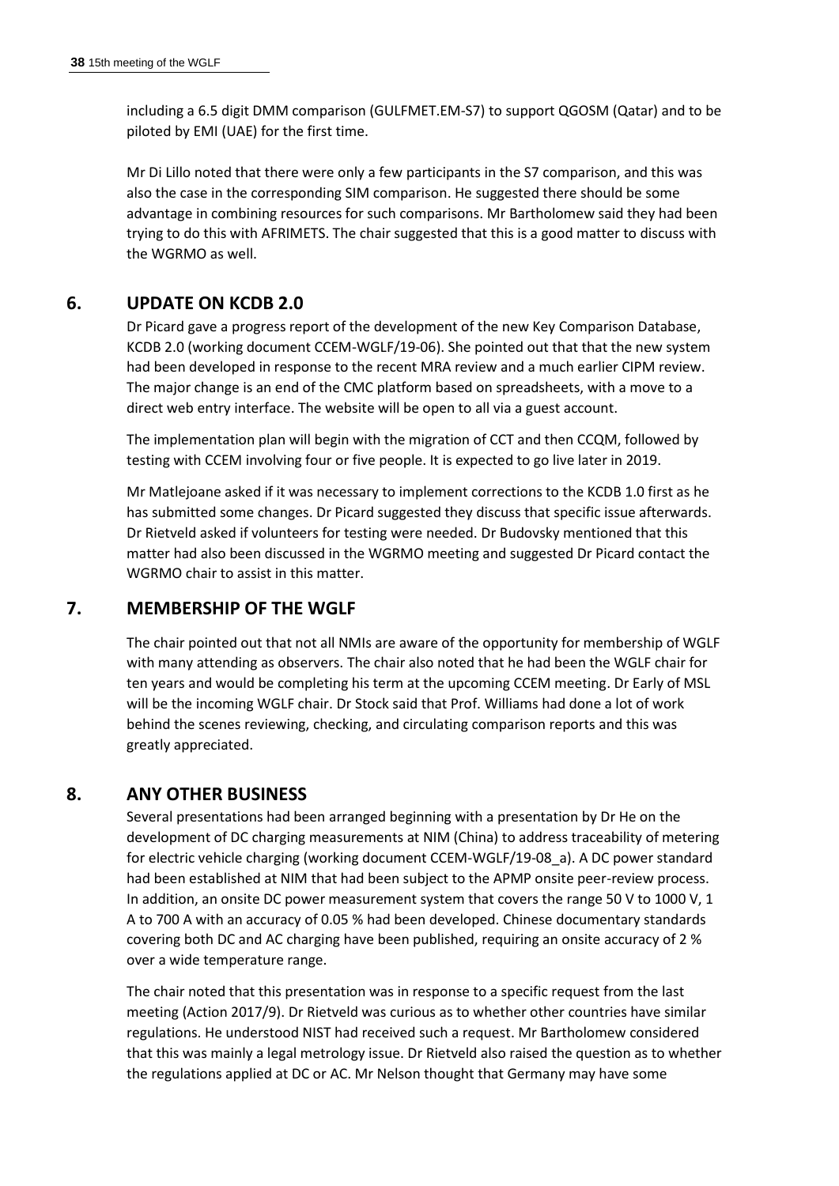including a 6.5 digit DMM comparison (GULFMET.EM-S7) to support QGOSM (Qatar) and to be piloted by EMI (UAE) for the first time.

Mr Di Lillo noted that there were only a few participants in the S7 comparison, and this was also the case in the corresponding SIM comparison. He suggested there should be some advantage in combining resources for such comparisons. Mr Bartholomew said they had been trying to do this with AFRIMETS. The chair suggested that this is a good matter to discuss with the WGRMO as well.

## 6. UPDATE ON KCDB 2.0

Dr Picard gave a progress report of the development of the new Key Comparison Database, KCDB 2.0 (working document CCEM-WGLF/19-06). She pointed out that that the new system had been developed in response to the recent MRA review and a much earlier CIPM review. The major change is an end of the CMC platform based on spreadsheets, with a move to a direct web entry interface. The website will be open to all via a guest account.

The implementation plan will begin with the migration of CCT and then CCQM, followed by testing with CCEM involving four or five people. It is expected to go live later in 2019.

Mr Matlejoane asked if it was necessary to implement corrections to the KCDB 1.0 first as he has submitted some changes. Dr Picard suggested they discuss that specific issue afterwards. Dr Rietveld asked if volunteers for testing were needed. Dr Budovsky mentioned that this matter had also been discussed in the WGRMO meeting and suggested Dr Picard contact the WGRMO chair to assist in this matter.

## 7. MEMBERSHIP OF THE WGLF

The chair pointed out that not all NMIs are aware of the opportunity for membership of WGLF with many attending as observers. The chair also noted that he had been the WGLF chair for ten years and would be completing his term at the upcoming CCEM meeting. Dr Early of MSL will be the incoming WGLF chair. Dr Stock said that Prof. Williams had done a lot of work behind the scenes reviewing, checking, and circulating comparison reports and this was greatly appreciated.

## 8. ANY OTHER BUSINESS

Several presentations had been arranged beginning with a presentation by Dr He on the development of DC charging measurements at NIM (China) to address traceability of metering for electric vehicle charging (working document CCEM-WGLF/19-08_a). A DC power standard had been established at NIM that had been subject to the APMP onsite peer-review process. In addition, an onsite DC power measurement system that covers the range 50 V to 1000 V, 1 A to 700 A with an accuracy of 0.05 % had been developed. Chinese documentary standards covering both DC and AC charging have been published, requiring an onsite accuracy of 2 % over a wide temperature range.

The chair noted that this presentation was in response to a specific request from the last meeting (Action 2017/9). Dr Rietveld was curious as to whether other countries have similar regulations. He understood NIST had received such a request. Mr Bartholomew considered that this was mainly a legal metrology issue. Dr Rietveld also raised the question as to whether the regulations applied at DC or AC. Mr Nelson thought that Germany may have some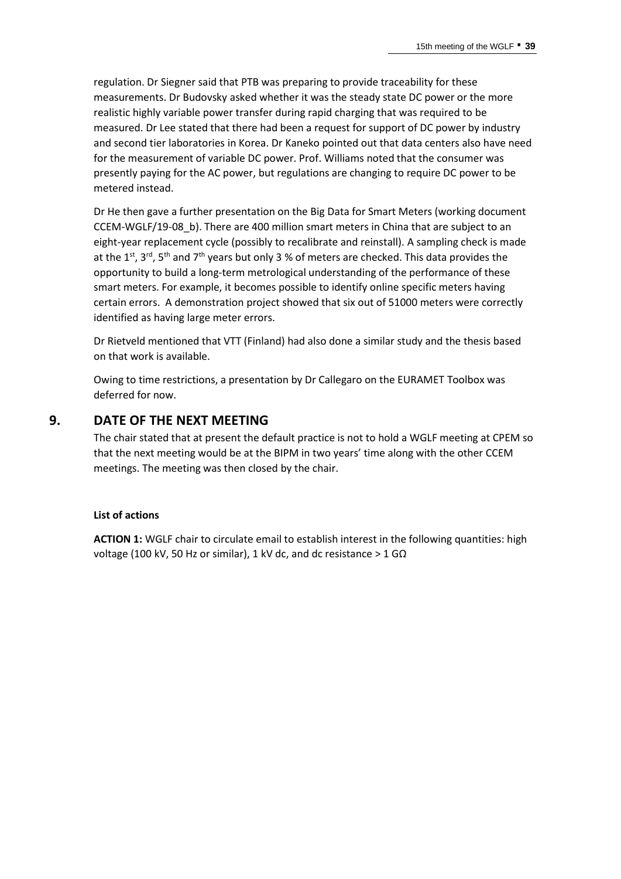regulation. Dr Siegner said that PTB was preparing to provide traceability for these measurements. Dr Budovsky asked whether it was the steady state DC power or the more realistic highly variable power transfer during rapid charging that was required to be measured. Dr Lee stated that there had been a request for support of DC power by industry and second tier laboratories in Korea. Dr Kaneko pointed out that data centers also have need for the measurement of variable DC power. Prof. Williams noted that the consumer was presently paying for the AC power, but regulations are changing to require DC power to be metered instead.

Dr He then gave a further presentation on the Big Data for Smart Meters (working document CCEM-WGLF/19-08_b). There are 400 million smart meters in China that are subject to an eight-year replacement cycle (possibly to recalibrate and reinstall). A sampling check is made at the 1st, 3rd, 5th and 7th years but only 3 % of meters are checked. This data provides the opportunity to build a long-term metrological understanding of the performance of these smart meters. For example, it becomes possible to identify online specific meters having certain errors. A demonstration project showed that six out of 51000 meters were correctly identified as having large meter errors.

Dr Rietveld mentioned that VTT (Finland) had also done a similar study and the thesis based on that work is available.

Owing to time restrictions, a presentation by Dr Callegaro on the EURAMET Toolbox was deferred for now.

## 9. DATE OF THE NEXT MEETING

The chair stated that at present the default practice is not to hold a WGLF meeting at CPEM so that the next meeting would be at the BIPM in two years' time along with the other CCEM meetings. The meeting was then closed by the chair.

**List of actions**

**ACTION 1:** WGLF chair to circulate email to establish interest in the following quantities: high voltage (100 kV, 50 Hz or similar), 1 kV dc, and dc resistance > 1 GΩ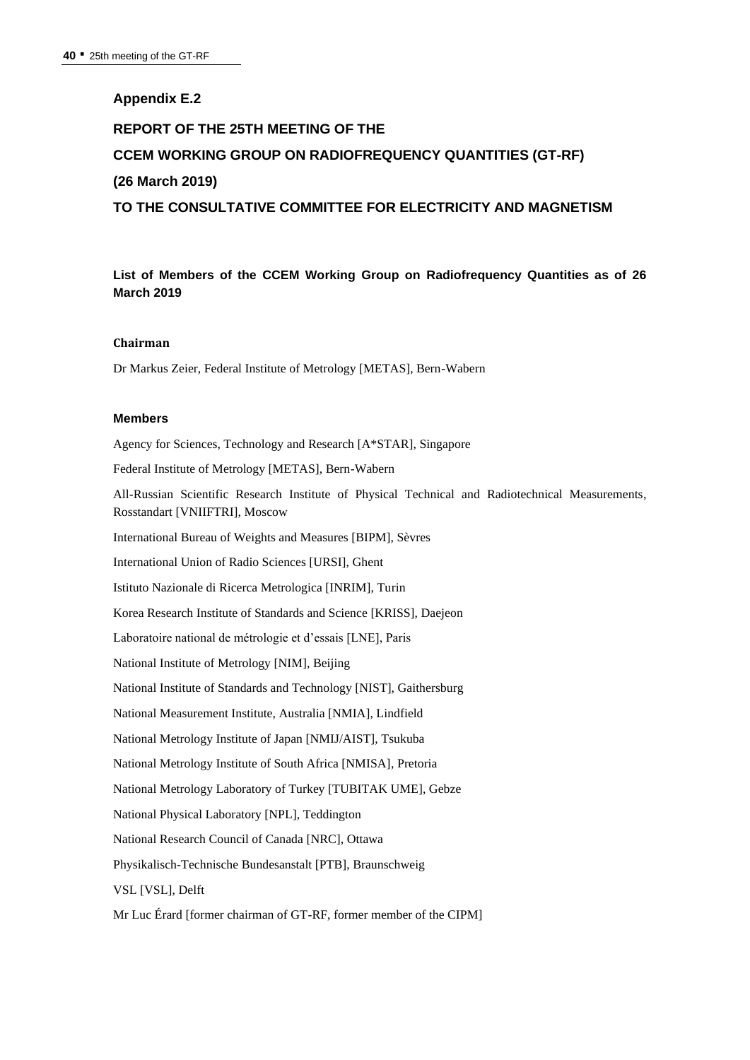## Appendix E.2

## REPORT OF THE 25TH MEETING OF THE

## CCEM WORKING GROUP ON RADIOFREQUENCY QUANTITIES (GT-RF)

## (26 March 2019)

## TO THE CONSULTATIVE COMMITTEE FOR ELECTRICITY AND MAGNETISM

### List of Members of the CCEM Working Group on Radiofrequency Quantities as of 26 March 2019

#### Chairman

Dr Markus Zeier, Federal Institute of Metrology [METAS], Bern-Wabern

#### Members

Agency for Sciences, Technology and Research [A*STAR], Singapore

Federal Institute of Metrology [METAS], Bern-Wabern

All-Russian Scientific Research Institute of Physical Technical and Radiotechnical Measurements, Rosstandart [VNIIFTRI], Moscow

International Bureau of Weights and Measures [BIPM], Sèvres

International Union of Radio Sciences [URSI], Ghent

Istituto Nazionale di Ricerca Metrologica [INRIM], Turin

Korea Research Institute of Standards and Science [KRISS], Daejeon

Laboratoire national de métrologie et d'essais [LNE], Paris

National Institute of Metrology [NIM], Beijing

National Institute of Standards and Technology [NIST], Gaithersburg

National Measurement Institute, Australia [NMIA], Lindfield

National Metrology Institute of Japan [NMIJ/AIST], Tsukuba

National Metrology Institute of South Africa [NMISA], Pretoria

National Metrology Laboratory of Turkey [TUBITAK UME], Gebze

National Physical Laboratory [NPL], Teddington

National Research Council of Canada [NRC], Ottawa

Physikalisch-Technische Bundesanstalt [PTB], Braunschweig

VSL [VSL], Delft

Mr Luc Érard [former chairman of GT-RF, former member of the CIPM]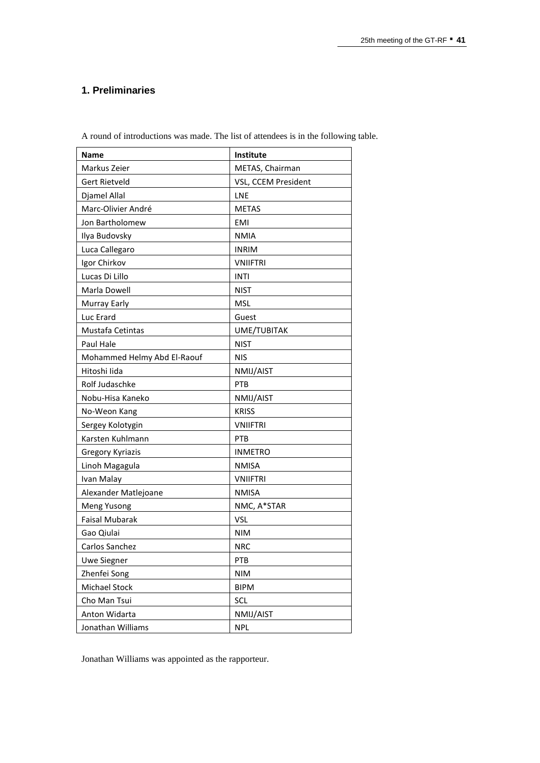## 1. Preliminaries

A round of introductions was made. The list of attendees is in the following table.

| Name | Institute |
|---|---|
| Markus Zeier | METAS, Chairman |
| Gert Rietveld | VSL, CCEM President |
| Djamel Allal | LNE |
| Marc-Olivier André | METAS |
| Jon Bartholomew | EMI |
| Ilya Budovsky | NMIA |
| Luca Callegaro | INRIM |
| Igor Chirkov | VNIIFTRI |
| Lucas Di Lillo | INTI |
| Marla Dowell | NIST |
| Murray Early | MSL |
| Luc Erard | Guest |
| Mustafa Cetintas | UME/TUBITAK |
| Paul Hale | NIST |
| Mohammed Helmy Abd El-Raouf | NIS |
| Hitoshi Iida | NMIJ/AIST |
| Rolf Judaschke | PTB |
| Nobu-Hisa Kaneko | NMIJ/AIST |
| No-Weon Kang | KRISS |
| Sergey Kolotygin | VNIIFTRI |
| Karsten Kuhlmann | PTB |
| Gregory Kyriazis | INMETRO |
| Linoh Magagula | NMISA |
| Ivan Malay | VNIIFTRI |
| Alexander Matlejoane | NMISA |
| Meng Yusong | NMC, A*STAR |
| Faisal Mubarak | VSL |
| Gao Qiulai | NIM |
| Carlos Sanchez | NRC |
| Uwe Siegner | PTB |
| Zhenfei Song | NIM |
| Michael Stock | BIPM |
| Cho Man Tsui | SCL |
| Anton Widarta | NMIJ/AIST |
| Jonathan Williams | NPL |

Jonathan Williams was appointed as the rapporteur.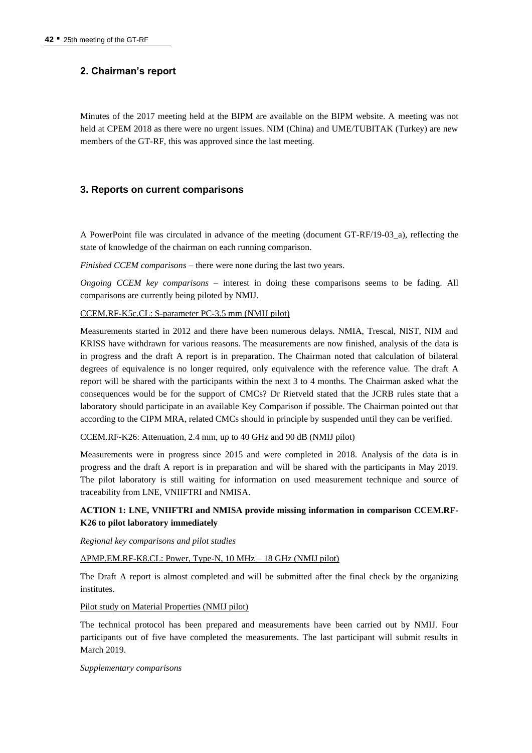## 2. Chairman's report

Minutes of the 2017 meeting held at the BIPM are available on the BIPM website. A meeting was not held at CPEM 2018 as there were no urgent issues. NIM (China) and UME/TUBITAK (Turkey) are new members of the GT-RF, this was approved since the last meeting.

## 3. Reports on current comparisons

A PowerPoint file was circulated in advance of the meeting (document GT-RF/19-03_a), reflecting the state of knowledge of the chairman on each running comparison.

*Finished CCEM comparisons* – there were none during the last two years.

*Ongoing CCEM key comparisons* – interest in doing these comparisons seems to be fading. All comparisons are currently being piloted by NMIJ.

<u>CCEM.RF-K5c.CL: S-parameter PC-3.5 mm (NMIJ pilot)</u>

Measurements started in 2012 and there have been numerous delays. NMIA, Trescal, NIST, NIM and KRISS have withdrawn for various reasons. The measurements are now finished, analysis of the data is in progress and the draft A report is in preparation. The Chairman noted that calculation of bilateral degrees of equivalence is no longer required, only equivalence with the reference value. The draft A report will be shared with the participants within the next 3 to 4 months. The Chairman asked what the consequences would be for the support of CMCs? Dr Rietveld stated that the JCRB rules state that a laboratory should participate in an available Key Comparison if possible. The Chairman pointed out that according to the CIPM MRA, related CMCs should in principle by suspended until they can be verified.

<u>CCEM.RF-K26: Attenuation, 2.4 mm, up to 40 GHz and 90 dB (NMIJ pilot)</u>

Measurements were in progress since 2015 and were completed in 2018. Analysis of the data is in progress and the draft A report is in preparation and will be shared with the participants in May 2019. The pilot laboratory is still waiting for information on used measurement technique and source of traceability from LNE, VNIIFTRI and NMISA.

**ACTION 1: LNE, VNIIFTRI and NMISA provide missing information in comparison CCEM.RF-K26 to pilot laboratory immediately**

*Regional key comparisons and pilot studies*

<u>APMP.EM.RF-K8.CL: Power, Type-N, 10 MHz – 18 GHz (NMIJ pilot)</u>

The Draft A report is almost completed and will be submitted after the final check by the organizing institutes.

<u>Pilot study on Material Properties (NMIJ pilot)</u>

The technical protocol has been prepared and measurements have been carried out by NMIJ. Four participants out of five have completed the measurements. The last participant will submit results in March 2019.

*Supplementary comparisons*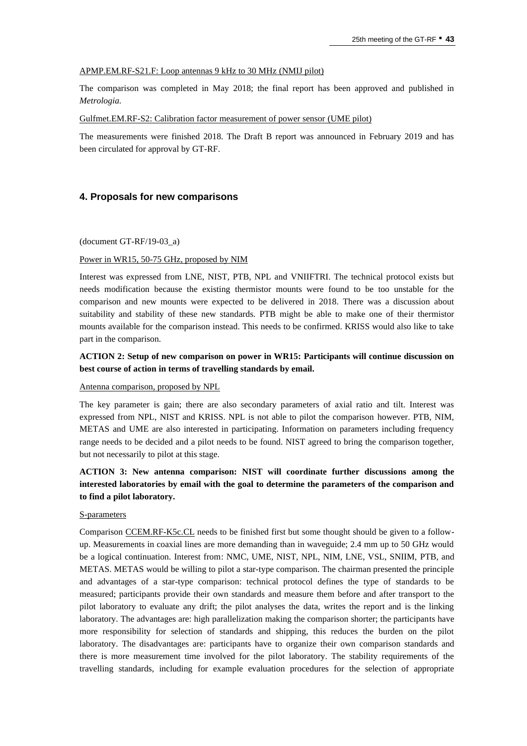APMP.EM.RF-S21.F: Loop antennas 9 kHz to 30 MHz (NMIJ pilot)

The comparison was completed in May 2018; the final report has been approved and published in *Metrologia.*

Gulfmet.EM.RF-S2: Calibration factor measurement of power sensor (UME pilot)

The measurements were finished 2018. The Draft B report was announced in February 2019 and has been circulated for approval by GT-RF.

## 4. Proposals for new comparisons

(document GT-RF/19-03_a)

Power in WR15, 50-75 GHz, proposed by NIM

Interest was expressed from LNE, NIST, PTB, NPL and VNIIFTRI. The technical protocol exists but needs modification because the existing thermistor mounts were found to be too unstable for the comparison and new mounts were expected to be delivered in 2018. There was a discussion about suitability and stability of these new standards. PTB might be able to make one of their thermistor mounts available for the comparison instead. This needs to be confirmed. KRISS would also like to take part in the comparison.

**ACTION 2: Setup of new comparison on power in WR15: Participants will continue discussion on best course of action in terms of travelling standards by email.**

Antenna comparison, proposed by NPL

The key parameter is gain; there are also secondary parameters of axial ratio and tilt. Interest was expressed from NPL, NIST and KRISS. NPL is not able to pilot the comparison however. PTB, NIM, METAS and UME are also interested in participating. Information on parameters including frequency range needs to be decided and a pilot needs to be found. NIST agreed to bring the comparison together, but not necessarily to pilot at this stage.

**ACTION 3: New antenna comparison: NIST will coordinate further discussions among the interested laboratories by email with the goal to determine the parameters of the comparison and to find a pilot laboratory.**

S-parameters

Comparison CCEM.RF-K5c.CL needs to be finished first but some thought should be given to a follow-up. Measurements in coaxial lines are more demanding than in waveguide; 2.4 mm up to 50 GHz would be a logical continuation. Interest from: NMC, UME, NIST, NPL, NIM, LNE, VSL, SNIIM, PTB, and METAS. METAS would be willing to pilot a star-type comparison. The chairman presented the principle and advantages of a star-type comparison: technical protocol defines the type of standards to be measured; participants provide their own standards and measure them before and after transport to the pilot laboratory to evaluate any drift; the pilot analyses the data, writes the report and is the linking laboratory. The advantages are: high parallelization making the comparison shorter; the participants have more responsibility for selection of standards and shipping, this reduces the burden on the pilot laboratory. The disadvantages are: participants have to organize their own comparison standards and there is more measurement time involved for the pilot laboratory. The stability requirements of the travelling standards, including for example evaluation procedures for the selection of appropriate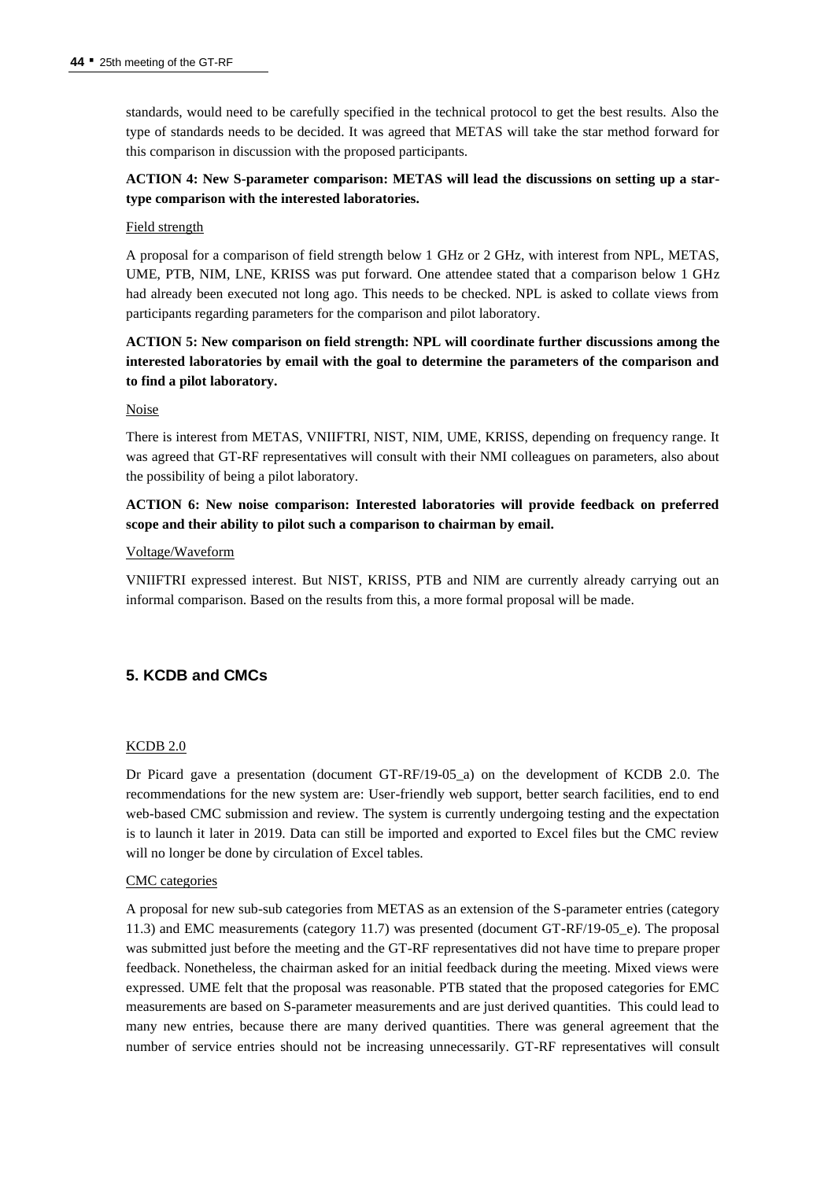standards, would need to be carefully specified in the technical protocol to get the best results. Also the type of standards needs to be decided. It was agreed that METAS will take the star method forward for this comparison in discussion with the proposed participants.

**ACTION 4: New S-parameter comparison: METAS will lead the discussions on setting up a star-type comparison with the interested laboratories.**

Field strength

A proposal for a comparison of field strength below 1 GHz or 2 GHz, with interest from NPL, METAS, UME, PTB, NIM, LNE, KRISS was put forward. One attendee stated that a comparison below 1 GHz had already been executed not long ago. This needs to be checked. NPL is asked to collate views from participants regarding parameters for the comparison and pilot laboratory.

**ACTION 5: New comparison on field strength: NPL will coordinate further discussions among the interested laboratories by email with the goal to determine the parameters of the comparison and to find a pilot laboratory.**

Noise

There is interest from METAS, VNIIFTRI, NIST, NIM, UME, KRISS, depending on frequency range. It was agreed that GT-RF representatives will consult with their NMI colleagues on parameters, also about the possibility of being a pilot laboratory.

**ACTION 6: New noise comparison: Interested laboratories will provide feedback on preferred scope and their ability to pilot such a comparison to chairman by email.**

Voltage/Waveform

VNIIFTRI expressed interest. But NIST, KRISS, PTB and NIM are currently already carrying out an informal comparison. Based on the results from this, a more formal proposal will be made.

## 5. KCDB and CMCs

KCDB 2.0

Dr Picard gave a presentation (document GT-RF/19-05_a) on the development of KCDB 2.0. The recommendations for the new system are: User-friendly web support, better search facilities, end to end web-based CMC submission and review. The system is currently undergoing testing and the expectation is to launch it later in 2019. Data can still be imported and exported to Excel files but the CMC review will no longer be done by circulation of Excel tables.

CMC categories

A proposal for new sub-sub categories from METAS as an extension of the S-parameter entries (category 11.3) and EMC measurements (category 11.7) was presented (document GT-RF/19-05_e). The proposal was submitted just before the meeting and the GT-RF representatives did not have time to prepare proper feedback. Nonetheless, the chairman asked for an initial feedback during the meeting. Mixed views were expressed. UME felt that the proposal was reasonable. PTB stated that the proposed categories for EMC measurements are based on S-parameter measurements and are just derived quantities. This could lead to many new entries, because there are many derived quantities. There was general agreement that the number of service entries should not be increasing unnecessarily. GT-RF representatives will consult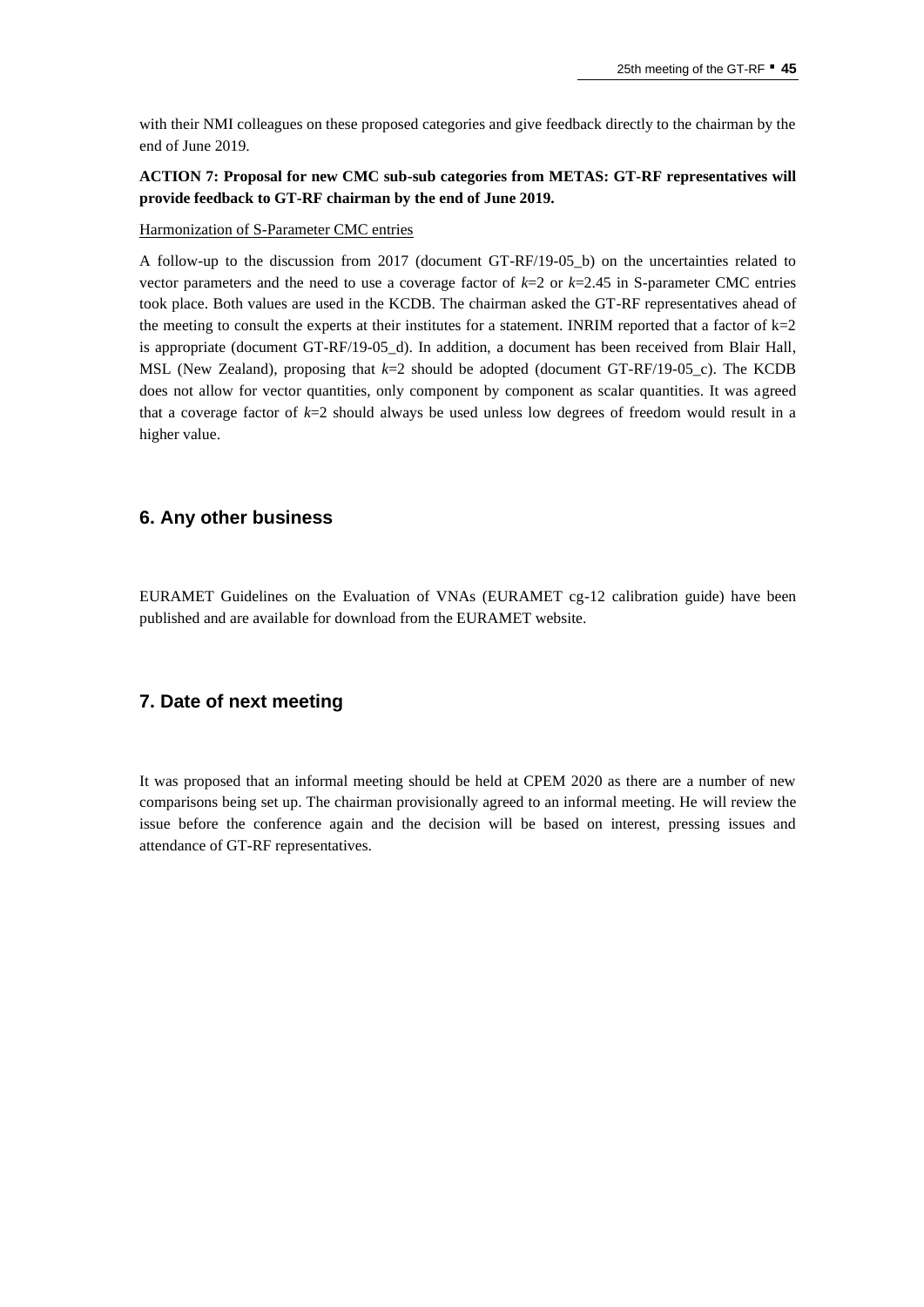with their NMI colleagues on these proposed categories and give feedback directly to the chairman by the end of June 2019.

**ACTION 7: Proposal for new CMC sub-sub categories from METAS: GT-RF representatives will provide feedback to GT-RF chairman by the end of June 2019.**

Harmonization of S-Parameter CMC entries

A follow-up to the discussion from 2017 (document GT-RF/19-05_b) on the uncertainties related to vector parameters and the need to use a coverage factor of $k$=2 or $k$=2.45 in S-parameter CMC entries took place. Both values are used in the KCDB. The chairman asked the GT-RF representatives ahead of the meeting to consult the experts at their institutes for a statement. INRIM reported that a factor of k=2 is appropriate (document GT-RF/19-05_d). In addition, a document has been received from Blair Hall, MSL (New Zealand), proposing that $k$=2 should be adopted (document GT-RF/19-05_c). The KCDB does not allow for vector quantities, only component by component as scalar quantities. It was agreed that a coverage factor of $k$=2 should always be used unless low degrees of freedom would result in a higher value.

## 6. Any other business

EURAMET Guidelines on the Evaluation of VNAs (EURAMET cg-12 calibration guide) have been published and are available for download from the EURAMET website.

## 7. Date of next meeting

It was proposed that an informal meeting should be held at CPEM 2020 as there are a number of new comparisons being set up. The chairman provisionally agreed to an informal meeting. He will review the issue before the conference again and the decision will be based on interest, pressing issues and attendance of GT-RF representatives.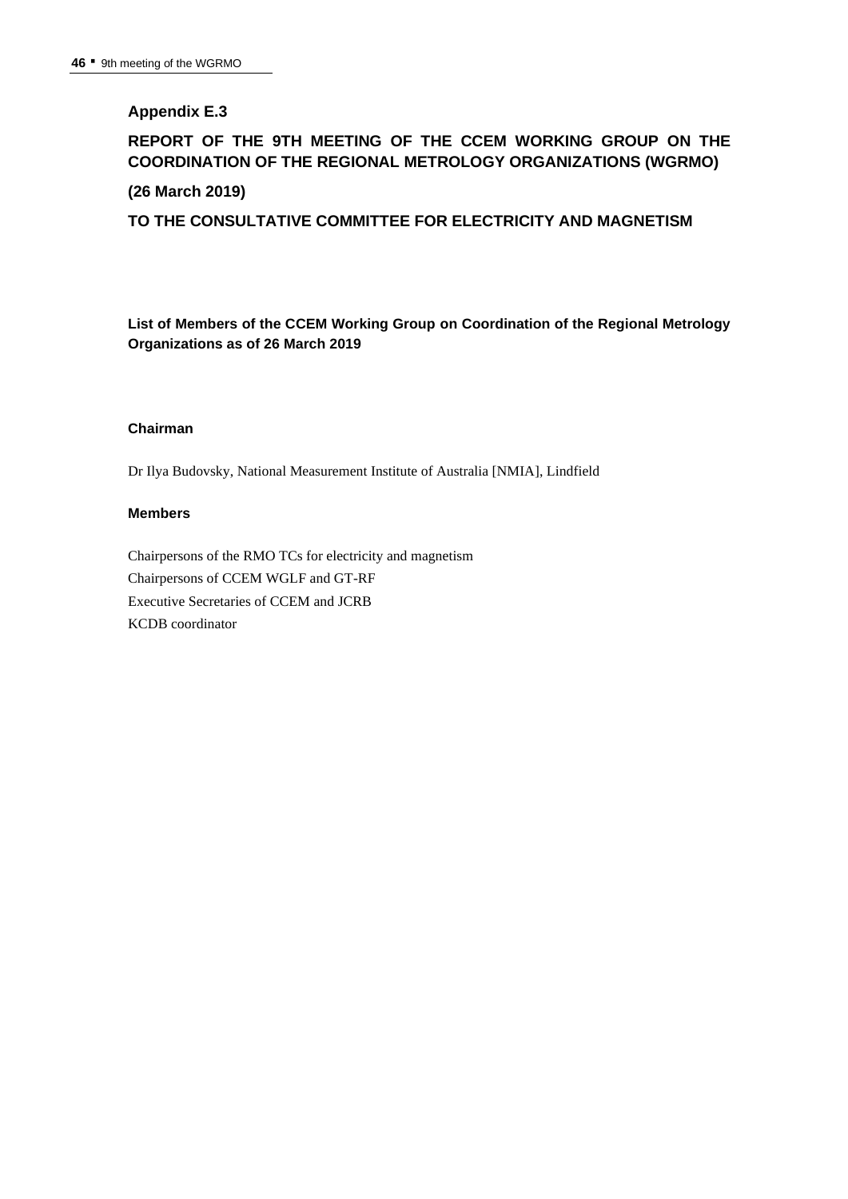## Appendix E.3

## REPORT OF THE 9TH MEETING OF THE CCEM WORKING GROUP ON THE COORDINATION OF THE REGIONAL METROLOGY ORGANIZATIONS (WGRMO)

## (26 March 2019)

## TO THE CONSULTATIVE COMMITTEE FOR ELECTRICITY AND MAGNETISM

**List of Members of the CCEM Working Group on Coordination of the Regional Metrology Organizations as of 26 March 2019**

**Chairman**

Dr Ilya Budovsky, National Measurement Institute of Australia [NMIA], Lindfield

**Members**

Chairpersons of the RMO TCs for electricity and magnetism
Chairpersons of CCEM WGLF and GT-RF
Executive Secretaries of CCEM and JCRB
KCDB coordinator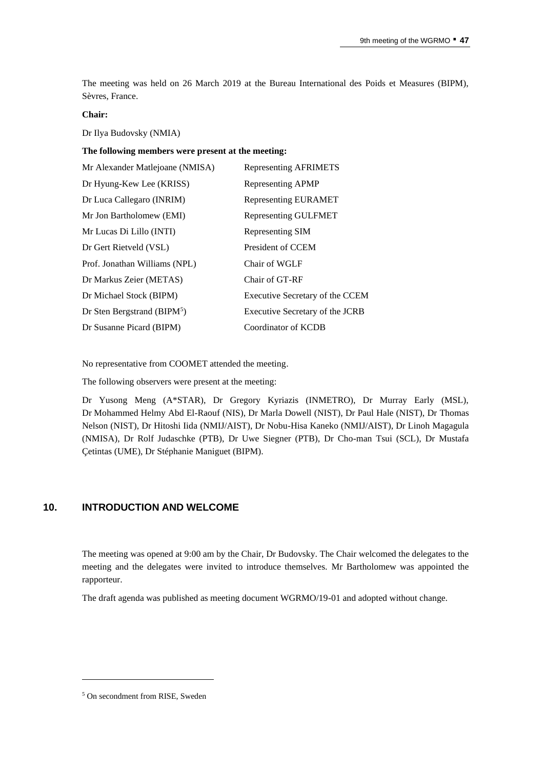The meeting was held on 26 March 2019 at the Bureau International des Poids et Measures (BIPM), Sèvres, France.

**Chair:**

Dr Ilya Budovsky (NMIA)

**The following members were present at the meeting:**

| | |
|---|---|
| Mr Alexander Matlejoane (NMISA) | Representing AFRIMETS |
| Dr Hyung-Kew Lee (KRISS) | Representing APMP |
| Dr Luca Callegaro (INRIM) | Representing EURAMET |
| Mr Jon Bartholomew (EMI) | Representing GULFMET |
| Mr Lucas Di Lillo (INTI) | Representing SIM |
| Dr Gert Rietveld (VSL) | President of CCEM |
| Prof. Jonathan Williams (NPL) | Chair of WGLF |
| Dr Markus Zeier (METAS) | Chair of GT-RF |
| Dr Michael Stock (BIPM) | Executive Secretary of the CCEM |
| Dr Sten Bergstrand (BIPM[5]) | Executive Secretary of the JCRB |
| Dr Susanne Picard (BIPM) | Coordinator of KCDB |

No representative from COOMET attended the meeting.

The following observers were present at the meeting:

Dr Yusong Meng (A*STAR), Dr Gregory Kyriazis (INMETRO), Dr Murray Early (MSL), Dr Mohammed Helmy Abd El-Raouf (NIS), Dr Marla Dowell (NIST), Dr Paul Hale (NIST), Dr Thomas Nelson (NIST), Dr Hitoshi Iida (NMIJ/AIST), Dr Nobu-Hisa Kaneko (NMIJ/AIST), Dr Linoh Magagula (NMISA), Dr Rolf Judaschke (PTB), Dr Uwe Siegner (PTB), Dr Cho-man Tsui (SCL), Dr Mustafa Çetintas (UME), Dr Stéphanie Maniguet (BIPM).

## 10. INTRODUCTION AND WELCOME

The meeting was opened at 9:00 am by the Chair, Dr Budovsky. The Chair welcomed the delegates to the meeting and the delegates were invited to introduce themselves. Mr Bartholomew was appointed the rapporteur.

The draft agenda was published as meeting document WGRMO/19-01 and adopted without change.

[5] On secondment from RISE, Sweden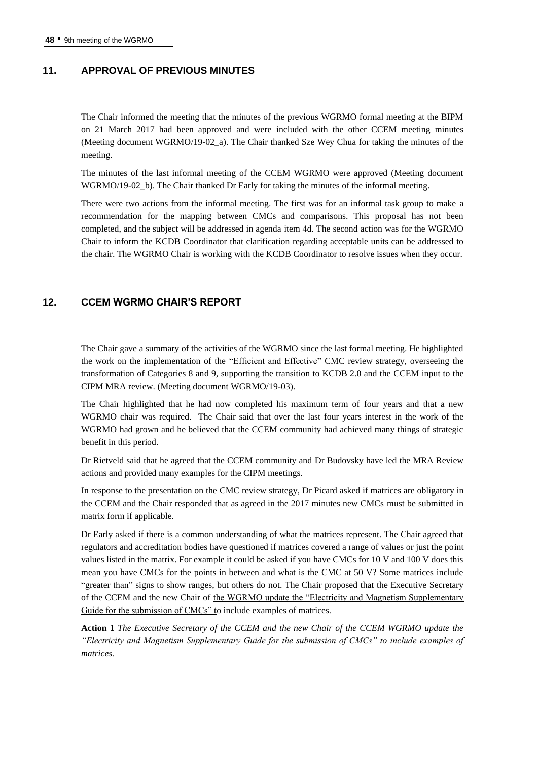## 11. APPROVAL OF PREVIOUS MINUTES

The Chair informed the meeting that the minutes of the previous WGRMO formal meeting at the BIPM on 21 March 2017 had been approved and were included with the other CCEM meeting minutes (Meeting document WGRMO/19-02_a). The Chair thanked Sze Wey Chua for taking the minutes of the meeting.

The minutes of the last informal meeting of the CCEM WGRMO were approved (Meeting document WGRMO/19-02_b). The Chair thanked Dr Early for taking the minutes of the informal meeting.

There were two actions from the informal meeting. The first was for an informal task group to make a recommendation for the mapping between CMCs and comparisons. This proposal has not been completed, and the subject will be addressed in agenda item 4d. The second action was for the WGRMO Chair to inform the KCDB Coordinator that clarification regarding acceptable units can be addressed to the chair. The WGRMO Chair is working with the KCDB Coordinator to resolve issues when they occur.

## 12. CCEM WGRMO CHAIR'S REPORT

The Chair gave a summary of the activities of the WGRMO since the last formal meeting. He highlighted the work on the implementation of the "Efficient and Effective" CMC review strategy, overseeing the transformation of Categories 8 and 9, supporting the transition to KCDB 2.0 and the CCEM input to the CIPM MRA review. (Meeting document WGRMO/19-03).

The Chair highlighted that he had now completed his maximum term of four years and that a new WGRMO chair was required. The Chair said that over the last four years interest in the work of the WGRMO had grown and he believed that the CCEM community had achieved many things of strategic benefit in this period.

Dr Rietveld said that he agreed that the CCEM community and Dr Budovsky have led the MRA Review actions and provided many examples for the CIPM meetings.

In response to the presentation on the CMC review strategy, Dr Picard asked if matrices are obligatory in the CCEM and the Chair responded that as agreed in the 2017 minutes new CMCs must be submitted in matrix form if applicable.

Dr Early asked if there is a common understanding of what the matrices represent. The Chair agreed that regulators and accreditation bodies have questioned if matrices covered a range of values or just the point values listed in the matrix. For example it could be asked if you have CMCs for 10 V and 100 V does this mean you have CMCs for the points in between and what is the CMC at 50 V? Some matrices include "greater than" signs to show ranges, but others do not. The Chair proposed that the Executive Secretary of the CCEM and the new Chair of the WGRMO update the "Electricity and Magnetism Supplementary Guide for the submission of CMCs" to include examples of matrices.

**Action 1** *The Executive Secretary of the CCEM and the new Chair of the CCEM WGRMO update the "Electricity and Magnetism Supplementary Guide for the submission of CMCs" to include examples of matrices.*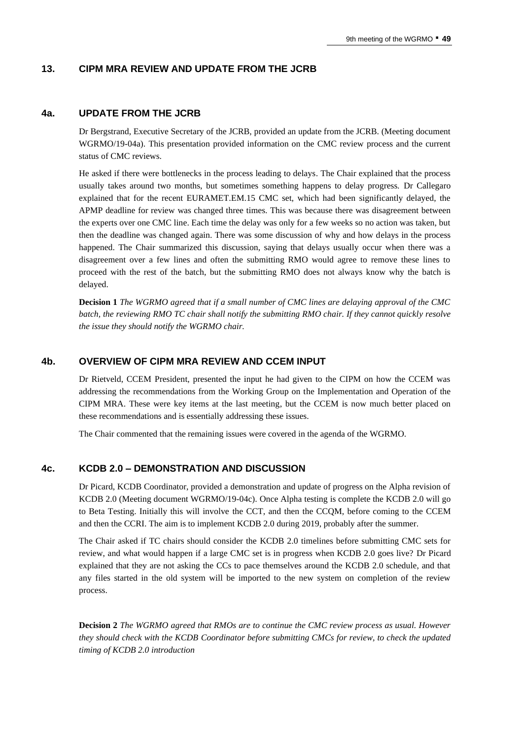## 13. CIPM MRA REVIEW AND UPDATE FROM THE JCRB

### 4a. UPDATE FROM THE JCRB

Dr Bergstrand, Executive Secretary of the JCRB, provided an update from the JCRB. (Meeting document WGRMO/19-04a). This presentation provided information on the CMC review process and the current status of CMC reviews.

He asked if there were bottlenecks in the process leading to delays. The Chair explained that the process usually takes around two months, but sometimes something happens to delay progress. Dr Callegaro explained that for the recent EURAMET.EM.15 CMC set, which had been significantly delayed, the APMP deadline for review was changed three times. This was because there was disagreement between the experts over one CMC line. Each time the delay was only for a few weeks so no action was taken, but then the deadline was changed again. There was some discussion of why and how delays in the process happened. The Chair summarized this discussion, saying that delays usually occur when there was a disagreement over a few lines and often the submitting RMO would agree to remove these lines to proceed with the rest of the batch, but the submitting RMO does not always know why the batch is delayed.

**Decision 1** *The WGRMO agreed that if a small number of CMC lines are delaying approval of the CMC batch, the reviewing RMO TC chair shall notify the submitting RMO chair. If they cannot quickly resolve the issue they should notify the WGRMO chair.*

### 4b. OVERVIEW OF CIPM MRA REVIEW AND CCEM INPUT

Dr Rietveld, CCEM President, presented the input he had given to the CIPM on how the CCEM was addressing the recommendations from the Working Group on the Implementation and Operation of the CIPM MRA. These were key items at the last meeting, but the CCEM is now much better placed on these recommendations and is essentially addressing these issues.

The Chair commented that the remaining issues were covered in the agenda of the WGRMO.

### 4c. KCDB 2.0 – DEMONSTRATION AND DISCUSSION

Dr Picard, KCDB Coordinator, provided a demonstration and update of progress on the Alpha revision of KCDB 2.0 (Meeting document WGRMO/19-04c). Once Alpha testing is complete the KCDB 2.0 will go to Beta Testing. Initially this will involve the CCT, and then the CCQM, before coming to the CCEM and then the CCRI. The aim is to implement KCDB 2.0 during 2019, probably after the summer.

The Chair asked if TC chairs should consider the KCDB 2.0 timelines before submitting CMC sets for review, and what would happen if a large CMC set is in progress when KCDB 2.0 goes live? Dr Picard explained that they are not asking the CCs to pace themselves around the KCDB 2.0 schedule, and that any files started in the old system will be imported to the new system on completion of the review process.

**Decision 2** *The WGRMO agreed that RMOs are to continue the CMC review process as usual. However they should check with the KCDB Coordinator before submitting CMCs for review, to check the updated timing of KCDB 2.0 introduction*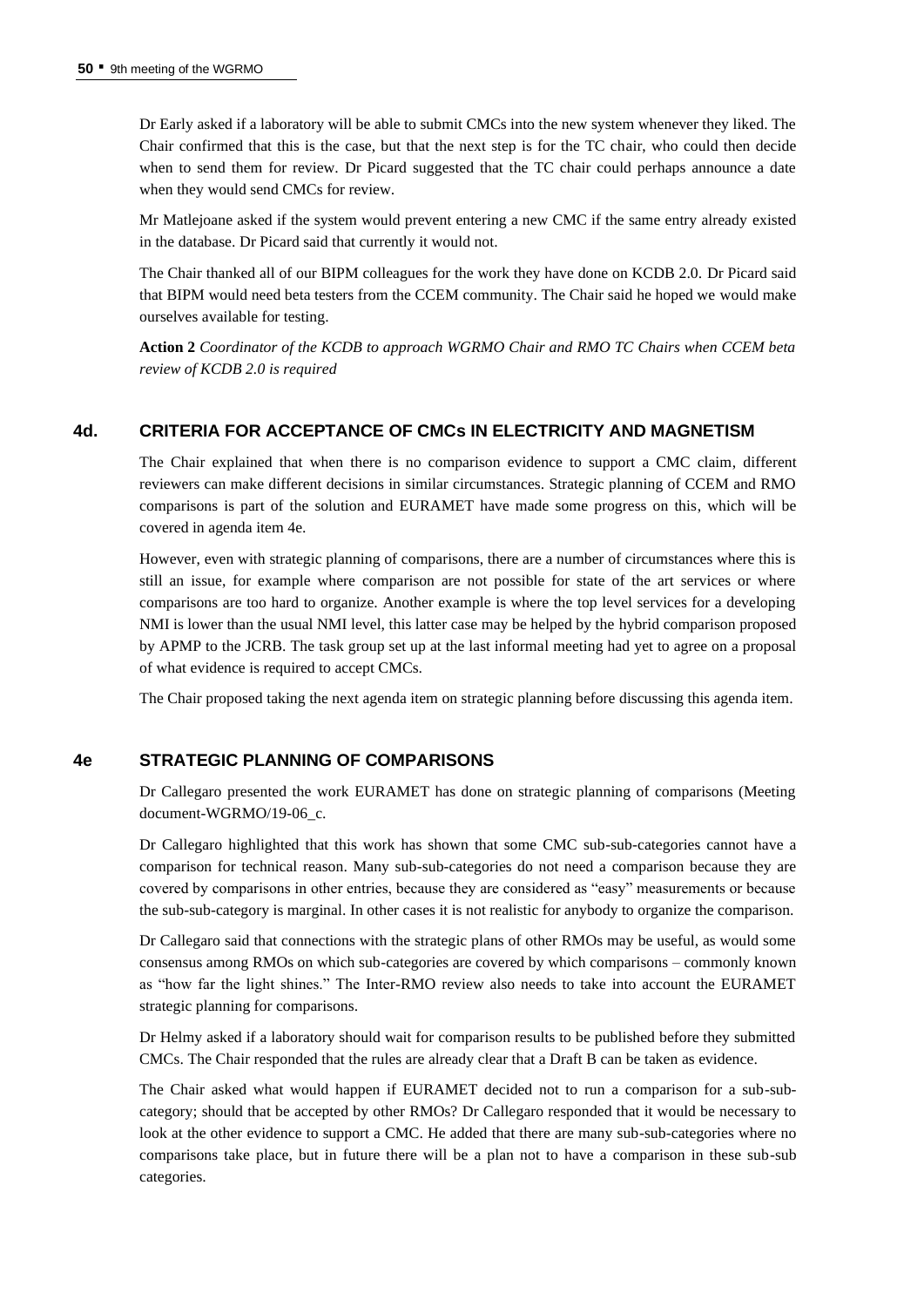Dr Early asked if a laboratory will be able to submit CMCs into the new system whenever they liked. The Chair confirmed that this is the case, but that the next step is for the TC chair, who could then decide when to send them for review. Dr Picard suggested that the TC chair could perhaps announce a date when they would send CMCs for review.

Mr Matlejoane asked if the system would prevent entering a new CMC if the same entry already existed in the database. Dr Picard said that currently it would not.

The Chair thanked all of our BIPM colleagues for the work they have done on KCDB 2.0. Dr Picard said that BIPM would need beta testers from the CCEM community. The Chair said he hoped we would make ourselves available for testing.

**Action 2** *Coordinator of the KCDB to approach WGRMO Chair and RMO TC Chairs when CCEM beta review of KCDB 2.0 is required*

## 4d. CRITERIA FOR ACCEPTANCE OF CMCs IN ELECTRICITY AND MAGNETISM

The Chair explained that when there is no comparison evidence to support a CMC claim, different reviewers can make different decisions in similar circumstances. Strategic planning of CCEM and RMO comparisons is part of the solution and EURAMET have made some progress on this, which will be covered in agenda item 4e.

However, even with strategic planning of comparisons, there are a number of circumstances where this is still an issue, for example where comparison are not possible for state of the art services or where comparisons are too hard to organize. Another example is where the top level services for a developing NMI is lower than the usual NMI level, this latter case may be helped by the hybrid comparison proposed by APMP to the JCRB. The task group set up at the last informal meeting had yet to agree on a proposal of what evidence is required to accept CMCs.

The Chair proposed taking the next agenda item on strategic planning before discussing this agenda item.

## 4e STRATEGIC PLANNING OF COMPARISONS

Dr Callegaro presented the work EURAMET has done on strategic planning of comparisons (Meeting document-WGRMO/19-06_c.

Dr Callegaro highlighted that this work has shown that some CMC sub-sub-categories cannot have a comparison for technical reason. Many sub-sub-categories do not need a comparison because they are covered by comparisons in other entries, because they are considered as "easy" measurements or because the sub-sub-category is marginal. In other cases it is not realistic for anybody to organize the comparison.

Dr Callegaro said that connections with the strategic plans of other RMOs may be useful, as would some consensus among RMOs on which sub-categories are covered by which comparisons – commonly known as "how far the light shines." The Inter-RMO review also needs to take into account the EURAMET strategic planning for comparisons.

Dr Helmy asked if a laboratory should wait for comparison results to be published before they submitted CMCs. The Chair responded that the rules are already clear that a Draft B can be taken as evidence.

The Chair asked what would happen if EURAMET decided not to run a comparison for a sub-sub-category; should that be accepted by other RMOs? Dr Callegaro responded that it would be necessary to look at the other evidence to support a CMC. He added that there are many sub-sub-categories where no comparisons take place, but in future there will be a plan not to have a comparison in these sub-sub categories.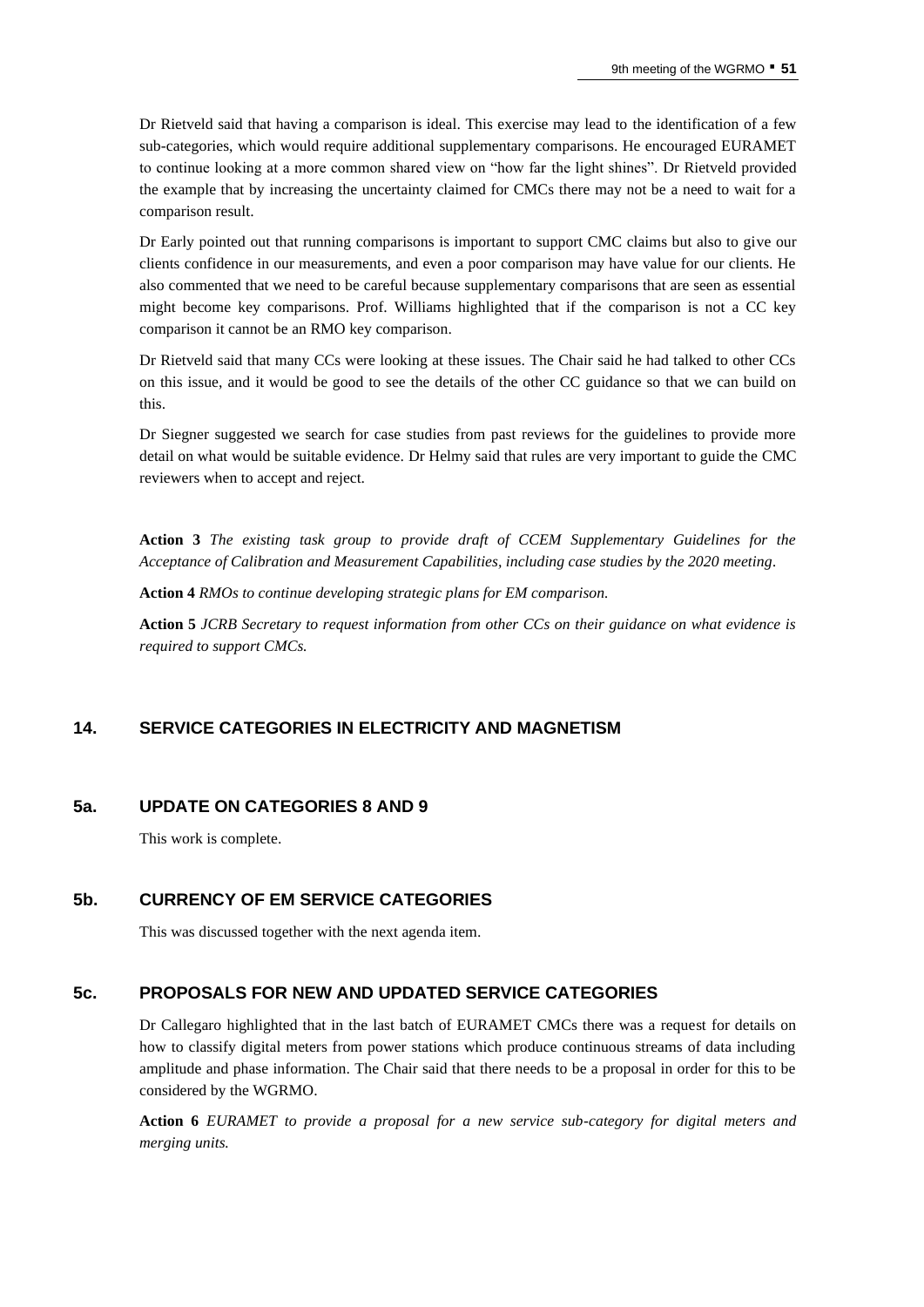Dr Rietveld said that having a comparison is ideal. This exercise may lead to the identification of a few sub-categories, which would require additional supplementary comparisons. He encouraged EURAMET to continue looking at a more common shared view on "how far the light shines". Dr Rietveld provided the example that by increasing the uncertainty claimed for CMCs there may not be a need to wait for a comparison result.

Dr Early pointed out that running comparisons is important to support CMC claims but also to give our clients confidence in our measurements, and even a poor comparison may have value for our clients. He also commented that we need to be careful because supplementary comparisons that are seen as essential might become key comparisons. Prof. Williams highlighted that if the comparison is not a CC key comparison it cannot be an RMO key comparison.

Dr Rietveld said that many CCs were looking at these issues. The Chair said he had talked to other CCs on this issue, and it would be good to see the details of the other CC guidance so that we can build on this.

Dr Siegner suggested we search for case studies from past reviews for the guidelines to provide more detail on what would be suitable evidence. Dr Helmy said that rules are very important to guide the CMC reviewers when to accept and reject.

**Action 3** *The existing task group to provide draft of CCEM Supplementary Guidelines for the Acceptance of Calibration and Measurement Capabilities, including case studies by the 2020 meeting*.

**Action 4** *RMOs to continue developing strategic plans for EM comparison.*

**Action 5** *JCRB Secretary to request information from other CCs on their guidance on what evidence is required to support CMCs.*

## 14. SERVICE CATEGORIES IN ELECTRICITY AND MAGNETISM

### 5a. UPDATE ON CATEGORIES 8 AND 9

This work is complete.

### 5b. CURRENCY OF EM SERVICE CATEGORIES

This was discussed together with the next agenda item.

### 5c. PROPOSALS FOR NEW AND UPDATED SERVICE CATEGORIES

Dr Callegaro highlighted that in the last batch of EURAMET CMCs there was a request for details on how to classify digital meters from power stations which produce continuous streams of data including amplitude and phase information. The Chair said that there needs to be a proposal in order for this to be considered by the WGRMO.

**Action 6** *EURAMET to provide a proposal for a new service sub-category for digital meters and merging units.*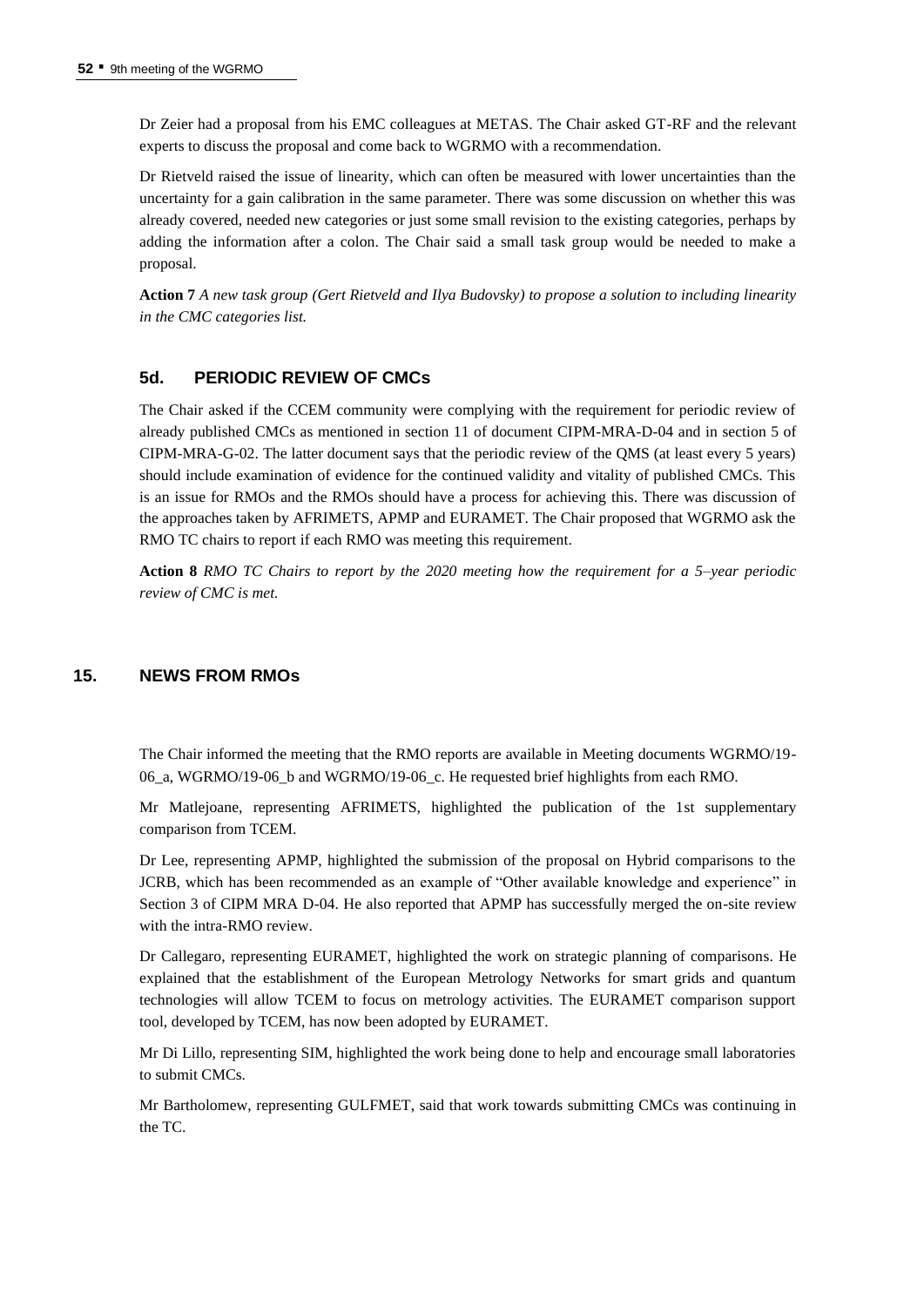Dr Zeier had a proposal from his EMC colleagues at METAS. The Chair asked GT-RF and the relevant experts to discuss the proposal and come back to WGRMO with a recommendation.

Dr Rietveld raised the issue of linearity, which can often be measured with lower uncertainties than the uncertainty for a gain calibration in the same parameter. There was some discussion on whether this was already covered, needed new categories or just some small revision to the existing categories, perhaps by adding the information after a colon. The Chair said a small task group would be needed to make a proposal.

**Action 7** *A new task group (Gert Rietveld and Ilya Budovsky) to propose a solution to including linearity in the CMC categories list.*

## 5d. PERIODIC REVIEW OF CMCs

The Chair asked if the CCEM community were complying with the requirement for periodic review of already published CMCs as mentioned in section 11 of document CIPM-MRA-D-04 and in section 5 of CIPM-MRA-G-02. The latter document says that the periodic review of the QMS (at least every 5 years) should include examination of evidence for the continued validity and vitality of published CMCs. This is an issue for RMOs and the RMOs should have a process for achieving this. There was discussion of the approaches taken by AFRIMETS, APMP and EURAMET. The Chair proposed that WGRMO ask the RMO TC chairs to report if each RMO was meeting this requirement.

**Action 8** *RMO TC Chairs to report by the 2020 meeting how the requirement for a 5–year periodic review of CMC is met.*

## 15. NEWS FROM RMOs

The Chair informed the meeting that the RMO reports are available in Meeting documents WGRMO/19-06_a, WGRMO/19-06_b and WGRMO/19-06_c. He requested brief highlights from each RMO.

Mr Matlejoane, representing AFRIMETS, highlighted the publication of the 1st supplementary comparison from TCEM.

Dr Lee, representing APMP, highlighted the submission of the proposal on Hybrid comparisons to the JCRB, which has been recommended as an example of "Other available knowledge and experience" in Section 3 of CIPM MRA D-04. He also reported that APMP has successfully merged the on-site review with the intra-RMO review.

Dr Callegaro, representing EURAMET, highlighted the work on strategic planning of comparisons. He explained that the establishment of the European Metrology Networks for smart grids and quantum technologies will allow TCEM to focus on metrology activities. The EURAMET comparison support tool, developed by TCEM, has now been adopted by EURAMET.

Mr Di Lillo, representing SIM, highlighted the work being done to help and encourage small laboratories to submit CMCs.

Mr Bartholomew, representing GULFMET, said that work towards submitting CMCs was continuing in the TC.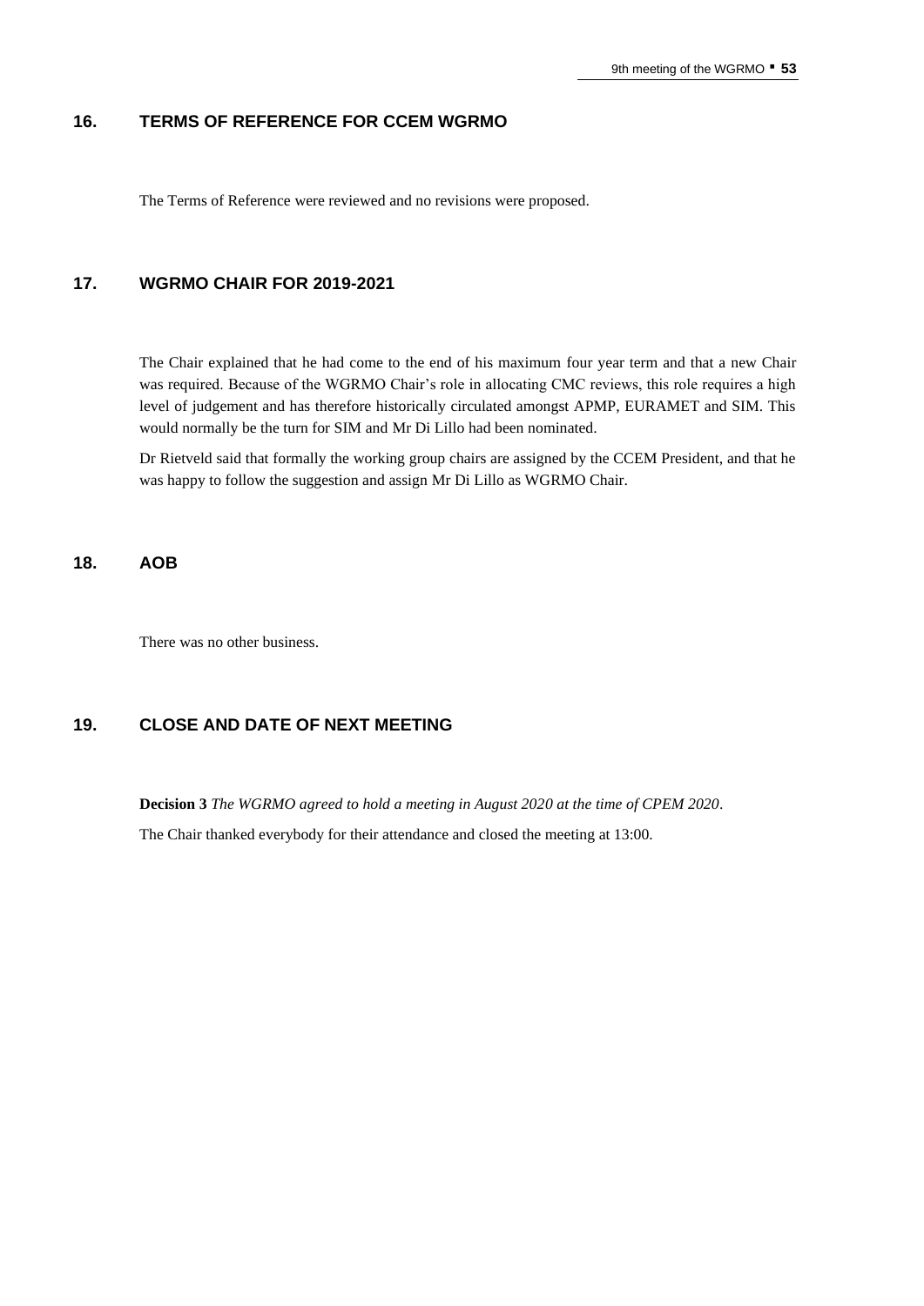## 16. TERMS OF REFERENCE FOR CCEM WGRMO

The Terms of Reference were reviewed and no revisions were proposed.

## 17. WGRMO CHAIR FOR 2019-2021

The Chair explained that he had come to the end of his maximum four year term and that a new Chair was required. Because of the WGRMO Chair's role in allocating CMC reviews, this role requires a high level of judgement and has therefore historically circulated amongst APMP, EURAMET and SIM. This would normally be the turn for SIM and Mr Di Lillo had been nominated.

Dr Rietveld said that formally the working group chairs are assigned by the CCEM President, and that he was happy to follow the suggestion and assign Mr Di Lillo as WGRMO Chair.

## 18. AOB

There was no other business.

## 19. CLOSE AND DATE OF NEXT MEETING

**Decision 3** *The WGRMO agreed to hold a meeting in August 2020 at the time of CPEM 2020*.

The Chair thanked everybody for their attendance and closed the meeting at 13:00.